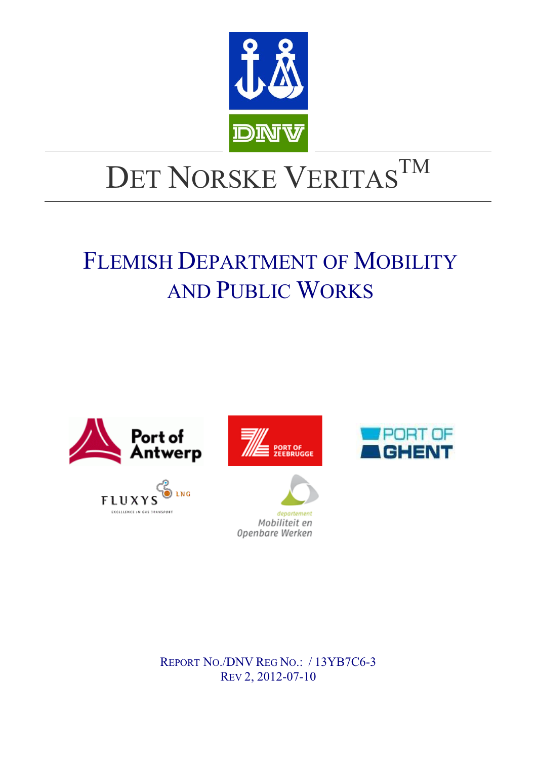DNV

# DET NORSKE VERITAS™

## FLEMISH DEPARTMENT OF MOBILITY AND PUBLIC WORKS

Port of Antwerp

PORT OF ZEEBRUGGE

PORT OF GHENT

FLUXYS LNG

EXCELLENCE IN GAS TRANSPORT

departement Mobiliteit en Openbare Werken

REPORT NO./DNV REG NO.: / 13YB7C6-3
REV 2, 2012-07-10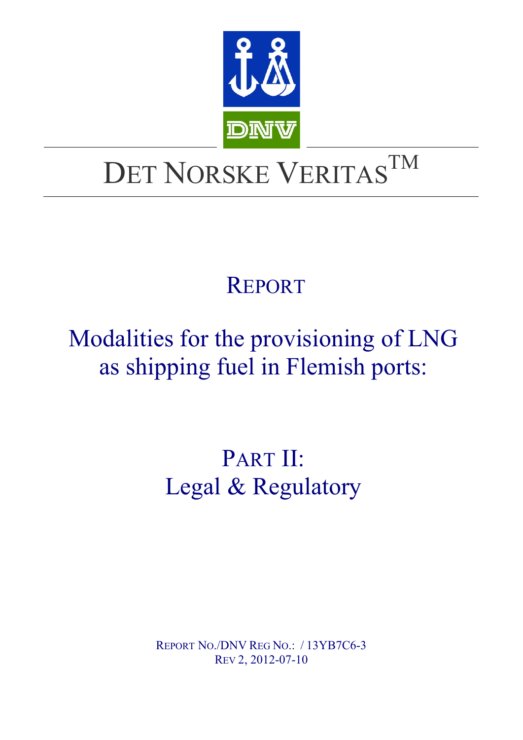# DET NORSKE VERITAS™

# REPORT

# Modalities for the provisioning of LNG as shipping fuel in Flemish ports:

## PART II: Legal & Regulatory

REPORT NO./DNV REG NO.: / 13YB7C6-3

REV 2, 2012-07-10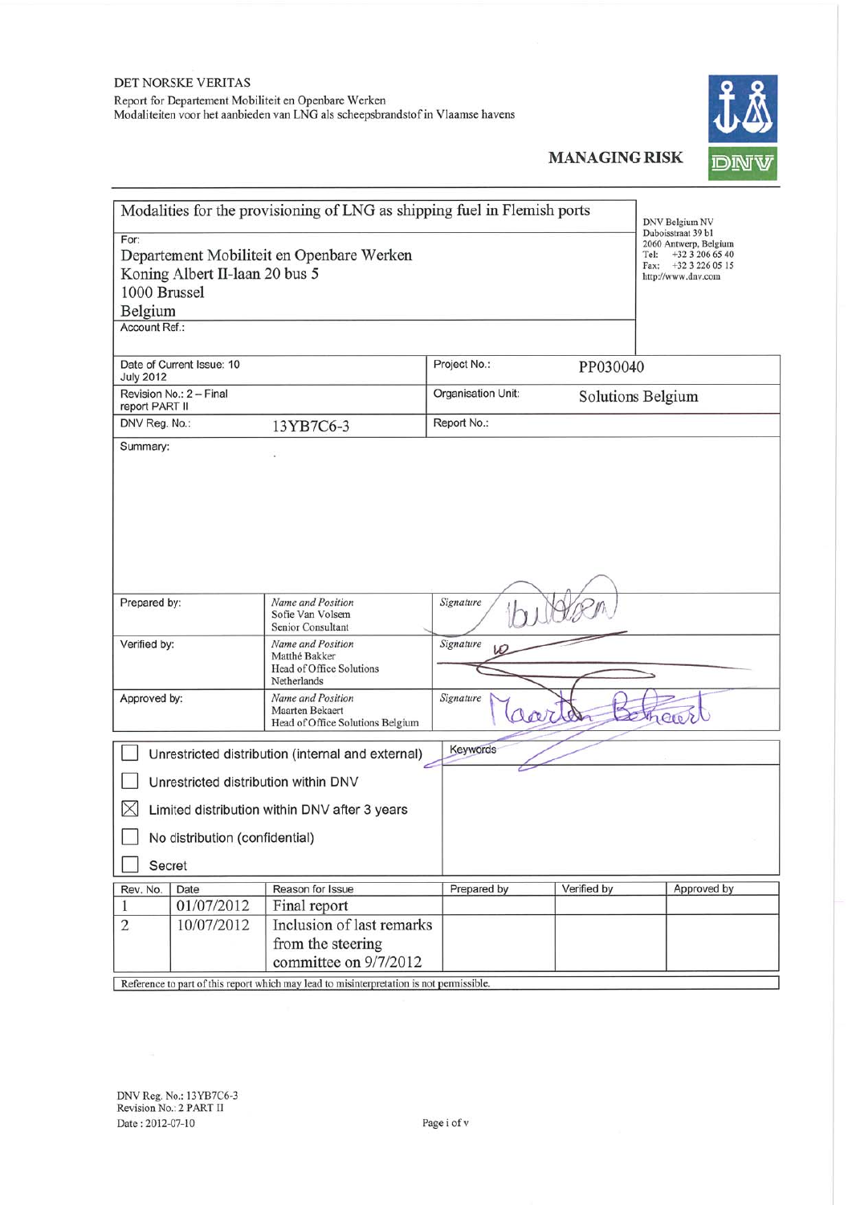DET NORSKE VERITAS

Report for Departement Mobiliteit en Openbare Werken
Modaliteiten voor het aanbieden van LNG als scheepsbrandstof in Vlaamse havens

**MANAGING RISK**

| Modalities for the provisioning of LNG as shipping fuel in Flemish ports | | | | DNV Belgium NV<br>Duboisstraat 39 b1<br>2060 Antwerp, Belgium<br>Tel: +32 3 206 65 40<br>Fax: +32 3 226 05 15<br>http://www.dnv.com |
|---|---|---|---|---|
| For:<br>Departement Mobiliteit en Openbare Werken<br>Koning Albert II-laan 20 bus 5<br>1000 Brussel<br>Belgium | | | | |
| Account Ref.: | | | | |
| Date of Current Issue: 10 July 2012 | | Project No.: | PP030040 | |
| Revision No.: 2 – Final report PART II | | Organisation Unit: | Solutions Belgium | |
| DNV Reg. No.: | 13YB7C6-3 | Report No.: | | |
| Summary: | | | | |
| Prepared by: | *Name and Position*<br>Sofie Van Volsem<br>Senior Consultant | *Signature* | | |
| Verified by: | *Name and Position*<br>Matthé Bakker<br>Head of Office Solutions Netherlands | *Signature* | | |
| Approved by: | *Name and Position*<br>Maarten Bekaert<br>Head of Office Solutions Belgium | *Signature* | | |

- ☐ Unrestricted distribution (internal and external)
- ☐ Unrestricted distribution within DNV
- ☒ Limited distribution within DNV after 3 years
- ☐ No distribution (confidential)
- ☐ Secret

Keywords

| Rev. No. | Date | Reason for Issue | Prepared by | Verified by | Approved by |
|---|---|---|---|---|---|
| 1 | 01/07/2012 | Final report | | | |
| 2 | 10/07/2012 | Inclusion of last remarks from the steering committee on 9/7/2012 | | | |

Reference to part of this report which may lead to misinterpretation is not permissible.

DNV Reg. No.: 13YB7C6-3
Revision No.: 2 PART II
Date : 2012-07-10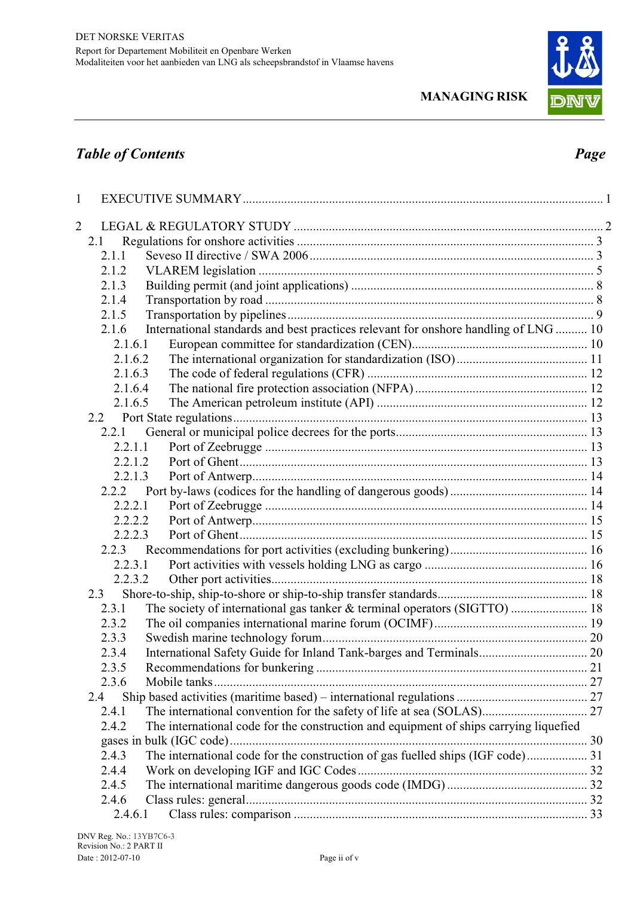## *Table of Contents* *Page*

1 EXECUTIVE SUMMARY ........................................................................................................ 1

2 LEGAL & REGULATORY STUDY ...................................................................................... 2
- 2.1 Regulations for onshore activities ........................................................................... 3
  - 2.1.1 Seveso II directive / SWA 2006 ........................................................................ 3
  - 2.1.2 VLAREM legislation ......................................................................................... 5
  - 2.1.3 Building permit (and joint applications) ............................................................ 8
  - 2.1.4 Transportation by road ...................................................................................... 8
  - 2.1.5 Transportation by pipelines ............................................................................... 9
  - 2.1.6 International standards and best practices relevant for onshore handling of LNG .......... 10
    - 2.1.6.1 European committee for standardization (CEN) ...................................................... 10
    - 2.1.6.2 The international organization for standardization (ISO) ......................................... 11
    - 2.1.6.3 The code of federal regulations (CFR) ..................................................................... 12
    - 2.1.6.4 The national fire protection association (NFPA) ...................................................... 12
    - 2.1.6.5 The American petroleum institute (API) ................................................................. 12
- 2.2 Port State regulations ............................................................................................. 13
  - 2.2.1 General or municipal police decrees for the ports ........................................................... 13
    - 2.2.1.1 Port of Zeebrugge .................................................................................................... 13
    - 2.2.1.2 Port of Ghent ............................................................................................................ 13
    - 2.2.1.3 Port of Antwerp ........................................................................................................ 14
  - 2.2.2 Port by-laws (codices for the handling of dangerous goods) ........................................... 14
    - 2.2.2.1 Port of Zeebrugge .................................................................................................... 14
    - 2.2.2.2 Port of Antwerp ........................................................................................................ 15
    - 2.2.2.3 Port of Ghent ............................................................................................................ 15
  - 2.2.3 Recommendations for port activities (excluding bunkering) ........................................... 16
    - 2.2.3.1 Port activities with vessels holding LNG as cargo ................................................... 16
    - 2.2.3.2 Other port activities .................................................................................................. 18
- 2.3 Shore-to-ship, ship-to-shore or ship-to-ship transfer standards ............................................... 18
  - 2.3.1 The society of international gas tanker & terminal operators (SIGTTO) ........................ 18
  - 2.3.2 The oil companies international marine forum (OCIMF) ................................................ 19
  - 2.3.3 Swedish marine technology forum .................................................................................. 20
  - 2.3.4 International Safety Guide for Inland Tank-barges and Terminals .................................. 20
  - 2.3.5 Recommendations for bunkering .................................................................................... 21
  - 2.3.6 Mobile tanks .................................................................................................................... 27
- 2.4 Ship based activities (maritime based) – international regulations ......................................... 27
  - 2.4.1 The international convention for the safety of life at sea (SOLAS) ................................ 27
  - 2.4.2 The international code for the construction and equipment of ships carrying liquefied gases in bulk (IGC code) ................................................................................................ 30
  - 2.4.3 The international code for the construction of gas fuelled ships (IGF code) ................... 31
  - 2.4.4 Work on developing IGF and IGC Codes ........................................................................ 32
  - 2.4.5 The international maritime dangerous goods code (IMDG) ............................................ 32
  - 2.4.6 Class rules: general .......................................................................................................... 32
    - 2.4.6.1 Class rules: comparison ........................................................................................... 33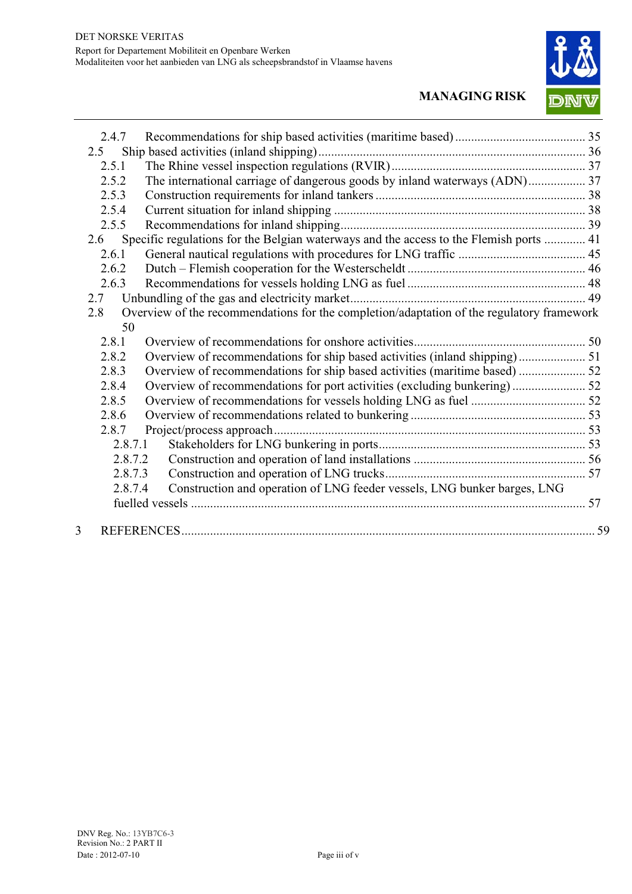2.4.7 Recommendations for ship based activities (maritime based) ........................................ 35

2.5 Ship based activities (inland shipping) ................................................................................. 36

2.5.1 The Rhine vessel inspection regulations (RVIR) ............................................................ 37

2.5.2 The international carriage of dangerous goods by inland waterways (ADN) ................. 37

2.5.3 Construction requirements for inland tankers ................................................................. 38

2.5.4 Current situation for inland shipping .............................................................................. 38

2.5.5 Recommendations for inland shipping ............................................................................ 39

2.6 Specific regulations for the Belgian waterways and the access to the Flemish ports ............. 41

2.6.1 General nautical regulations with procedures for LNG traffic ....................................... 45

2.6.2 Dutch – Flemish cooperation for the Westerscheldt ....................................................... 46

2.6.3 Recommendations for vessels holding LNG as fuel ....................................................... 48

2.7 Unbundling of the gas and electricity market ........................................................................ 49

2.8 Overview of the recommendations for the completion/adaptation of the regulatory framework 50

2.8.1 Overview of recommendations for onshore activities ..................................................... 50

2.8.2 Overview of recommendations for ship based activities (inland shipping) .................... 51

2.8.3 Overview of recommendations for ship based activities (maritime based) .................... 52

2.8.4 Overview of recommendations for port activities (excluding bunkering) ...................... 52

2.8.5 Overview of recommendations for vessels holding LNG as fuel ................................... 52

2.8.6 Overview of recommendations related to bunkering ...................................................... 53

2.8.7 Project/process approach ................................................................................................ 53

2.8.7.1 Stakeholders for LNG bunkering in ports ................................................................ 53

2.8.7.2 Construction and operation of land installations ..................................................... 56

2.8.7.3 Construction and operation of LNG trucks .............................................................. 57

2.8.7.4 Construction and operation of LNG feeder vessels, LNG bunker barges, LNG fuelled vessels ........................................................................................................................... 57

3 REFERENCES ................................................................................................................................ 59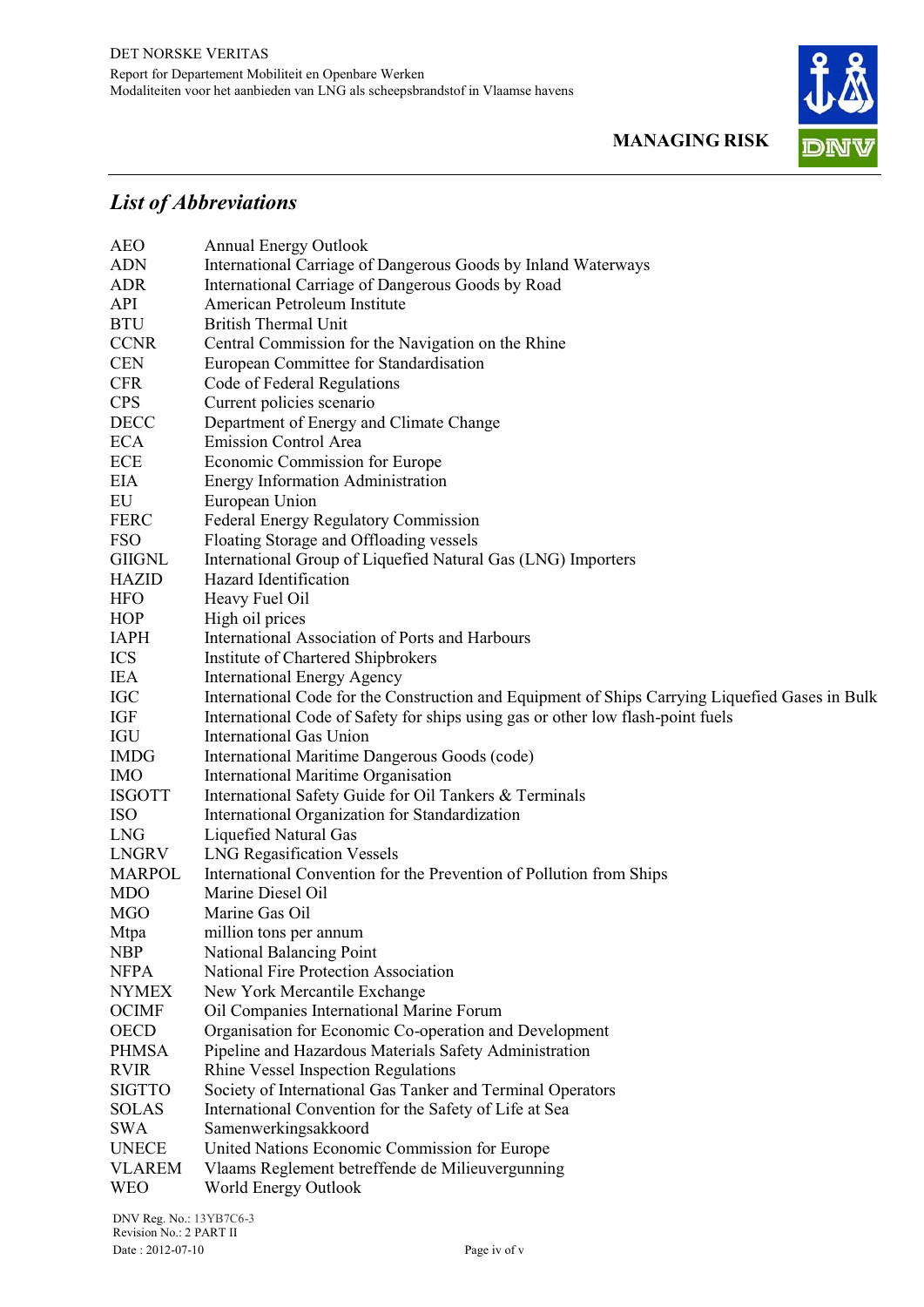## *List of Abbreviations*

| | |
|---|---|
| AEO | Annual Energy Outlook |
| ADN | International Carriage of Dangerous Goods by Inland Waterways |
| ADR | International Carriage of Dangerous Goods by Road |
| API | American Petroleum Institute |
| BTU | British Thermal Unit |
| CCNR | Central Commission for the Navigation on the Rhine |
| CEN | European Committee for Standardisation |
| CFR | Code of Federal Regulations |
| CPS | Current policies scenario |
| DECC | Department of Energy and Climate Change |
| ECA | Emission Control Area |
| ECE | Economic Commission for Europe |
| EIA | Energy Information Administration |
| EU | European Union |
| FERC | Federal Energy Regulatory Commission |
| FSO | Floating Storage and Offloading vessels |
| GIIGNL | International Group of Liquefied Natural Gas (LNG) Importers |
| HAZID | Hazard Identification |
| HFO | Heavy Fuel Oil |
| HOP | High oil prices |
| IAPH | International Association of Ports and Harbours |
| ICS | Institute of Chartered Shipbrokers |
| IEA | International Energy Agency |
| IGC | International Code for the Construction and Equipment of Ships Carrying Liquefied Gases in Bulk |
| IGF | International Code of Safety for ships using gas or other low flash-point fuels |
| IGU | International Gas Union |
| IMDG | International Maritime Dangerous Goods (code) |
| IMO | International Maritime Organisation |
| ISGOTT | International Safety Guide for Oil Tankers & Terminals |
| ISO | International Organization for Standardization |
| LNG | Liquefied Natural Gas |
| LNGRV | LNG Regasification Vessels |
| MARPOL | International Convention for the Prevention of Pollution from Ships |
| MDO | Marine Diesel Oil |
| MGO | Marine Gas Oil |
| Mtpa | million tons per annum |
| NBP | National Balancing Point |
| NFPA | National Fire Protection Association |
| NYMEX | New York Mercantile Exchange |
| OCIMF | Oil Companies International Marine Forum |
| OECD | Organisation for Economic Co-operation and Development |
| PHMSA | Pipeline and Hazardous Materials Safety Administration |
| RVIR | Rhine Vessel Inspection Regulations |
| SIGTTO | Society of International Gas Tanker and Terminal Operators |
| SOLAS | International Convention for the Safety of Life at Sea |
| SWA | Samenwerkingsakkoord |
| UNECE | United Nations Economic Commission for Europe |
| VLAREM | Vlaams Reglement betreffende de Milieuvergunning |
| WEO | World Energy Outlook |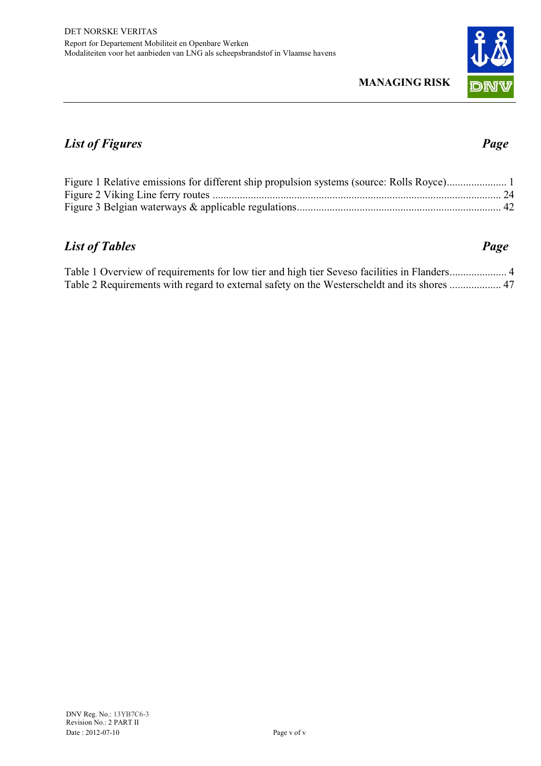## *List of Figures* *Page*

Figure 1 Relative emissions for different ship propulsion systems (source: Rolls Royce)...................... 1
Figure 2 Viking Line ferry routes ......................................................................................................... 24
Figure 3 Belgian waterways & applicable regulations.......................................................................... 42

## *List of Tables* *Page*

Table 1 Overview of requirements for low tier and high tier Seveso facilities in Flanders..................... 4
Table 2 Requirements with regard to external safety on the Westerscheldt and its shores ................... 47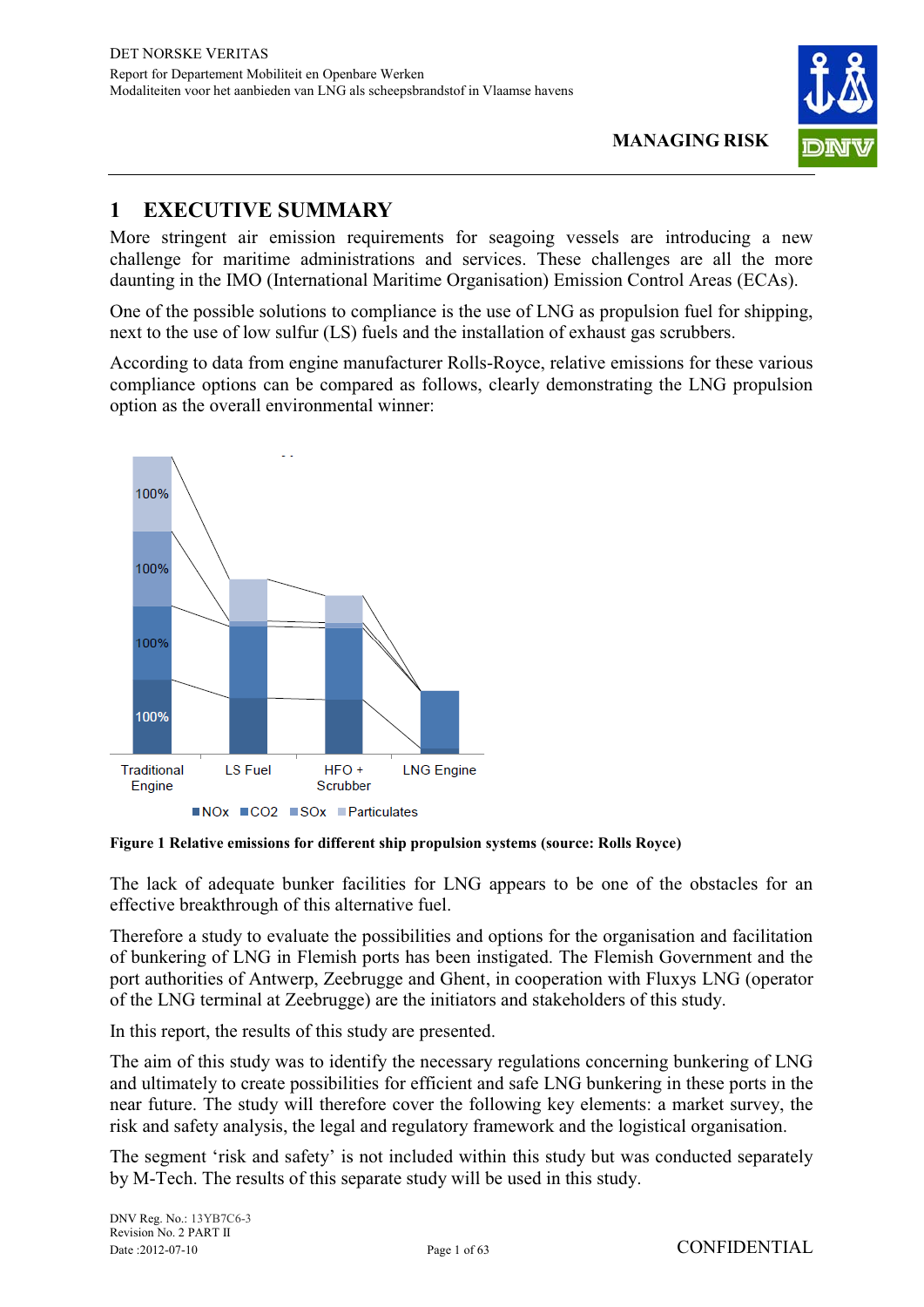# 1 EXECUTIVE SUMMARY

More stringent air emission requirements for seagoing vessels are introducing a new challenge for maritime administrations and services. These challenges are all the more daunting in the IMO (International Maritime Organisation) Emission Control Areas (ECAs).

One of the possible solutions to compliance is the use of LNG as propulsion fuel for shipping, next to the use of low sulfur (LS) fuels and the installation of exhaust gas scrubbers.

According to data from engine manufacturer Rolls-Royce, relative emissions for these various compliance options can be compared as follows, clearly demonstrating the LNG propulsion option as the overall environmental winner:

**Figure 1 Relative emissions for different ship propulsion systems (source: Rolls Royce)**

The lack of adequate bunker facilities for LNG appears to be one of the obstacles for an effective breakthrough of this alternative fuel.

Therefore a study to evaluate the possibilities and options for the organisation and facilitation of bunkering of LNG in Flemish ports has been instigated. The Flemish Government and the port authorities of Antwerp, Zeebrugge and Ghent, in cooperation with Fluxys LNG (operator of the LNG terminal at Zeebrugge) are the initiators and stakeholders of this study.

In this report, the results of this study are presented.

The aim of this study was to identify the necessary regulations concerning bunkering of LNG and ultimately to create possibilities for efficient and safe LNG bunkering in these ports in the near future. The study will therefore cover the following key elements: a market survey, the risk and safety analysis, the legal and regulatory framework and the logistical organisation.

The segment 'risk and safety' is not included within this study but was conducted separately by M-Tech. The results of this separate study will be used in this study.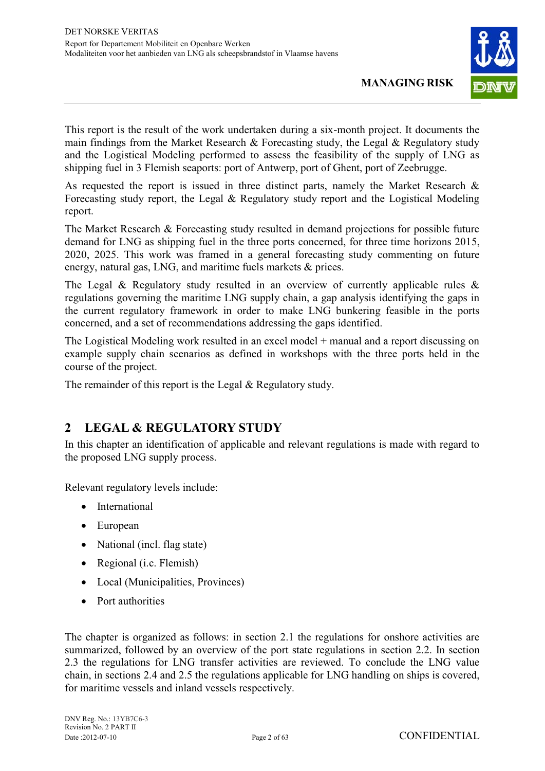This report is the result of the work undertaken during a six-month project. It documents the main findings from the Market Research & Forecasting study, the Legal & Regulatory study and the Logistical Modeling performed to assess the feasibility of the supply of LNG as shipping fuel in 3 Flemish seaports: port of Antwerp, port of Ghent, port of Zeebrugge.

As requested the report is issued in three distinct parts, namely the Market Research & Forecasting study report, the Legal & Regulatory study report and the Logistical Modeling report.

The Market Research & Forecasting study resulted in demand projections for possible future demand for LNG as shipping fuel in the three ports concerned, for three time horizons 2015, 2020, 2025. This work was framed in a general forecasting study commenting on future energy, natural gas, LNG, and maritime fuels markets & prices.

The Legal & Regulatory study resulted in an overview of currently applicable rules & regulations governing the maritime LNG supply chain, a gap analysis identifying the gaps in the current regulatory framework in order to make LNG bunkering feasible in the ports concerned, and a set of recommendations addressing the gaps identified.

The Logistical Modeling work resulted in an excel model + manual and a report discussing on example supply chain scenarios as defined in workshops with the three ports held in the course of the project.

The remainder of this report is the Legal & Regulatory study.

# 2 LEGAL & REGULATORY STUDY

In this chapter an identification of applicable and relevant regulations is made with regard to the proposed LNG supply process.

Relevant regulatory levels include:

- International
- European
- National (incl. flag state)
- Regional (i.c. Flemish)
- Local (Municipalities, Provinces)
- Port authorities

The chapter is organized as follows: in section 2.1 the regulations for onshore activities are summarized, followed by an overview of the port state regulations in section 2.2. In section 2.3 the regulations for LNG transfer activities are reviewed. To conclude the LNG value chain, in sections 2.4 and 2.5 the regulations applicable for LNG handling on ships is covered, for maritime vessels and inland vessels respectively.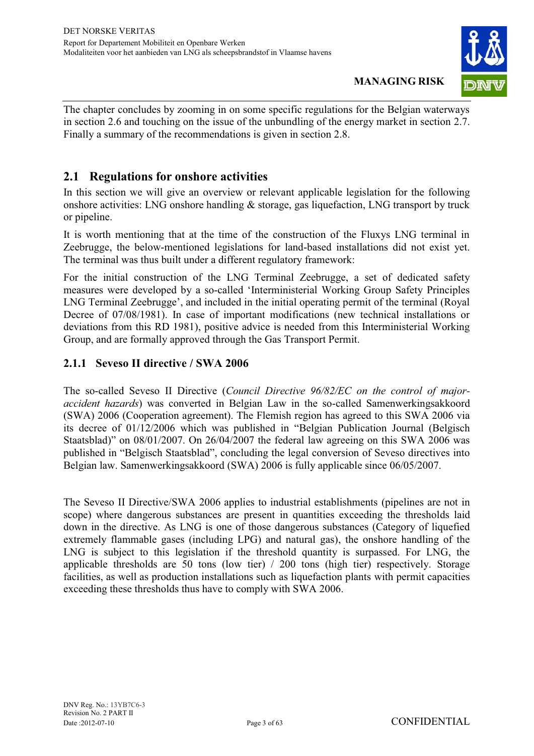The chapter concludes by zooming in on some specific regulations for the Belgian waterways in section 2.6 and touching on the issue of the unbundling of the energy market in section 2.7. Finally a summary of the recommendations is given in section 2.8.

## 2.1 Regulations for onshore activities

In this section we will give an overview or relevant applicable legislation for the following onshore activities: LNG onshore handling & storage, gas liquefaction, LNG transport by truck or pipeline.

It is worth mentioning that at the time of the construction of the Fluxys LNG terminal in Zeebrugge, the below-mentioned legislations for land-based installations did not exist yet. The terminal was thus built under a different regulatory framework:

For the initial construction of the LNG Terminal Zeebrugge, a set of dedicated safety measures were developed by a so-called 'Interministerial Working Group Safety Principles LNG Terminal Zeebrugge', and included in the initial operating permit of the terminal (Royal Decree of 07/08/1981). In case of important modifications (new technical installations or deviations from this RD 1981), positive advice is needed from this Interministerial Working Group, and are formally approved through the Gas Transport Permit.

### 2.1.1 Seveso II directive / SWA 2006

The so-called Seveso II Directive (*Council Directive 96/82/EC on the control of major-accident hazards*) was converted in Belgian Law in the so-called Samenwerkingsakkoord (SWA) 2006 (Cooperation agreement). The Flemish region has agreed to this SWA 2006 via its decree of 01/12/2006 which was published in "Belgian Publication Journal (Belgisch Staatsblad)" on 08/01/2007. On 26/04/2007 the federal law agreeing on this SWA 2006 was published in "Belgisch Staatsblad", concluding the legal conversion of Seveso directives into Belgian law. Samenwerkingsakkoord (SWA) 2006 is fully applicable since 06/05/2007.

The Seveso II Directive/SWA 2006 applies to industrial establishments (pipelines are not in scope) where dangerous substances are present in quantities exceeding the thresholds laid down in the directive. As LNG is one of those dangerous substances (Category of liquefied extremely flammable gases (including LPG) and natural gas), the onshore handling of the LNG is subject to this legislation if the threshold quantity is surpassed. For LNG, the applicable thresholds are 50 tons (low tier) / 200 tons (high tier) respectively. Storage facilities, as well as production installations such as liquefaction plants with permit capacities exceeding these thresholds thus have to comply with SWA 2006.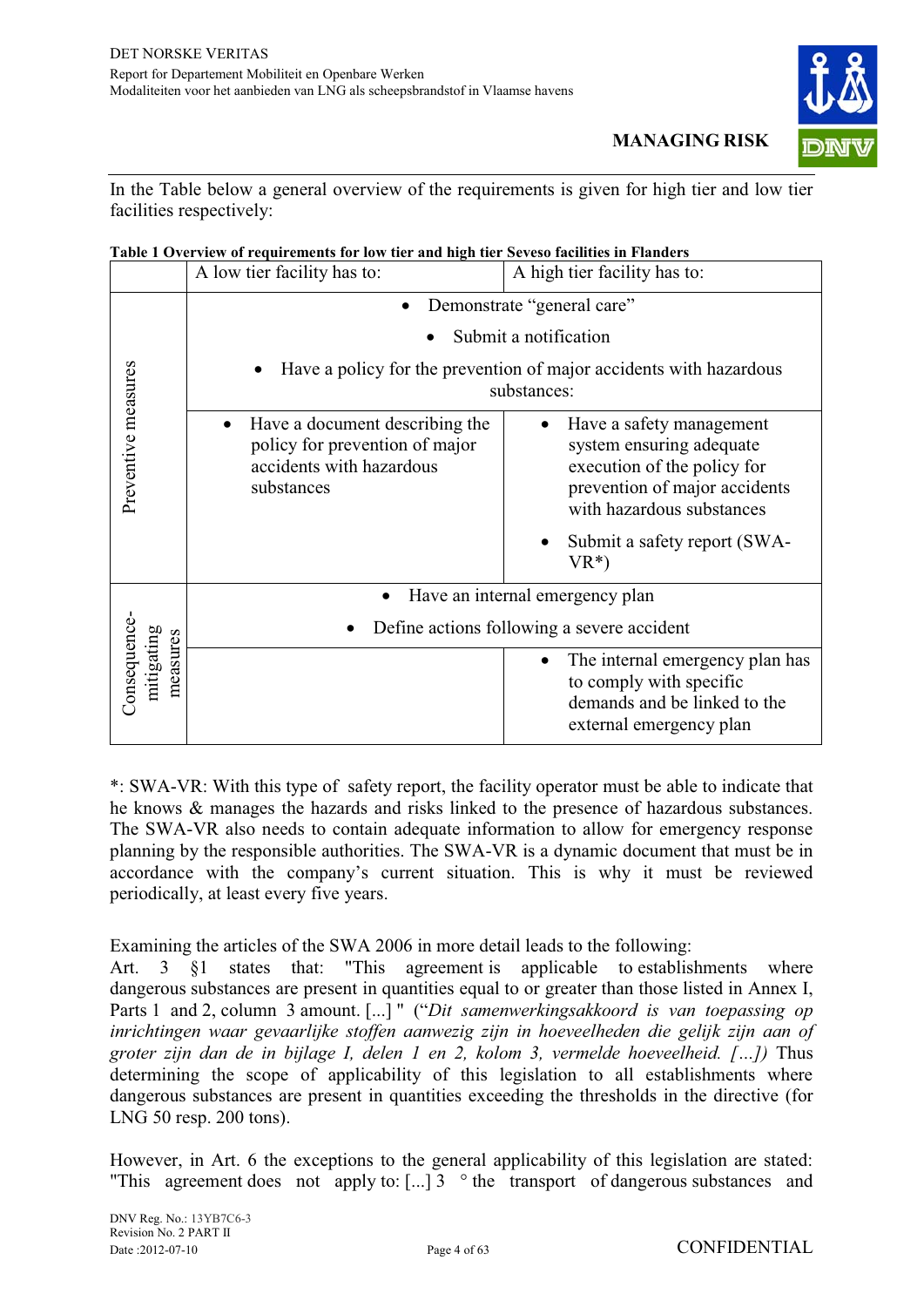In the Table below a general overview of the requirements is given for high tier and low tier facilities respectively:

**Table 1 Overview of requirements for low tier and high tier Seveso facilities in Flanders**

| | A low tier facility has to: | A high tier facility has to: |
|---|---|---|
| Preventive measures | • Demonstrate "general care"<br>• Submit a notification<br>• Have a policy for the prevention of major accidents with hazardous substances: | |
| | • Have a document describing the policy for prevention of major accidents with hazardous substances | • Have a safety management system ensuring adequate execution of the policy for prevention of major accidents with hazardous substances<br>• Submit a safety report (SWA-VR*) |
| Consequence-mitigating measures | • Have an internal emergency plan<br>• Define actions following a severe accident | |
| | | • The internal emergency plan has to comply with specific demands and be linked to the external emergency plan |

*: SWA-VR: With this type of safety report, the facility operator must be able to indicate that he knows & manages the hazards and risks linked to the presence of hazardous substances. The SWA-VR also needs to contain adequate information to allow for emergency response planning by the responsible authorities. The SWA-VR is a dynamic document that must be in accordance with the company's current situation. This is why it must be reviewed periodically, at least every five years.

Examining the articles of the SWA 2006 in more detail leads to the following:
Art. 3 §1 states that: "This agreement is applicable to establishments where dangerous substances are present in quantities equal to or greater than those listed in Annex I, Parts 1 and 2, column 3 amount. [...] " (*"Dit samenwerkingsakkoord is van toepassing op inrichtingen waar gevaarlijke stoffen aanwezig zijn in hoeveelheden die gelijk zijn aan of groter zijn dan de in bijlage I, delen 1 en 2, kolom 3, vermelde hoeveelheid. [...])* Thus determining the scope of applicability of this legislation to all establishments where dangerous substances are present in quantities exceeding the thresholds in the directive (for LNG 50 resp. 200 tons).

However, in Art. 6 the exceptions to the general applicability of this legislation are stated: "This agreement does not apply to: [...] 3 ° the transport of dangerous substances and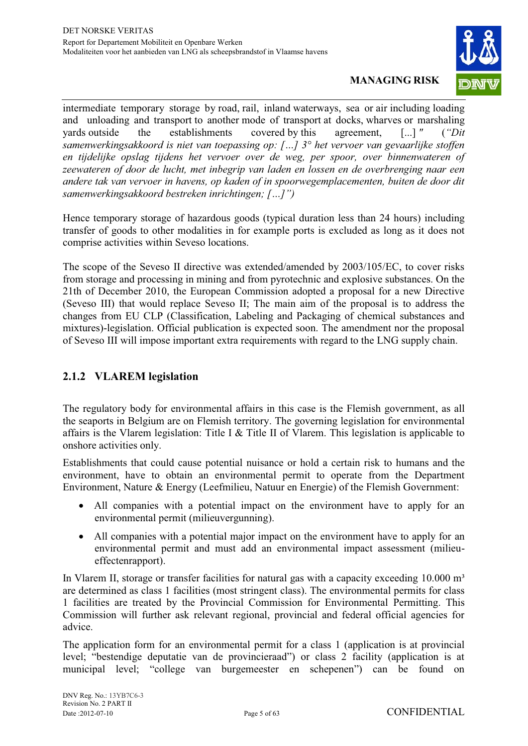intermediate temporary storage by road, rail, inland waterways, sea or air including loading and unloading and transport to another mode of transport at docks, wharves or marshaling yards outside the establishments covered by this agreement, [...]" (*"Dit samenwerkingsakkoord is niet van toepassing op: […] 3° het vervoer van gevaarlijke stoffen en tijdelijke opslag tijdens het vervoer over de weg, per spoor, over binnenwateren of zeewateren of door de lucht, met inbegrip van laden en lossen en de overbrenging naar een andere tak van vervoer in havens, op kaden of in spoorwegemplacementen, buiten de door dit samenwerkingsakkoord bestreken inrichtingen; […]")*

Hence temporary storage of hazardous goods (typical duration less than 24 hours) including transfer of goods to other modalities in for example ports is excluded as long as it does not comprise activities within Seveso locations.

The scope of the Seveso II directive was extended/amended by 2003/105/EC, to cover risks from storage and processing in mining and from pyrotechnic and explosive substances. On the 21th of December 2010, the European Commission adopted a proposal for a new Directive (Seveso III) that would replace Seveso II; The main aim of the proposal is to address the changes from EU CLP (Classification, Labeling and Packaging of chemical substances and mixtures)-legislation. Official publication is expected soon. The amendment nor the proposal of Seveso III will impose important extra requirements with regard to the LNG supply chain.

### 2.1.2 VLAREM legislation

The regulatory body for environmental affairs in this case is the Flemish government, as all the seaports in Belgium are on Flemish territory. The governing legislation for environmental affairs is the Vlarem legislation: Title I & Title II of Vlarem. This legislation is applicable to onshore activities only.

Establishments that could cause potential nuisance or hold a certain risk to humans and the environment, have to obtain an environmental permit to operate from the Department Environment, Nature & Energy (Leefmilieu, Natuur en Energie) of the Flemish Government:

- All companies with a potential impact on the environment have to apply for an environmental permit (milieuvergunning).
- All companies with a potential major impact on the environment have to apply for an environmental permit and must add an environmental impact assessment (milieu-effectenrapport).

In Vlarem II, storage or transfer facilities for natural gas with a capacity exceeding 10.000 m³ are determined as class 1 facilities (most stringent class). The environmental permits for class 1 facilities are treated by the Provincial Commission for Environmental Permitting. This Commission will further ask relevant regional, provincial and federal official agencies for advice.

The application form for an environmental permit for a class 1 (application is at provincial level; "bestendige deputatie van de provincieraad") or class 2 facility (application is at municipal level; "college van burgemeester en schepenen") can be found on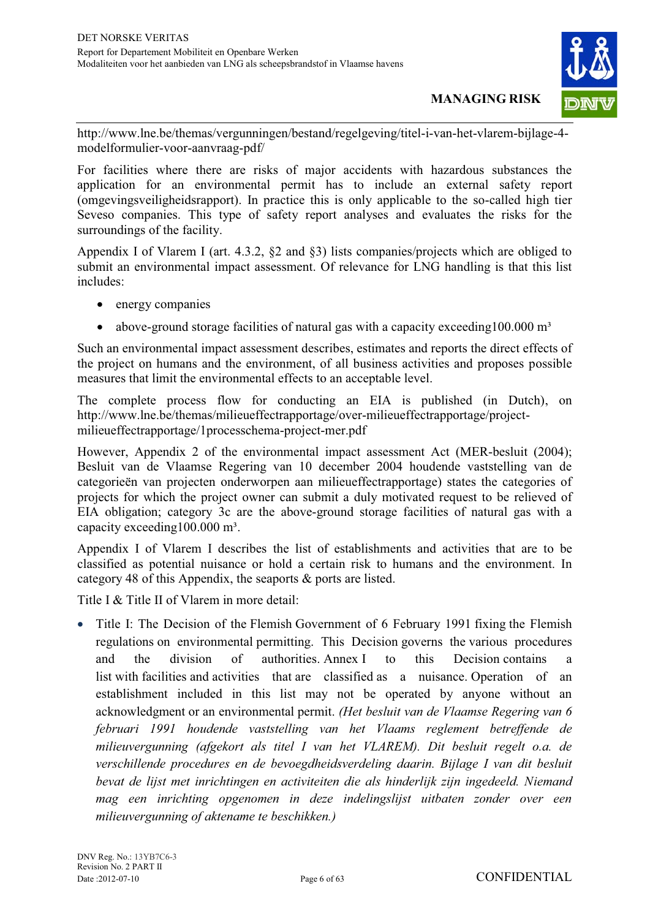http://www.lne.be/themas/vergunningen/bestand/regelgeving/titel-i-van-het-vlarem-bijlage-4-modelformulier-voor-aanvraag-pdf/

For facilities where there are risks of major accidents with hazardous substances the application for an environmental permit has to include an external safety report (omgevingsveiligheidsrapport). In practice this is only applicable to the so-called high tier Seveso companies. This type of safety report analyses and evaluates the risks for the surroundings of the facility.

Appendix I of Vlarem I (art. 4.3.2, §2 and §3) lists companies/projects which are obliged to submit an environmental impact assessment. Of relevance for LNG handling is that this list includes:

- energy companies
- above-ground storage facilities of natural gas with a capacity exceeding100.000 m³

Such an environmental impact assessment describes, estimates and reports the direct effects of the project on humans and the environment, of all business activities and proposes possible measures that limit the environmental effects to an acceptable level.

The complete process flow for conducting an EIA is published (in Dutch), on http://www.lne.be/themas/milieueffectrapportage/over-milieueffectrapportage/project-milieueffectrapportage/1processchema-project-mer.pdf

However, Appendix 2 of the environmental impact assessment Act (MER-besluit (2004); Besluit van de Vlaamse Regering van 10 december 2004 houdende vaststelling van de categorieën van projecten onderworpen aan milieueffectrapportage) states the categories of projects for which the project owner can submit a duly motivated request to be relieved of EIA obligation; category 3c are the above-ground storage facilities of natural gas with a capacity exceeding100.000 m³.

Appendix I of Vlarem I describes the list of establishments and activities that are to be classified as potential nuisance or hold a certain risk to humans and the environment. In category 48 of this Appendix, the seaports & ports are listed.

Title I & Title II of Vlarem in more detail:

- Title I: The Decision of the Flemish Government of 6 February 1991 fixing the Flemish regulations on environmental permitting. This Decision governs the various procedures and the division of authorities. Annex I to this Decision contains a list with facilities and activities that are classified as a nuisance. Operation of an establishment included in this list may not be operated by anyone without an acknowledgment or an environmental permit. *(Het besluit van de Vlaamse Regering van 6 februari 1991 houdende vaststelling van het Vlaams reglement betreffende de milieuvergunning (afgekort als titel I van het VLAREM). Dit besluit regelt o.a. de verschillende procedures en de bevoegdheidsverdeling daarin. Bijlage I van dit besluit bevat de lijst met inrichtingen en activiteiten die als hinderlijk zijn ingedeeld. Niemand mag een inrichting opgenomen in deze indelingslijst uitbaten zonder over een milieuvergunning of aktename te beschikken.)*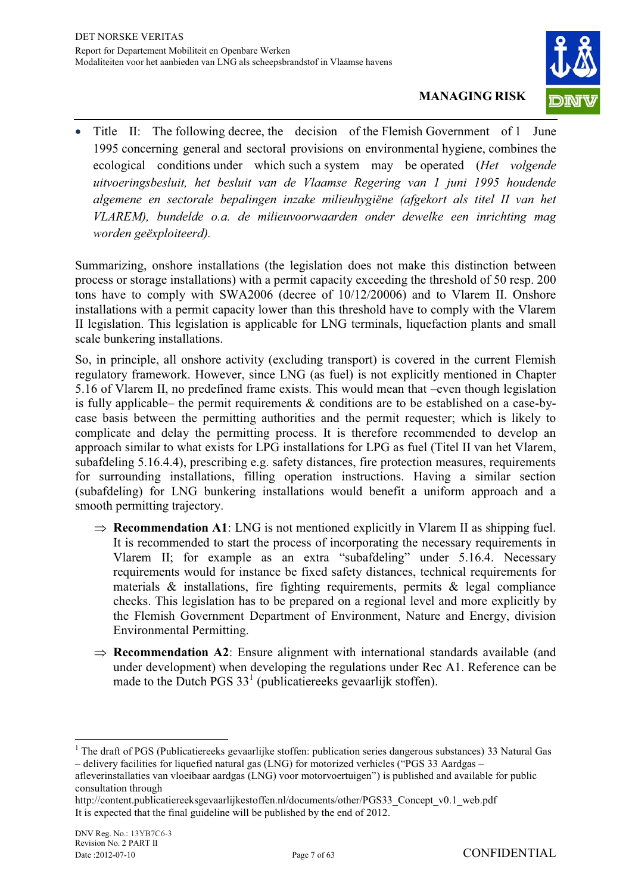- Title II: The following decree, the decision of the Flemish Government of 1 June 1995 concerning general and sectoral provisions on environmental hygiene, combines the ecological conditions under which such a system may be operated (*Het volgende uitvoeringsbesluit, het besluit van de Vlaamse Regering van 1 juni 1995 houdende algemene en sectorale bepalingen inzake milieuhygiëne (afgekort als titel II van het VLAREM), bundelde o.a. de milieuvoorwaarden onder dewelke een inrichting mag worden geëxploiteerd).*

Summarizing, onshore installations (the legislation does not make this distinction between process or storage installations) with a permit capacity exceeding the threshold of 50 resp. 200 tons have to comply with SWA2006 (decree of 10/12/20006) and to Vlarem II. Onshore installations with a permit capacity lower than this threshold have to comply with the Vlarem II legislation. This legislation is applicable for LNG terminals, liquefaction plants and small scale bunkering installations.

So, in principle, all onshore activity (excluding transport) is covered in the current Flemish regulatory framework. However, since LNG (as fuel) is not explicitly mentioned in Chapter 5.16 of Vlarem II, no predefined frame exists. This would mean that –even though legislation is fully applicable– the permit requirements & conditions are to be established on a case-by-case basis between the permitting authorities and the permit requester; which is likely to complicate and delay the permitting process. It is therefore recommended to develop an approach similar to what exists for LPG installations for LPG as fuel (Titel II van het Vlarem, subafdeling 5.16.4.4), prescribing e.g. safety distances, fire protection measures, requirements for surrounding installations, filling operation instructions. Having a similar section (subafdeling) for LNG bunkering installations would benefit a uniform approach and a smooth permitting trajectory.

⇒ **Recommendation A1**: LNG is not mentioned explicitly in Vlarem II as shipping fuel. It is recommended to start the process of incorporating the necessary requirements in Vlarem II; for example as an extra "subafdeling" under 5.16.4. Necessary requirements would for instance be fixed safety distances, technical requirements for materials & installations, fire fighting requirements, permits & legal compliance checks. This legislation has to be prepared on a regional level and more explicitly by the Flemish Government Department of Environment, Nature and Energy, division Environmental Permitting.

⇒ **Recommendation A2**: Ensure alignment with international standards available (and under development) when developing the regulations under Rec A1. Reference can be made to the Dutch PGS 33[1] (publicatiereeks gevaarlijk stoffen).

---

[1] The draft of PGS (Publicatiereeks gevaarlijke stoffen: publication series dangerous substances) 33 Natural Gas – delivery facilities for liquefied natural gas (LNG) for motorized verhicles ("PGS 33 Aardgas – afleverinstallaties van vloeibaar aardgas (LNG) voor motorvoertuigen") is published and available for public consultation through http://content.publicatiereeksgevaarlijkestoffen.nl/documents/other/PGS33_Concept_v0.1_web.pdf
It is expected that the final guideline will be published by the end of 2012.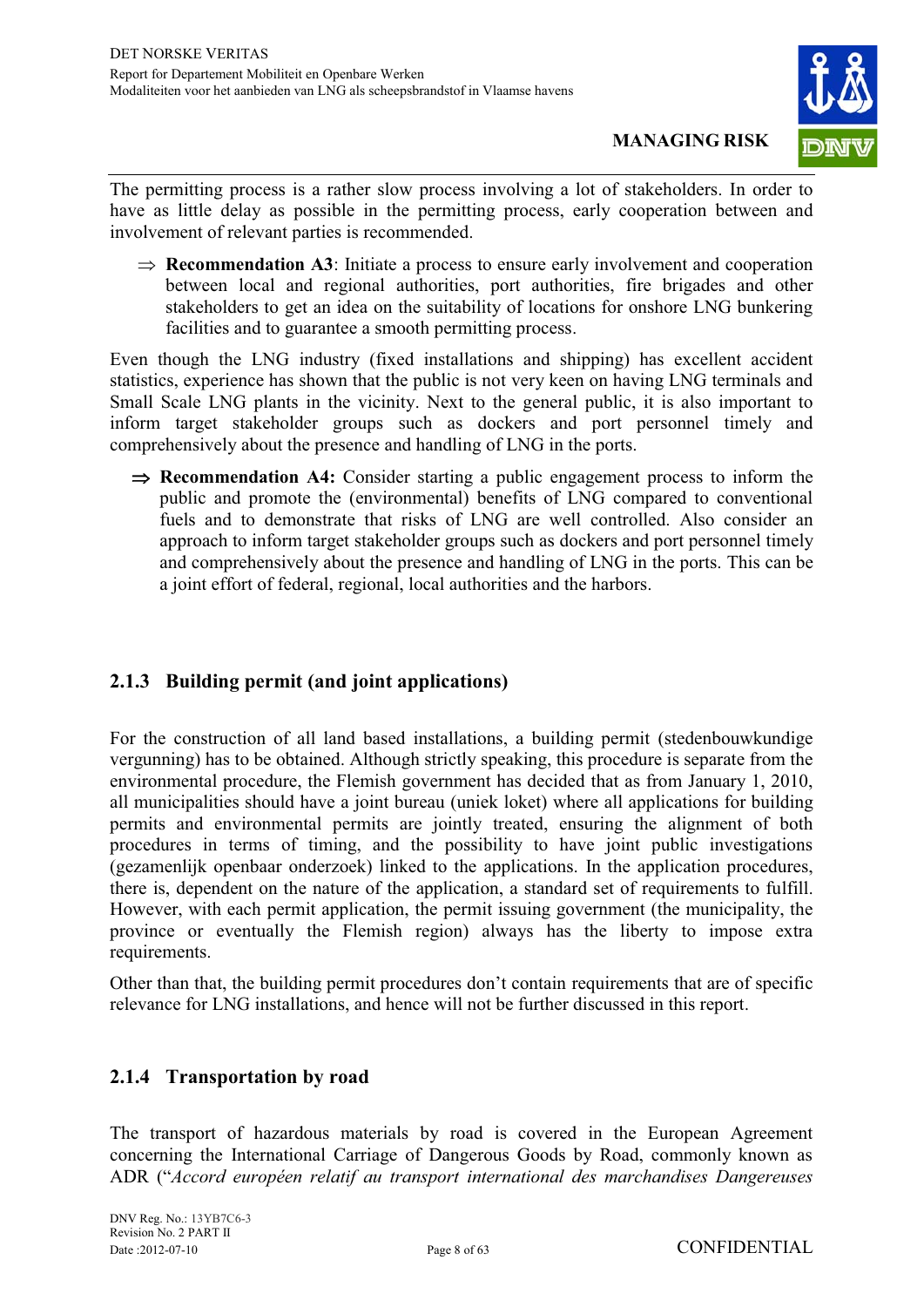The permitting process is a rather slow process involving a lot of stakeholders. In order to have as little delay as possible in the permitting process, early cooperation between and involvement of relevant parties is recommended.

⇒ **Recommendation A3**: Initiate a process to ensure early involvement and cooperation between local and regional authorities, port authorities, fire brigades and other stakeholders to get an idea on the suitability of locations for onshore LNG bunkering facilities and to guarantee a smooth permitting process.

Even though the LNG industry (fixed installations and shipping) has excellent accident statistics, experience has shown that the public is not very keen on having LNG terminals and Small Scale LNG plants in the vicinity. Next to the general public, it is also important to inform target stakeholder groups such as dockers and port personnel timely and comprehensively about the presence and handling of LNG in the ports.

⇒ **Recommendation A4:** Consider starting a public engagement process to inform the public and promote the (environmental) benefits of LNG compared to conventional fuels and to demonstrate that risks of LNG are well controlled. Also consider an approach to inform target stakeholder groups such as dockers and port personnel timely and comprehensively about the presence and handling of LNG in the ports. This can be a joint effort of federal, regional, local authorities and the harbors.

### 2.1.3 Building permit (and joint applications)

For the construction of all land based installations, a building permit (stedenbouwkundige vergunning) has to be obtained. Although strictly speaking, this procedure is separate from the environmental procedure, the Flemish government has decided that as from January 1, 2010, all municipalities should have a joint bureau (uniek loket) where all applications for building permits and environmental permits are jointly treated, ensuring the alignment of both procedures in terms of timing, and the possibility to have joint public investigations (gezamenlijk openbaar onderzoek) linked to the applications. In the application procedures, there is, dependent on the nature of the application, a standard set of requirements to fulfill. However, with each permit application, the permit issuing government (the municipality, the province or eventually the Flemish region) always has the liberty to impose extra requirements.

Other than that, the building permit procedures don't contain requirements that are of specific relevance for LNG installations, and hence will not be further discussed in this report.

### 2.1.4 Transportation by road

The transport of hazardous materials by road is covered in the European Agreement concerning the International Carriage of Dangerous Goods by Road, commonly known as ADR ("*Accord européen relatif au transport international des marchandises Dangereuses*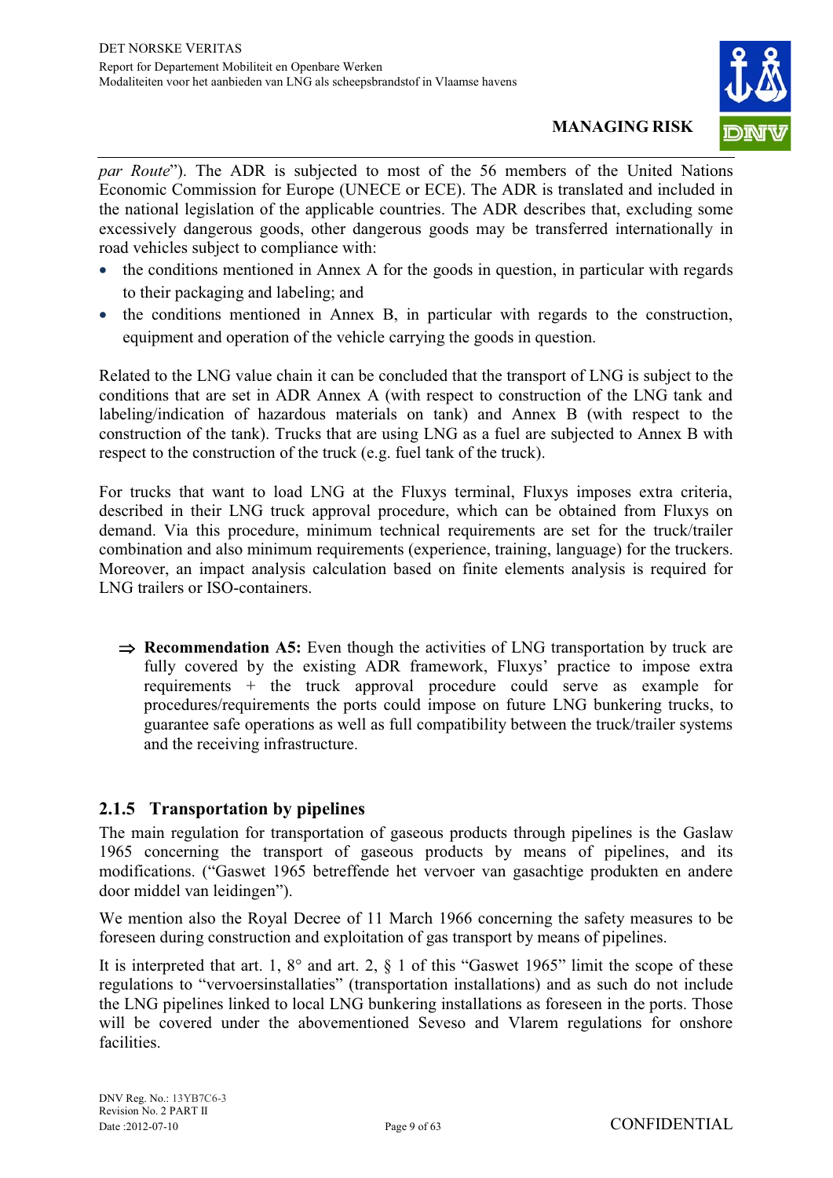*par Route*"). The ADR is subjected to most of the 56 members of the United Nations Economic Commission for Europe (UNECE or ECE). The ADR is translated and included in the national legislation of the applicable countries. The ADR describes that, excluding some excessively dangerous goods, other dangerous goods may be transferred internationally in road vehicles subject to compliance with:

- the conditions mentioned in Annex A for the goods in question, in particular with regards to their packaging and labeling; and
- the conditions mentioned in Annex B, in particular with regards to the construction, equipment and operation of the vehicle carrying the goods in question.

Related to the LNG value chain it can be concluded that the transport of LNG is subject to the conditions that are set in ADR Annex A (with respect to construction of the LNG tank and labeling/indication of hazardous materials on tank) and Annex B (with respect to the construction of the tank). Trucks that are using LNG as a fuel are subjected to Annex B with respect to the construction of the truck (e.g. fuel tank of the truck).

For trucks that want to load LNG at the Fluxys terminal, Fluxys imposes extra criteria, described in their LNG truck approval procedure, which can be obtained from Fluxys on demand. Via this procedure, minimum technical requirements are set for the truck/trailer combination and also minimum requirements (experience, training, language) for the truckers. Moreover, an impact analysis calculation based on finite elements analysis is required for LNG trailers or ISO-containers.

⇒ **Recommendation A5:** Even though the activities of LNG transportation by truck are fully covered by the existing ADR framework, Fluxys' practice to impose extra requirements + the truck approval procedure could serve as example for procedures/requirements the ports could impose on future LNG bunkering trucks, to guarantee safe operations as well as full compatibility between the truck/trailer systems and the receiving infrastructure.

### 2.1.5 Transportation by pipelines

The main regulation for transportation of gaseous products through pipelines is the Gaslaw 1965 concerning the transport of gaseous products by means of pipelines, and its modifications. ("Gaswet 1965 betreffende het vervoer van gasachtige produkten en andere door middel van leidingen").

We mention also the Royal Decree of 11 March 1966 concerning the safety measures to be foreseen during construction and exploitation of gas transport by means of pipelines.

It is interpreted that art. 1, 8° and art. 2, § 1 of this "Gaswet 1965" limit the scope of these regulations to "vervoersinstallaties" (transportation installations) and as such do not include the LNG pipelines linked to local LNG bunkering installations as foreseen in the ports. Those will be covered under the abovementioned Seveso and Vlarem regulations for onshore facilities.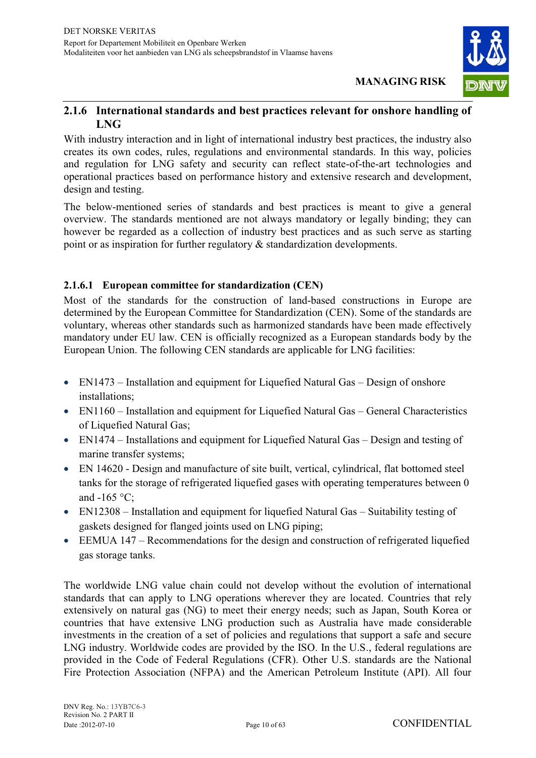### 2.1.6 International standards and best practices relevant for onshore handling of LNG

With industry interaction and in light of international industry best practices, the industry also creates its own codes, rules, regulations and environmental standards. In this way, policies and regulation for LNG safety and security can reflect state-of-the-art technologies and operational practices based on performance history and extensive research and development, design and testing.

The below-mentioned series of standards and best practices is meant to give a general overview. The standards mentioned are not always mandatory or legally binding; they can however be regarded as a collection of industry best practices and as such serve as starting point or as inspiration for further regulatory & standardization developments.

#### 2.1.6.1 European committee for standardization (CEN)

Most of the standards for the construction of land-based constructions in Europe are determined by the European Committee for Standardization (CEN). Some of the standards are voluntary, whereas other standards such as harmonized standards have been made effectively mandatory under EU law. CEN is officially recognized as a European standards body by the European Union. The following CEN standards are applicable for LNG facilities:

- EN1473 – Installation and equipment for Liquefied Natural Gas – Design of onshore installations;
- EN1160 – Installation and equipment for Liquefied Natural Gas – General Characteristics of Liquefied Natural Gas;
- EN1474 – Installations and equipment for Liquefied Natural Gas – Design and testing of marine transfer systems;
- EN 14620 - Design and manufacture of site built, vertical, cylindrical, flat bottomed steel tanks for the storage of refrigerated liquefied gases with operating temperatures between 0 and -165 °C;
- EN12308 – Installation and equipment for liquefied Natural Gas – Suitability testing of gaskets designed for flanged joints used on LNG piping;
- EEMUA 147 – Recommendations for the design and construction of refrigerated liquefied gas storage tanks.

The worldwide LNG value chain could not develop without the evolution of international standards that can apply to LNG operations wherever they are located. Countries that rely extensively on natural gas (NG) to meet their energy needs; such as Japan, South Korea or countries that have extensive LNG production such as Australia have made considerable investments in the creation of a set of policies and regulations that support a safe and secure LNG industry. Worldwide codes are provided by the ISO. In the U.S., federal regulations are provided in the Code of Federal Regulations (CFR). Other U.S. standards are the National Fire Protection Association (NFPA) and the American Petroleum Institute (API). All four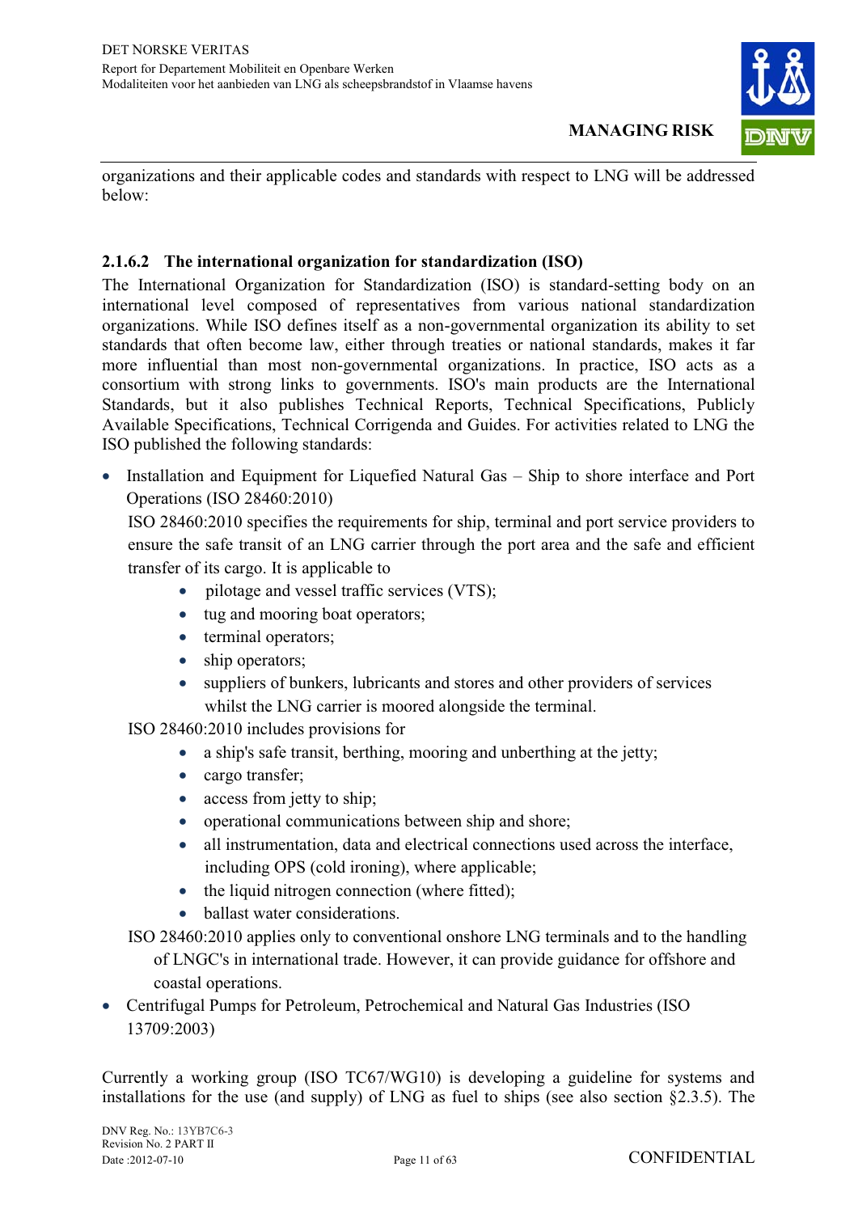organizations and their applicable codes and standards with respect to LNG will be addressed below:

#### 2.1.6.2 The international organization for standardization (ISO)

The International Organization for Standardization (ISO) is standard-setting body on an international level composed of representatives from various national standardization organizations. While ISO defines itself as a non-governmental organization its ability to set standards that often become law, either through treaties or national standards, makes it far more influential than most non-governmental organizations. In practice, ISO acts as a consortium with strong links to governments. ISO's main products are the International Standards, but it also publishes Technical Reports, Technical Specifications, Publicly Available Specifications, Technical Corrigenda and Guides. For activities related to LNG the ISO published the following standards:

- Installation and Equipment for Liquefied Natural Gas – Ship to shore interface and Port Operations (ISO 28460:2010)

  ISO 28460:2010 specifies the requirements for ship, terminal and port service providers to ensure the safe transit of an LNG carrier through the port area and the safe and efficient transfer of its cargo. It is applicable to

  - pilotage and vessel traffic services (VTS);
  - tug and mooring boat operators;
  - terminal operators;
  - ship operators;
  - suppliers of bunkers, lubricants and stores and other providers of services whilst the LNG carrier is moored alongside the terminal.

  ISO 28460:2010 includes provisions for

  - a ship's safe transit, berthing, mooring and unberthing at the jetty;
  - cargo transfer;
  - access from jetty to ship;
  - operational communications between ship and shore;
  - all instrumentation, data and electrical connections used across the interface, including OPS (cold ironing), where applicable;
  - the liquid nitrogen connection (where fitted);
  - ballast water considerations.

  ISO 28460:2010 applies only to conventional onshore LNG terminals and to the handling of LNGC's in international trade. However, it can provide guidance for offshore and coastal operations.

- Centrifugal Pumps for Petroleum, Petrochemical and Natural Gas Industries (ISO 13709:2003)

Currently a working group (ISO TC67/WG10) is developing a guideline for systems and installations for the use (and supply) of LNG as fuel to ships (see also section §2.3.5). The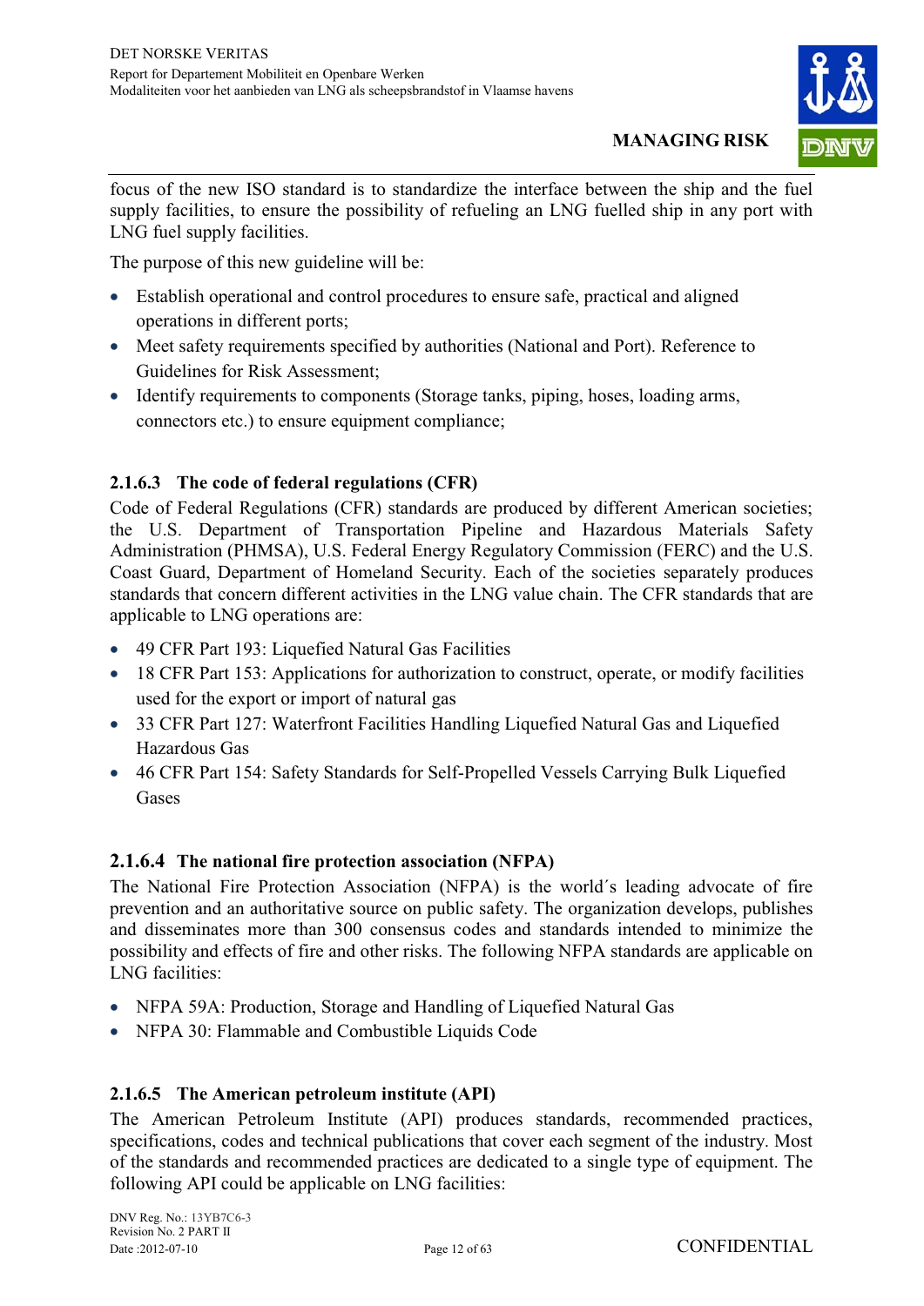focus of the new ISO standard is to standardize the interface between the ship and the fuel supply facilities, to ensure the possibility of refueling an LNG fuelled ship in any port with LNG fuel supply facilities.

The purpose of this new guideline will be:

- Establish operational and control procedures to ensure safe, practical and aligned operations in different ports;
- Meet safety requirements specified by authorities (National and Port). Reference to Guidelines for Risk Assessment;
- Identify requirements to components (Storage tanks, piping, hoses, loading arms, connectors etc.) to ensure equipment compliance;

#### 2.1.6.3 The code of federal regulations (CFR)

Code of Federal Regulations (CFR) standards are produced by different American societies; the U.S. Department of Transportation Pipeline and Hazardous Materials Safety Administration (PHMSA), U.S. Federal Energy Regulatory Commission (FERC) and the U.S. Coast Guard, Department of Homeland Security. Each of the societies separately produces standards that concern different activities in the LNG value chain. The CFR standards that are applicable to LNG operations are:

- 49 CFR Part 193: Liquefied Natural Gas Facilities
- 18 CFR Part 153: Applications for authorization to construct, operate, or modify facilities used for the export or import of natural gas
- 33 CFR Part 127: Waterfront Facilities Handling Liquefied Natural Gas and Liquefied Hazardous Gas
- 46 CFR Part 154: Safety Standards for Self-Propelled Vessels Carrying Bulk Liquefied Gases

#### 2.1.6.4 The national fire protection association (NFPA)

The National Fire Protection Association (NFPA) is the world´s leading advocate of fire prevention and an authoritative source on public safety. The organization develops, publishes and disseminates more than 300 consensus codes and standards intended to minimize the possibility and effects of fire and other risks. The following NFPA standards are applicable on LNG facilities:

- NFPA 59A: Production, Storage and Handling of Liquefied Natural Gas
- NFPA 30: Flammable and Combustible Liquids Code

#### 2.1.6.5 The American petroleum institute (API)

The American Petroleum Institute (API) produces standards, recommended practices, specifications, codes and technical publications that cover each segment of the industry. Most of the standards and recommended practices are dedicated to a single type of equipment. The following API could be applicable on LNG facilities: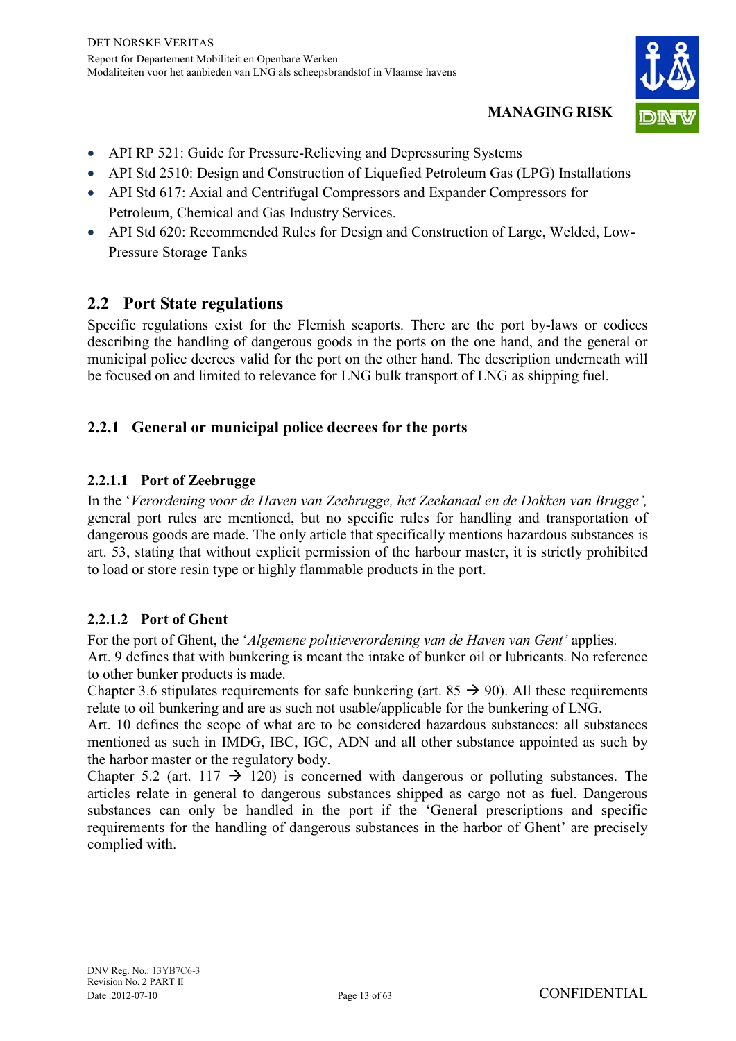- API RP 521: Guide for Pressure-Relieving and Depressuring Systems
- API Std 2510: Design and Construction of Liquefied Petroleum Gas (LPG) Installations
- API Std 617: Axial and Centrifugal Compressors and Expander Compressors for Petroleum, Chemical and Gas Industry Services.
- API Std 620: Recommended Rules for Design and Construction of Large, Welded, Low-Pressure Storage Tanks

## 2.2 Port State regulations

Specific regulations exist for the Flemish seaports. There are the port by-laws or codices describing the handling of dangerous goods in the ports on the one hand, and the general or municipal police decrees valid for the port on the other hand. The description underneath will be focused on and limited to relevance for LNG bulk transport of LNG as shipping fuel.

### 2.2.1 General or municipal police decrees for the ports

#### 2.2.1.1 Port of Zeebrugge

In the '*Verordening voor de Haven van Zeebrugge, het Zeekanaal en de Dokken van Brugge'*, general port rules are mentioned, but no specific rules for handling and transportation of dangerous goods are made. The only article that specifically mentions hazardous substances is art. 53, stating that without explicit permission of the harbour master, it is strictly prohibited to load or store resin type or highly flammable products in the port.

#### 2.2.1.2 Port of Ghent

For the port of Ghent, the '*Algemene politieverordening van de Haven van Gent'* applies.
Art. 9 defines that with bunkering is meant the intake of bunker oil or lubricants. No reference to other bunker products is made.
Chapter 3.6 stipulates requirements for safe bunkering (art. 85 → 90). All these requirements relate to oil bunkering and are as such not usable/applicable for the bunkering of LNG.
Art. 10 defines the scope of what are to be considered hazardous substances: all substances mentioned as such in IMDG, IBC, IGC, ADN and all other substance appointed as such by the harbor master or the regulatory body.
Chapter 5.2 (art. 117 → 120) is concerned with dangerous or polluting substances. The articles relate in general to dangerous substances shipped as cargo not as fuel. Dangerous substances can only be handled in the port if the 'General prescriptions and specific requirements for the handling of dangerous substances in the harbor of Ghent' are precisely complied with.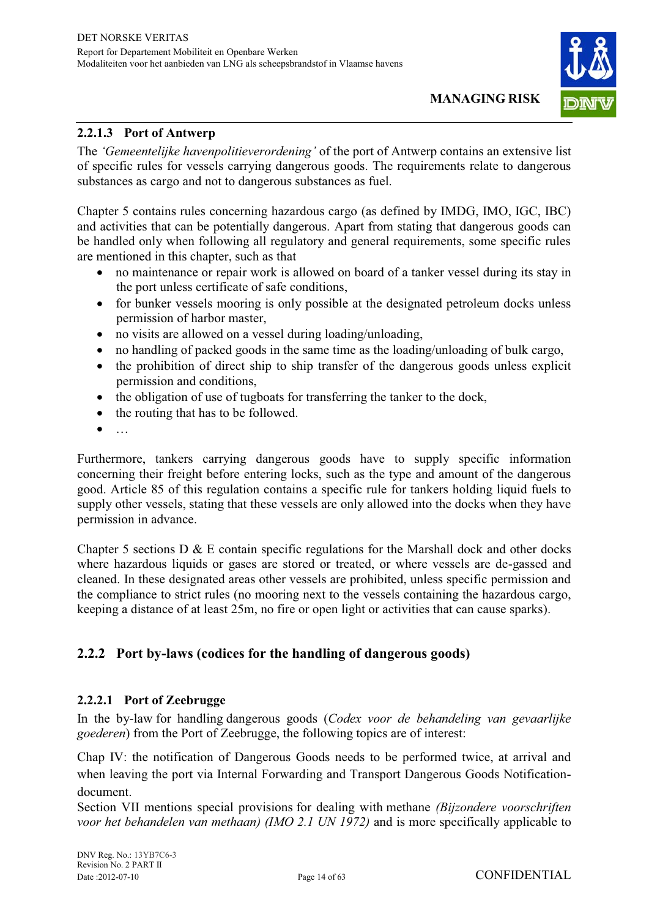#### 2.2.1.3 Port of Antwerp

The *'Gemeentelijke havenpolitieverordening'* of the port of Antwerp contains an extensive list of specific rules for vessels carrying dangerous goods. The requirements relate to dangerous substances as cargo and not to dangerous substances as fuel.

Chapter 5 contains rules concerning hazardous cargo (as defined by IMDG, IMO, IGC, IBC) and activities that can be potentially dangerous. Apart from stating that dangerous goods can be handled only when following all regulatory and general requirements, some specific rules are mentioned in this chapter, such as that

- no maintenance or repair work is allowed on board of a tanker vessel during its stay in the port unless certificate of safe conditions,
- for bunker vessels mooring is only possible at the designated petroleum docks unless permission of harbor master,
- no visits are allowed on a vessel during loading/unloading,
- no handling of packed goods in the same time as the loading/unloading of bulk cargo,
- the prohibition of direct ship to ship transfer of the dangerous goods unless explicit permission and conditions,
- the obligation of use of tugboats for transferring the tanker to the dock,
- the routing that has to be followed.
- …

Furthermore, tankers carrying dangerous goods have to supply specific information concerning their freight before entering locks, such as the type and amount of the dangerous good. Article 85 of this regulation contains a specific rule for tankers holding liquid fuels to supply other vessels, stating that these vessels are only allowed into the docks when they have permission in advance.

Chapter 5 sections D & E contain specific regulations for the Marshall dock and other docks where hazardous liquids or gases are stored or treated, or where vessels are de-gassed and cleaned. In these designated areas other vessels are prohibited, unless specific permission and the compliance to strict rules (no mooring next to the vessels containing the hazardous cargo, keeping a distance of at least 25m, no fire or open light or activities that can cause sparks).

### 2.2.2 Port by-laws (codices for the handling of dangerous goods)

#### 2.2.2.1 Port of Zeebrugge

In the by-law for handling dangerous goods (*Codex voor de behandeling van gevaarlijke goederen*) from the Port of Zeebrugge, the following topics are of interest:

Chap IV: the notification of Dangerous Goods needs to be performed twice, at arrival and when leaving the port via Internal Forwarding and Transport Dangerous Goods Notification-document.

Section VII mentions special provisions for dealing with methane *(Bijzondere voorschriften voor het behandelen van methaan) (IMO 2.1 UN 1972)* and is more specifically applicable to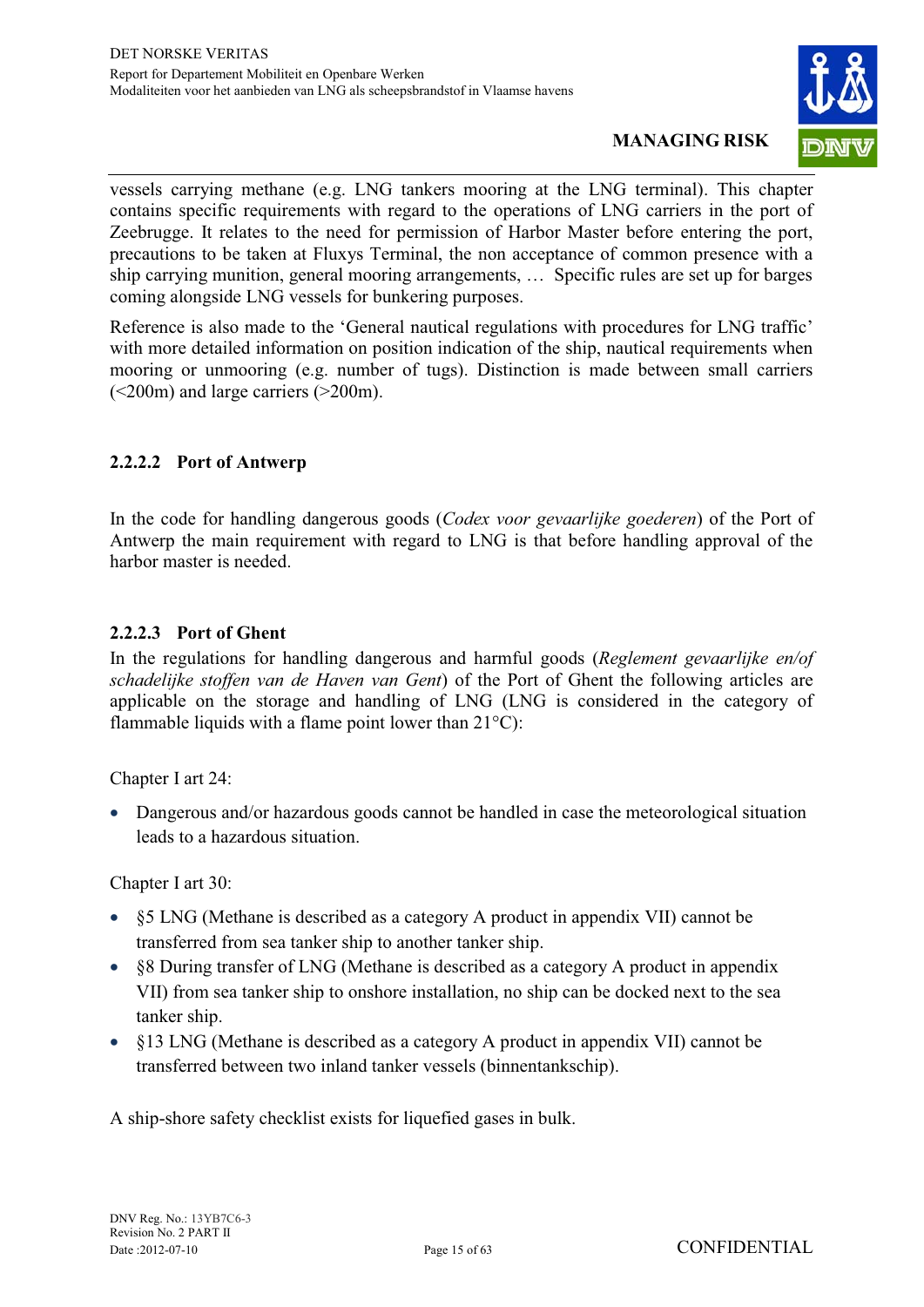vessels carrying methane (e.g. LNG tankers mooring at the LNG terminal). This chapter contains specific requirements with regard to the operations of LNG carriers in the port of Zeebrugge. It relates to the need for permission of Harbor Master before entering the port, precautions to be taken at Fluxys Terminal, the non acceptance of common presence with a ship carrying munition, general mooring arrangements, … Specific rules are set up for barges coming alongside LNG vessels for bunkering purposes.

Reference is also made to the 'General nautical regulations with procedures for LNG traffic' with more detailed information on position indication of the ship, nautical requirements when mooring or unmooring (e.g. number of tugs). Distinction is made between small carriers (<200m) and large carriers (>200m).

#### 2.2.2.2 Port of Antwerp

In the code for handling dangerous goods (*Codex voor gevaarlijke goederen*) of the Port of Antwerp the main requirement with regard to LNG is that before handling approval of the harbor master is needed.

#### 2.2.2.3 Port of Ghent

In the regulations for handling dangerous and harmful goods (*Reglement gevaarlijke en/of schadelijke stoffen van de Haven van Gent*) of the Port of Ghent the following articles are applicable on the storage and handling of LNG (LNG is considered in the category of flammable liquids with a flame point lower than 21°C):

Chapter I art 24:

- Dangerous and/or hazardous goods cannot be handled in case the meteorological situation leads to a hazardous situation.

Chapter I art 30:

- §5 LNG (Methane is described as a category A product in appendix VII) cannot be transferred from sea tanker ship to another tanker ship.
- §8 During transfer of LNG (Methane is described as a category A product in appendix VII) from sea tanker ship to onshore installation, no ship can be docked next to the sea tanker ship.
- §13 LNG (Methane is described as a category A product in appendix VII) cannot be transferred between two inland tanker vessels (binnentankschip).

A ship-shore safety checklist exists for liquefied gases in bulk.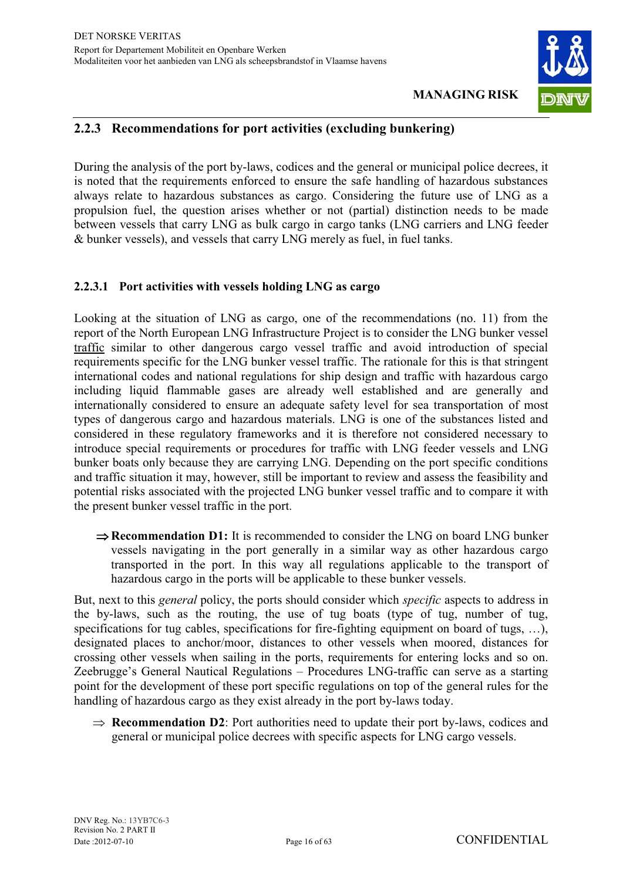### 2.2.3 Recommendations for port activities (excluding bunkering)

During the analysis of the port by-laws, codices and the general or municipal police decrees, it is noted that the requirements enforced to ensure the safe handling of hazardous substances always relate to hazardous substances as cargo. Considering the future use of LNG as a propulsion fuel, the question arises whether or not (partial) distinction needs to be made between vessels that carry LNG as bulk cargo in cargo tanks (LNG carriers and LNG feeder & bunker vessels), and vessels that carry LNG merely as fuel, in fuel tanks.

#### 2.2.3.1 Port activities with vessels holding LNG as cargo

Looking at the situation of LNG as cargo, one of the recommendations (no. 11) from the report of the North European LNG Infrastructure Project is to consider the LNG bunker vessel <u>traffic</u> similar to other dangerous cargo vessel traffic and avoid introduction of special requirements specific for the LNG bunker vessel traffic. The rationale for this is that stringent international codes and national regulations for ship design and traffic with hazardous cargo including liquid flammable gases are already well established and are generally and internationally considered to ensure an adequate safety level for sea transportation of most types of dangerous cargo and hazardous materials. LNG is one of the substances listed and considered in these regulatory frameworks and it is therefore not considered necessary to introduce special requirements or procedures for traffic with LNG feeder vessels and LNG bunker boats only because they are carrying LNG. Depending on the port specific conditions and traffic situation it may, however, still be important to review and assess the feasibility and potential risks associated with the projected LNG bunker vessel traffic and to compare it with the present bunker vessel traffic in the port.

⇒ **Recommendation D1:** It is recommended to consider the LNG on board LNG bunker vessels navigating in the port generally in a similar way as other hazardous cargo transported in the port. In this way all regulations applicable to the transport of hazardous cargo in the ports will be applicable to these bunker vessels.

But, next to this *general* policy, the ports should consider which *specific* aspects to address in the by-laws, such as the routing, the use of tug boats (type of tug, number of tug, specifications for tug cables, specifications for fire-fighting equipment on board of tugs, …), designated places to anchor/moor, distances to other vessels when moored, distances for crossing other vessels when sailing in the ports, requirements for entering locks and so on. Zeebrugge's General Nautical Regulations – Procedures LNG-traffic can serve as a starting point for the development of these port specific regulations on top of the general rules for the handling of hazardous cargo as they exist already in the port by-laws today.

⇒ **Recommendation D2**: Port authorities need to update their port by-laws, codices and general or municipal police decrees with specific aspects for LNG cargo vessels.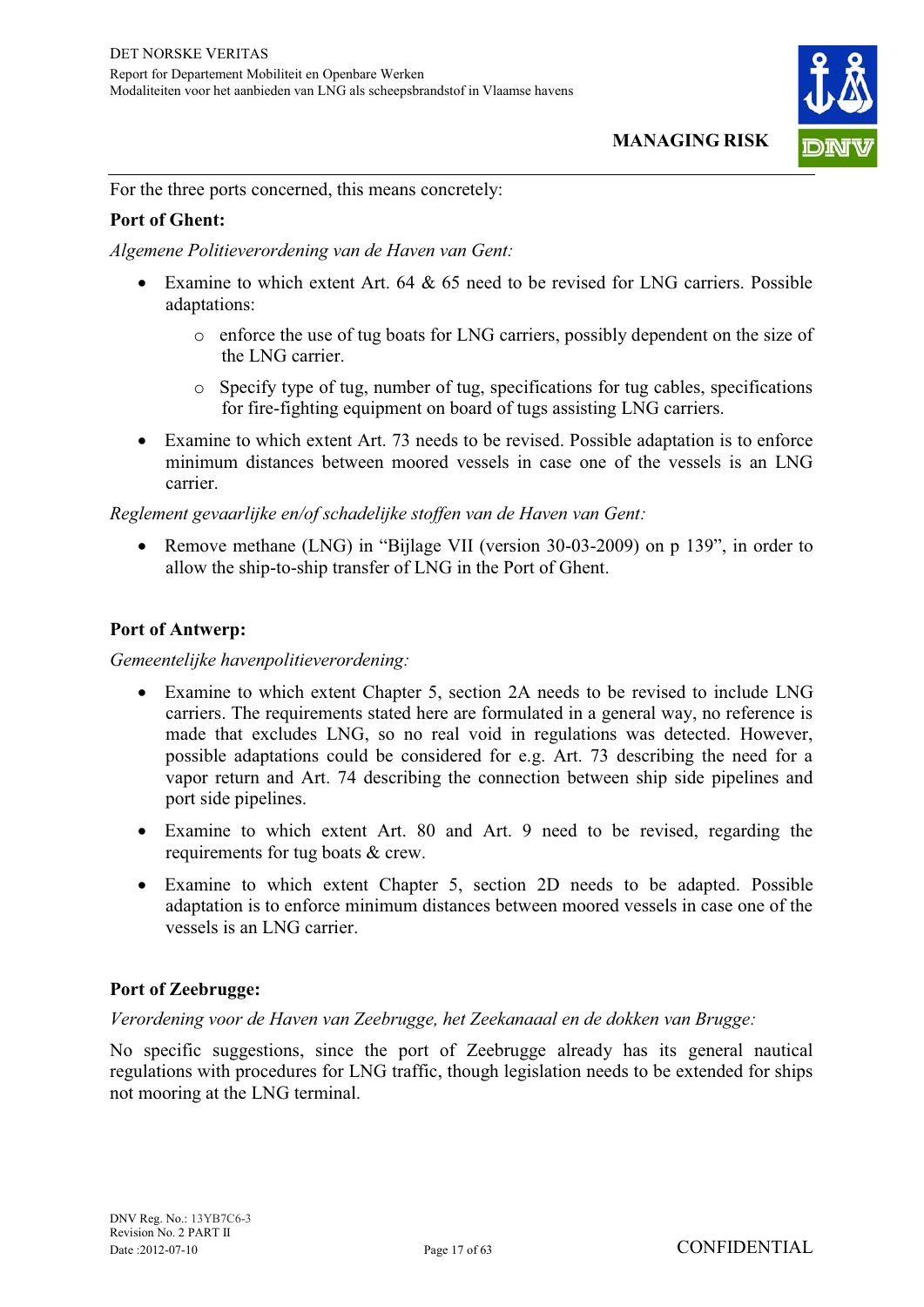For the three ports concerned, this means concretely:

**Port of Ghent:**

*Algemene Politieverordening van de Haven van Gent:*

- Examine to which extent Art. 64 & 65 need to be revised for LNG carriers. Possible adaptations:
  - enforce the use of tug boats for LNG carriers, possibly dependent on the size of the LNG carrier.
  - Specify type of tug, number of tug, specifications for tug cables, specifications for fire-fighting equipment on board of tugs assisting LNG carriers.
- Examine to which extent Art. 73 needs to be revised. Possible adaptation is to enforce minimum distances between moored vessels in case one of the vessels is an LNG carrier.

*Reglement gevaarlijke en/of schadelijke stoffen van de Haven van Gent:*

- Remove methane (LNG) in "Bijlage VII (version 30-03-2009) on p 139", in order to allow the ship-to-ship transfer of LNG in the Port of Ghent.

**Port of Antwerp:**

*Gemeentelijke havenpolitieverordening:*

- Examine to which extent Chapter 5, section 2A needs to be revised to include LNG carriers. The requirements stated here are formulated in a general way, no reference is made that excludes LNG, so no real void in regulations was detected. However, possible adaptations could be considered for e.g. Art. 73 describing the need for a vapor return and Art. 74 describing the connection between ship side pipelines and port side pipelines.
- Examine to which extent Art. 80 and Art. 9 need to be revised, regarding the requirements for tug boats & crew.
- Examine to which extent Chapter 5, section 2D needs to be adapted. Possible adaptation is to enforce minimum distances between moored vessels in case one of the vessels is an LNG carrier.

**Port of Zeebrugge:**

*Verordening voor de Haven van Zeebrugge, het Zeekanaal en de dokken van Brugge:*

No specific suggestions, since the port of Zeebrugge already has its general nautical regulations with procedures for LNG traffic, though legislation needs to be extended for ships not mooring at the LNG terminal.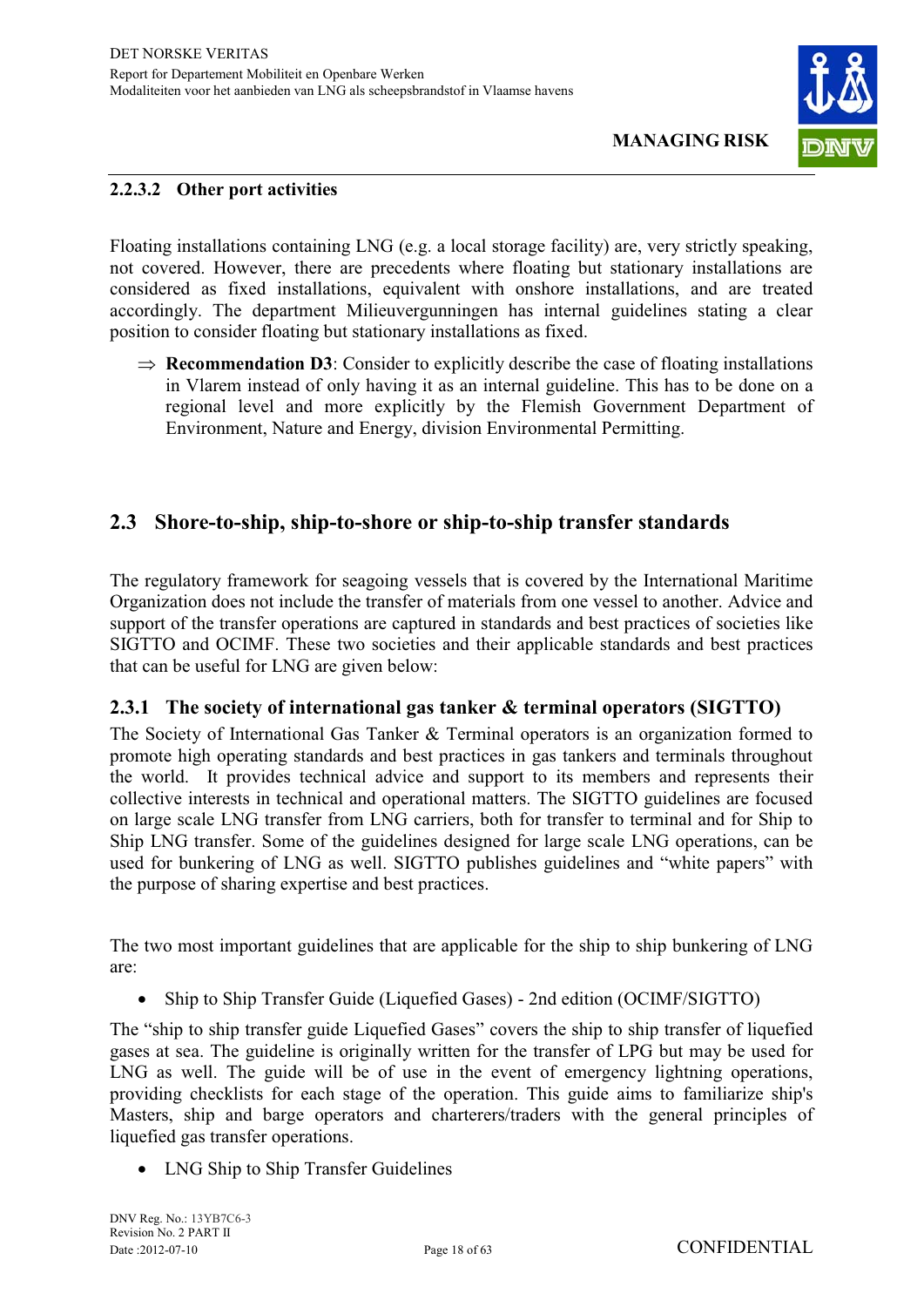#### 2.2.3.2 Other port activities

Floating installations containing LNG (e.g. a local storage facility) are, very strictly speaking, not covered. However, there are precedents where floating but stationary installations are considered as fixed installations, equivalent with onshore installations, and are treated accordingly. The department Milieuvergunningen has internal guidelines stating a clear position to consider floating but stationary installations as fixed.

⇒ **Recommendation D3**: Consider to explicitly describe the case of floating installations in Vlarem instead of only having it as an internal guideline. This has to be done on a regional level and more explicitly by the Flemish Government Department of Environment, Nature and Energy, division Environmental Permitting.

## 2.3 Shore-to-ship, ship-to-shore or ship-to-ship transfer standards

The regulatory framework for seagoing vessels that is covered by the International Maritime Organization does not include the transfer of materials from one vessel to another. Advice and support of the transfer operations are captured in standards and best practices of societies like SIGTTO and OCIMF. These two societies and their applicable standards and best practices that can be useful for LNG are given below:

### 2.3.1 The society of international gas tanker & terminal operators (SIGTTO)

The Society of International Gas Tanker & Terminal operators is an organization formed to promote high operating standards and best practices in gas tankers and terminals throughout the world. It provides technical advice and support to its members and represents their collective interests in technical and operational matters. The SIGTTO guidelines are focused on large scale LNG transfer from LNG carriers, both for transfer to terminal and for Ship to Ship LNG transfer. Some of the guidelines designed for large scale LNG operations, can be used for bunkering of LNG as well. SIGTTO publishes guidelines and "white papers" with the purpose of sharing expertise and best practices.

The two most important guidelines that are applicable for the ship to ship bunkering of LNG are:

- Ship to Ship Transfer Guide (Liquefied Gases) - 2nd edition (OCIMF/SIGTTO)

The "ship to ship transfer guide Liquefied Gases" covers the ship to ship transfer of liquefied gases at sea. The guideline is originally written for the transfer of LPG but may be used for LNG as well. The guide will be of use in the event of emergency lightning operations, providing checklists for each stage of the operation. This guide aims to familiarize ship's Masters, ship and barge operators and charterers/traders with the general principles of liquefied gas transfer operations.

- LNG Ship to Ship Transfer Guidelines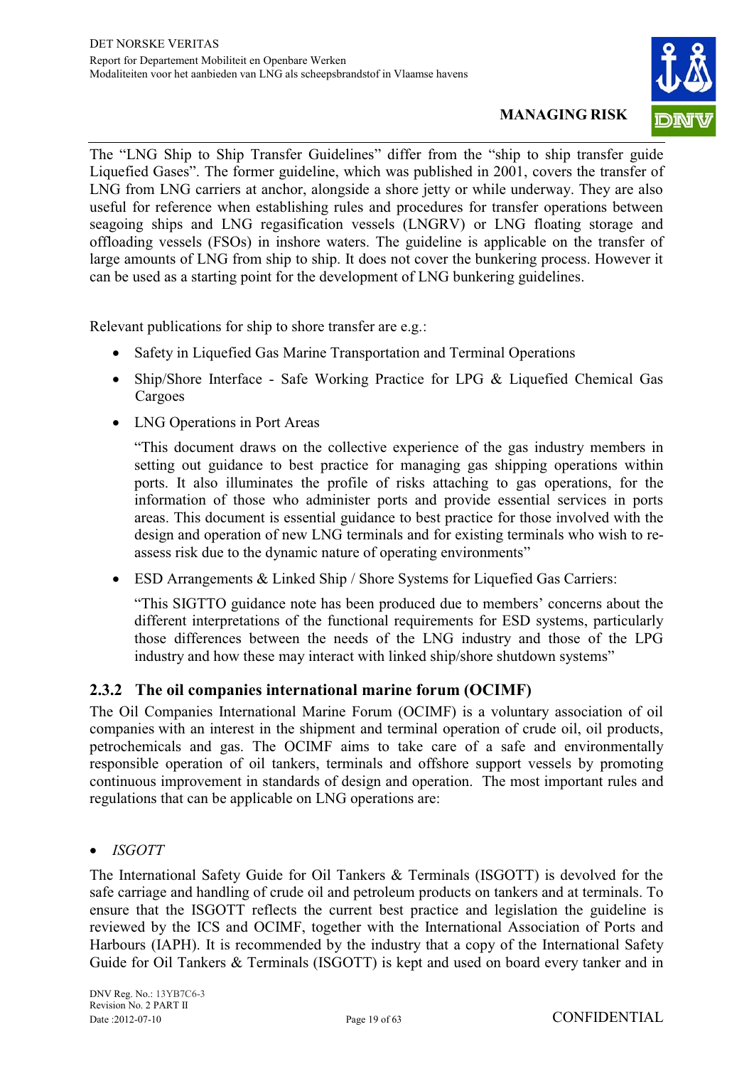The “LNG Ship to Ship Transfer Guidelines” differ from the “ship to ship transfer guide Liquefied Gases”. The former guideline, which was published in 2001, covers the transfer of LNG from LNG carriers at anchor, alongside a shore jetty or while underway. They are also useful for reference when establishing rules and procedures for transfer operations between seagoing ships and LNG regasification vessels (LNGRV) or LNG floating storage and offloading vessels (FSOs) in inshore waters. The guideline is applicable on the transfer of large amounts of LNG from ship to ship. It does not cover the bunkering process. However it can be used as a starting point for the development of LNG bunkering guidelines.

Relevant publications for ship to shore transfer are e.g.:

- Safety in Liquefied Gas Marine Transportation and Terminal Operations
- Ship/Shore Interface - Safe Working Practice for LPG & Liquefied Chemical Gas Cargoes
- LNG Operations in Port Areas

  “This document draws on the collective experience of the gas industry members in setting out guidance to best practice for managing gas shipping operations within ports. It also illuminates the profile of risks attaching to gas operations, for the information of those who administer ports and provide essential services in ports areas. This document is essential guidance to best practice for those involved with the design and operation of new LNG terminals and for existing terminals who wish to re-assess risk due to the dynamic nature of operating environments”

- ESD Arrangements & Linked Ship / Shore Systems for Liquefied Gas Carriers:

  “This SIGTTO guidance note has been produced due to members’ concerns about the different interpretations of the functional requirements for ESD systems, particularly those differences between the needs of the LNG industry and those of the LPG industry and how these may interact with linked ship/shore shutdown systems”

### 2.3.2 The oil companies international marine forum (OCIMF)

The Oil Companies International Marine Forum (OCIMF) is a voluntary association of oil companies with an interest in the shipment and terminal operation of crude oil, oil products, petrochemicals and gas. The OCIMF aims to take care of a safe and environmentally responsible operation of oil tankers, terminals and offshore support vessels by promoting continuous improvement in standards of design and operation. The most important rules and regulations that can be applicable on LNG operations are:

- *ISGOTT*

The International Safety Guide for Oil Tankers & Terminals (ISGOTT) is devolved for the safe carriage and handling of crude oil and petroleum products on tankers and at terminals. To ensure that the ISGOTT reflects the current best practice and legislation the guideline is reviewed by the ICS and OCIMF, together with the International Association of Ports and Harbours (IAPH). It is recommended by the industry that a copy of the International Safety Guide for Oil Tankers & Terminals (ISGOTT) is kept and used on board every tanker and in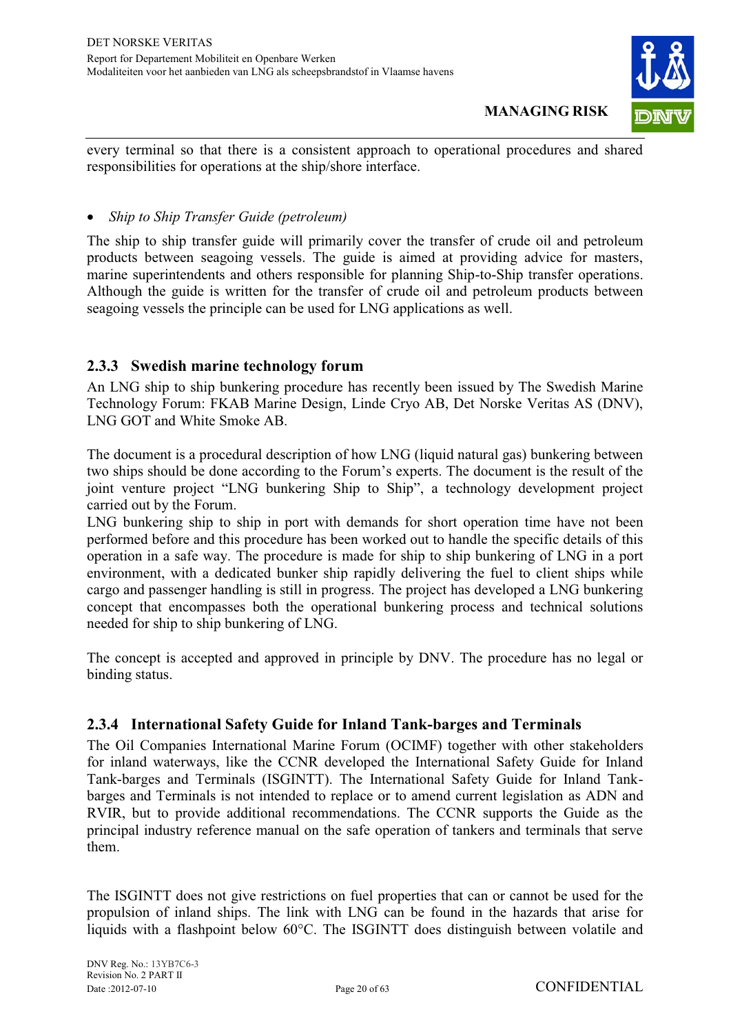every terminal so that there is a consistent approach to operational procedures and shared responsibilities for operations at the ship/shore interface.

- *Ship to Ship Transfer Guide (petroleum)*

The ship to ship transfer guide will primarily cover the transfer of crude oil and petroleum products between seagoing vessels. The guide is aimed at providing advice for masters, marine superintendents and others responsible for planning Ship-to-Ship transfer operations. Although the guide is written for the transfer of crude oil and petroleum products between seagoing vessels the principle can be used for LNG applications as well.

### 2.3.3 Swedish marine technology forum

An LNG ship to ship bunkering procedure has recently been issued by The Swedish Marine Technology Forum: FKAB Marine Design, Linde Cryo AB, Det Norske Veritas AS (DNV), LNG GOT and White Smoke AB.

The document is a procedural description of how LNG (liquid natural gas) bunkering between two ships should be done according to the Forum's experts. The document is the result of the joint venture project "LNG bunkering Ship to Ship", a technology development project carried out by the Forum.
LNG bunkering ship to ship in port with demands for short operation time have not been performed before and this procedure has been worked out to handle the specific details of this operation in a safe way. The procedure is made for ship to ship bunkering of LNG in a port environment, with a dedicated bunker ship rapidly delivering the fuel to client ships while cargo and passenger handling is still in progress. The project has developed a LNG bunkering concept that encompasses both the operational bunkering process and technical solutions needed for ship to ship bunkering of LNG.

The concept is accepted and approved in principle by DNV. The procedure has no legal or binding status.

### 2.3.4 International Safety Guide for Inland Tank-barges and Terminals

The Oil Companies International Marine Forum (OCIMF) together with other stakeholders for inland waterways, like the CCNR developed the International Safety Guide for Inland Tank-barges and Terminals (ISGINTT). The International Safety Guide for Inland Tank-barges and Terminals is not intended to replace or to amend current legislation as ADN and RVIR, but to provide additional recommendations. The CCNR supports the Guide as the principal industry reference manual on the safe operation of tankers and terminals that serve them.

The ISGINTT does not give restrictions on fuel properties that can or cannot be used for the propulsion of inland ships. The link with LNG can be found in the hazards that arise for liquids with a flashpoint below 60°C. The ISGINTT does distinguish between volatile and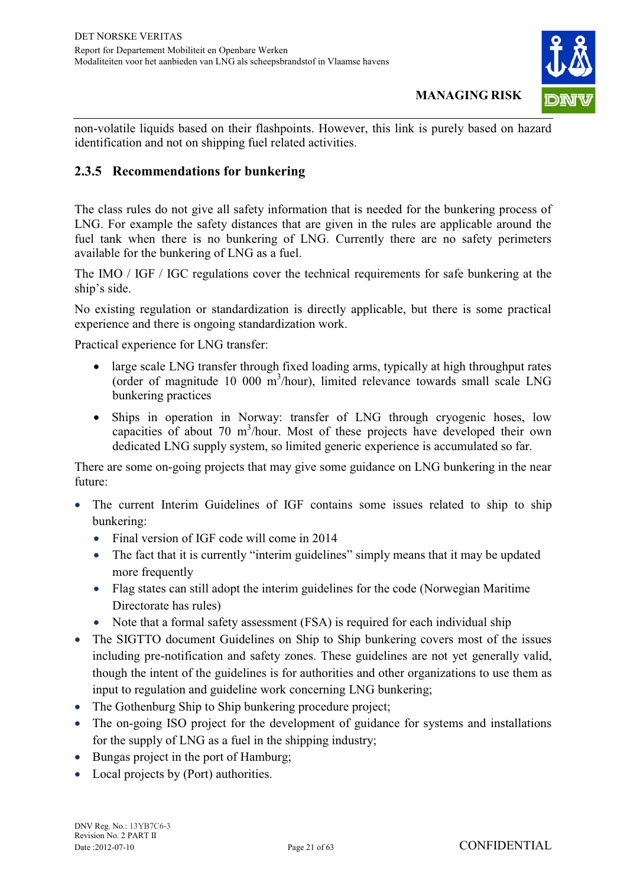non-volatile liquids based on their flashpoints. However, this link is purely based on hazard identification and not on shipping fuel related activities.

### 2.3.5 Recommendations for bunkering

The class rules do not give all safety information that is needed for the bunkering process of LNG. For example the safety distances that are given in the rules are applicable around the fuel tank when there is no bunkering of LNG. Currently there are no safety perimeters available for the bunkering of LNG as a fuel.

The IMO / IGF / IGC regulations cover the technical requirements for safe bunkering at the ship's side.

No existing regulation or standardization is directly applicable, but there is some practical experience and there is ongoing standardization work.

Practical experience for LNG transfer:

- large scale LNG transfer through fixed loading arms, typically at high throughput rates (order of magnitude 10 000 $m^3$/hour), limited relevance towards small scale LNG bunkering practices
- Ships in operation in Norway: transfer of LNG through cryogenic hoses, low capacities of about 70 $m^3$/hour. Most of these projects have developed their own dedicated LNG supply system, so limited generic experience is accumulated so far.

There are some on-going projects that may give some guidance on LNG bunkering in the near future:

- The current Interim Guidelines of IGF contains some issues related to ship to ship bunkering:
  - Final version of IGF code will come in 2014
  - The fact that it is currently "interim guidelines" simply means that it may be updated more frequently
  - Flag states can still adopt the interim guidelines for the code (Norwegian Maritime Directorate has rules)
  - Note that a formal safety assessment (FSA) is required for each individual ship
- The SIGTTO document Guidelines on Ship to Ship bunkering covers most of the issues including pre-notification and safety zones. These guidelines are not yet generally valid, though the intent of the guidelines is for authorities and other organizations to use them as input to regulation and guideline work concerning LNG bunkering;
- The Gothenburg Ship to Ship bunkering procedure project;
- The on-going ISO project for the development of guidance for systems and installations for the supply of LNG as a fuel in the shipping industry;
- Bungas project in the port of Hamburg;
- Local projects by (Port) authorities.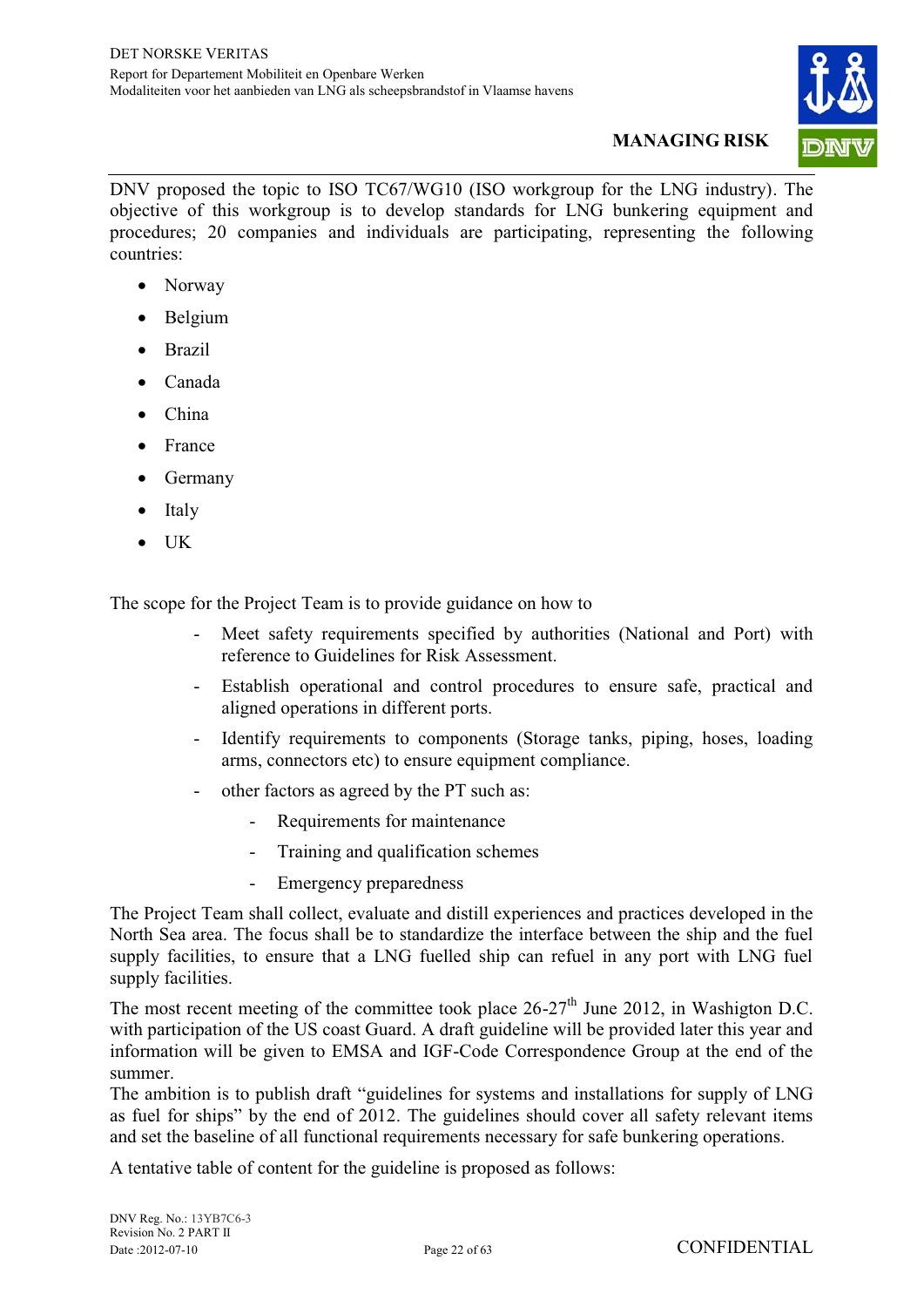DNV proposed the topic to ISO TC67/WG10 (ISO workgroup for the LNG industry). The objective of this workgroup is to develop standards for LNG bunkering equipment and procedures; 20 companies and individuals are participating, representing the following countries:

- Norway
- Belgium
- Brazil
- Canada
- China
- France
- Germany
- Italy
- UK

The scope for the Project Team is to provide guidance on how to

- Meet safety requirements specified by authorities (National and Port) with reference to Guidelines for Risk Assessment.
- Establish operational and control procedures to ensure safe, practical and aligned operations in different ports.
- Identify requirements to components (Storage tanks, piping, hoses, loading arms, connectors etc) to ensure equipment compliance.
- other factors as agreed by the PT such as:
  - Requirements for maintenance
  - Training and qualification schemes
  - Emergency preparedness

The Project Team shall collect, evaluate and distill experiences and practices developed in the North Sea area. The focus shall be to standardize the interface between the ship and the fuel supply facilities, to ensure that a LNG fuelled ship can refuel in any port with LNG fuel supply facilities.

The most recent meeting of the committee took place 26-27th June 2012, in Washigton D.C. with participation of the US coast Guard. A draft guideline will be provided later this year and information will be given to EMSA and IGF-Code Correspondence Group at the end of the summer.
The ambition is to publish draft "guidelines for systems and installations for supply of LNG as fuel for ships" by the end of 2012. The guidelines should cover all safety relevant items and set the baseline of all functional requirements necessary for safe bunkering operations.

A tentative table of content for the guideline is proposed as follows: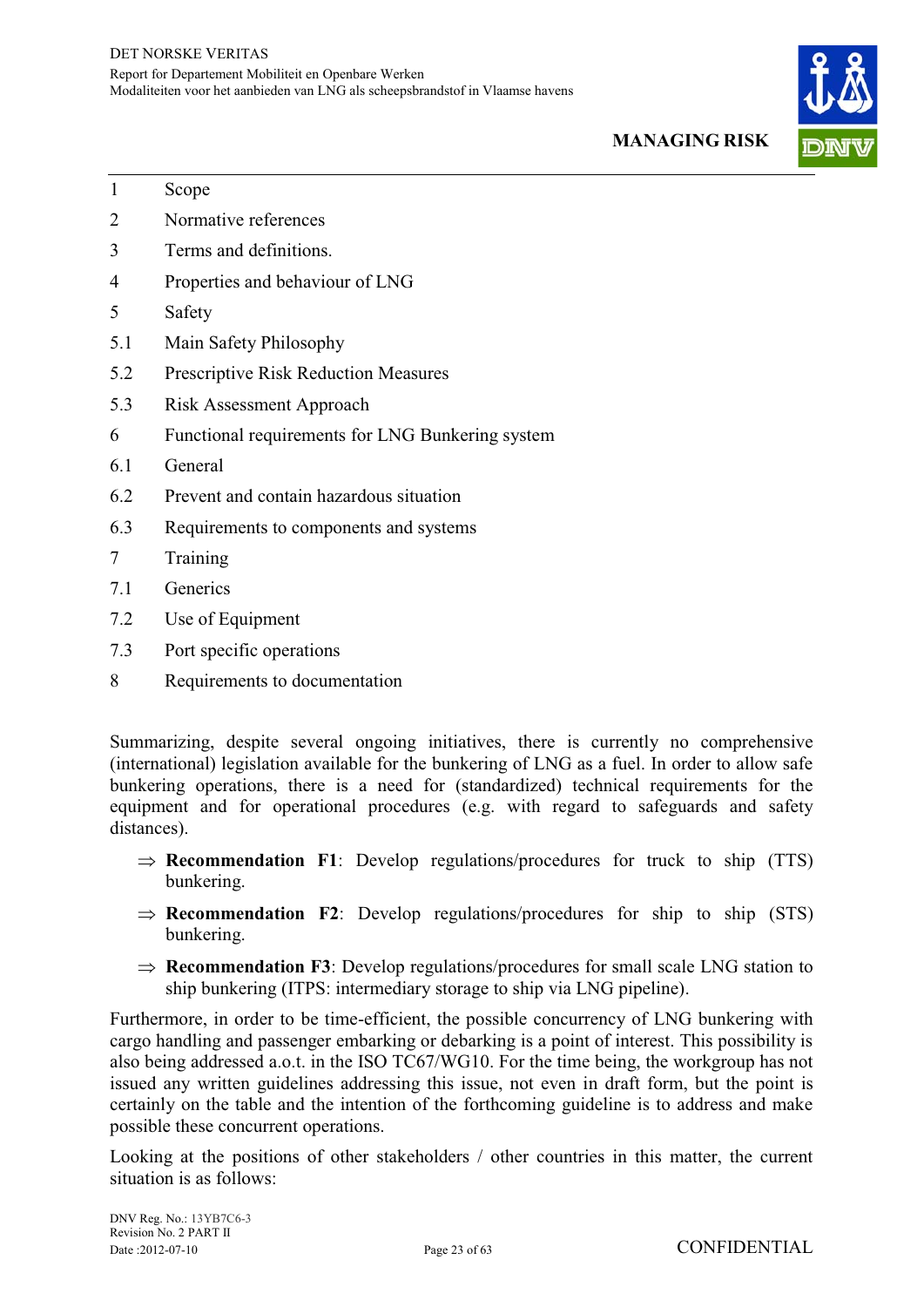1 Scope

2 Normative references

3 Terms and definitions.

4 Properties and behaviour of LNG

5 Safety

5.1 Main Safety Philosophy

5.2 Prescriptive Risk Reduction Measures

5.3 Risk Assessment Approach

6 Functional requirements for LNG Bunkering system

6.1 General

6.2 Prevent and contain hazardous situation

6.3 Requirements to components and systems

7 Training

7.1 Generics

7.2 Use of Equipment

7.3 Port specific operations

8 Requirements to documentation

Summarizing, despite several ongoing initiatives, there is currently no comprehensive (international) legislation available for the bunkering of LNG as a fuel. In order to allow safe bunkering operations, there is a need for (standardized) technical requirements for the equipment and for operational procedures (e.g. with regard to safeguards and safety distances).

⇒ **Recommendation F1**: Develop regulations/procedures for truck to ship (TTS) bunkering.

⇒ **Recommendation F2**: Develop regulations/procedures for ship to ship (STS) bunkering.

⇒ **Recommendation F3**: Develop regulations/procedures for small scale LNG station to ship bunkering (ITPS: intermediary storage to ship via LNG pipeline).

Furthermore, in order to be time-efficient, the possible concurrency of LNG bunkering with cargo handling and passenger embarking or debarking is a point of interest. This possibility is also being addressed a.o.t. in the ISO TC67/WG10. For the time being, the workgroup has not issued any written guidelines addressing this issue, not even in draft form, but the point is certainly on the table and the intention of the forthcoming guideline is to address and make possible these concurrent operations.

Looking at the positions of other stakeholders / other countries in this matter, the current situation is as follows: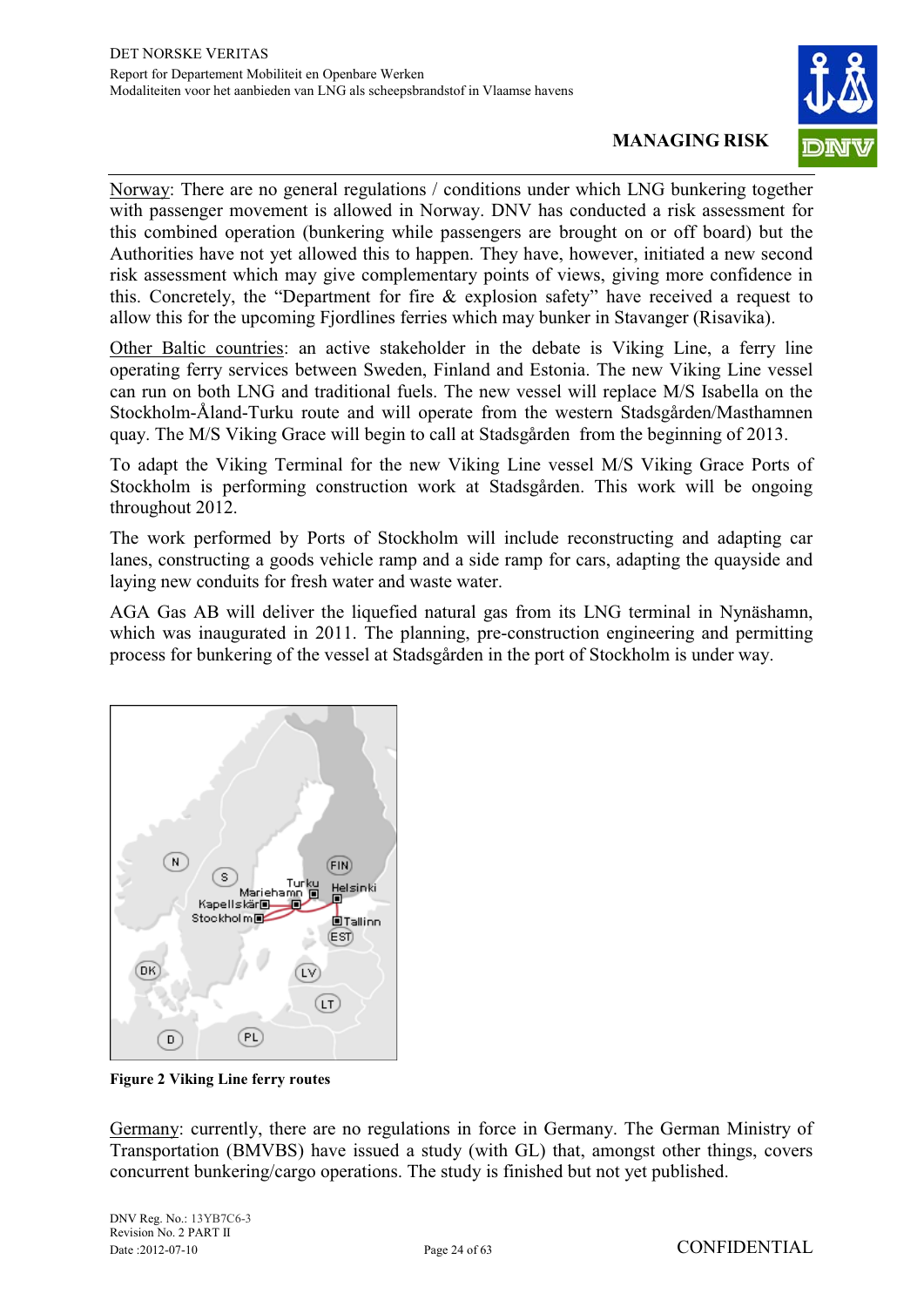Norway: There are no general regulations / conditions under which LNG bunkering together with passenger movement is allowed in Norway. DNV has conducted a risk assessment for this combined operation (bunkering while passengers are brought on or off board) but the Authorities have not yet allowed this to happen. They have, however, initiated a new second risk assessment which may give complementary points of views, giving more confidence in this. Concretely, the "Department for fire & explosion safety" have received a request to allow this for the upcoming Fjordlines ferries which may bunker in Stavanger (Risavika).

Other Baltic countries: an active stakeholder in the debate is Viking Line, a ferry line operating ferry services between Sweden, Finland and Estonia. The new Viking Line vessel can run on both LNG and traditional fuels. The new vessel will replace M/S Isabella on the Stockholm-Åland-Turku route and will operate from the western Stadsgården/Masthamnen quay. The M/S Viking Grace will begin to call at Stadsgården from the beginning of 2013.

To adapt the Viking Terminal for the new Viking Line vessel M/S Viking Grace Ports of Stockholm is performing construction work at Stadsgården. This work will be ongoing throughout 2012.

The work performed by Ports of Stockholm will include reconstructing and adapting car lanes, constructing a goods vehicle ramp and a side ramp for cars, adapting the quayside and laying new conduits for fresh water and waste water.

AGA Gas AB will deliver the liquefied natural gas from its LNG terminal in Nynäshamn, which was inaugurated in 2011. The planning, pre-construction engineering and permitting process for bunkering of the vessel at Stadsgården in the port of Stockholm is under way.

**Figure 2 Viking Line ferry routes**

Germany: currently, there are no regulations in force in Germany. The German Ministry of Transportation (BMVBS) have issued a study (with GL) that, amongst other things, covers concurrent bunkering/cargo operations. The study is finished but not yet published.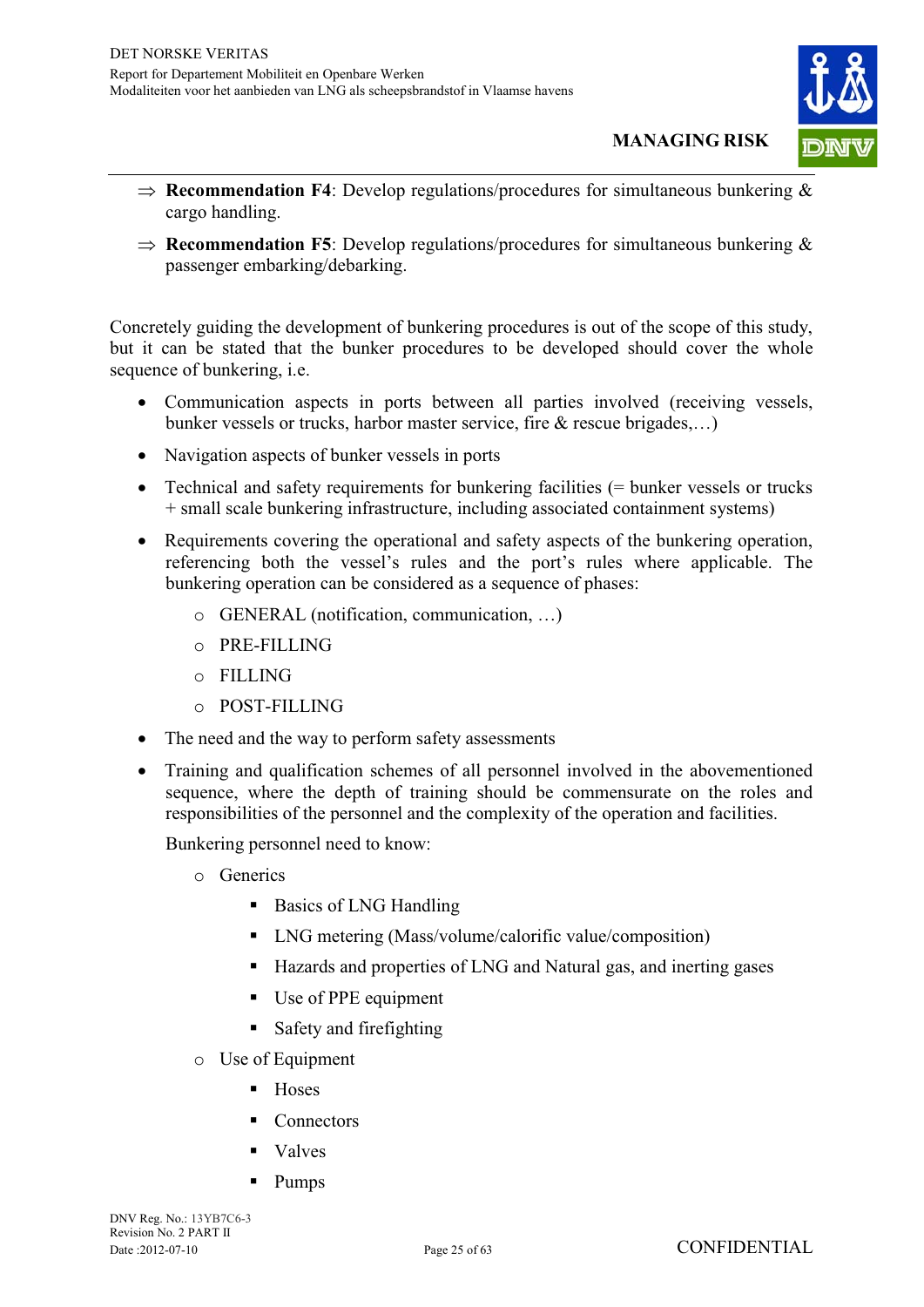⇒ **Recommendation F4**: Develop regulations/procedures for simultaneous bunkering & cargo handling.

⇒ **Recommendation F5**: Develop regulations/procedures for simultaneous bunkering & passenger embarking/debarking.

Concretely guiding the development of bunkering procedures is out of the scope of this study, but it can be stated that the bunker procedures to be developed should cover the whole sequence of bunkering, i.e.

- Communication aspects in ports between all parties involved (receiving vessels, bunker vessels or trucks, harbor master service, fire & rescue brigades,…)
- Navigation aspects of bunker vessels in ports
- Technical and safety requirements for bunkering facilities (= bunker vessels or trucks + small scale bunkering infrastructure, including associated containment systems)
- Requirements covering the operational and safety aspects of the bunkering operation, referencing both the vessel's rules and the port's rules where applicable. The bunkering operation can be considered as a sequence of phases:
  - GENERAL (notification, communication, …)
  - PRE-FILLING
  - FILLING
  - POST-FILLING
- The need and the way to perform safety assessments
- Training and qualification schemes of all personnel involved in the abovementioned sequence, where the depth of training should be commensurate on the roles and responsibilities of the personnel and the complexity of the operation and facilities.

  Bunkering personnel need to know:

  - Generics
    - Basics of LNG Handling
    - LNG metering (Mass/volume/calorific value/composition)
    - Hazards and properties of LNG and Natural gas, and inerting gases
    - Use of PPE equipment
    - Safety and firefighting
  - Use of Equipment
    - Hoses
    - Connectors
    - Valves
    - Pumps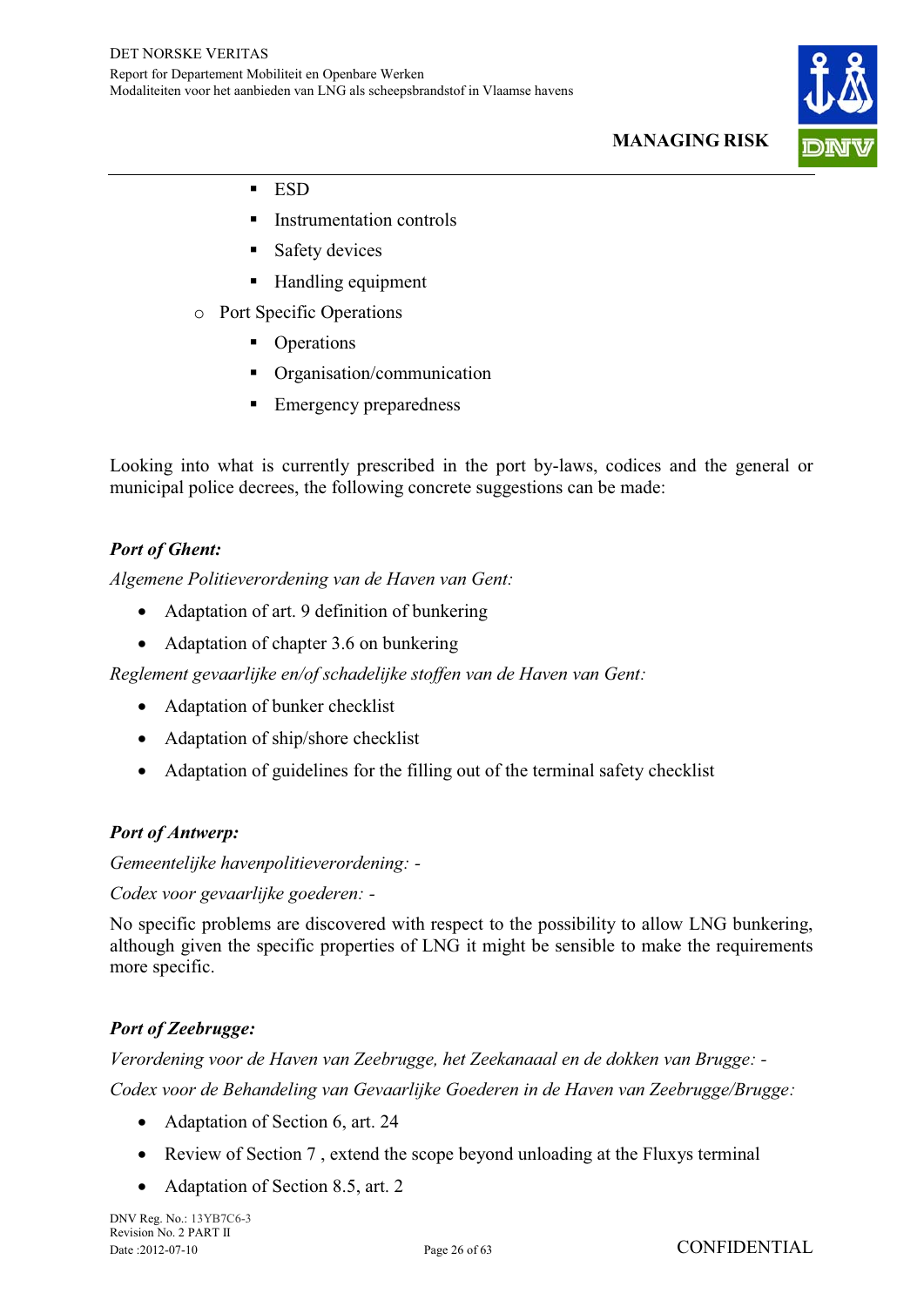- ESD
        - Instrumentation controls
        - Safety devices
        - Handling equipment
    - Port Specific Operations
        - Operations
        - Organisation/communication
        - Emergency preparedness

Looking into what is currently prescribed in the port by-laws, codices and the general or municipal police decrees, the following concrete suggestions can be made:

***Port of Ghent:***

*Algemene Politieverordening van de Haven van Gent:*

- Adaptation of art. 9 definition of bunkering
- Adaptation of chapter 3.6 on bunkering

*Reglement gevaarlijke en/of schadelijke stoffen van de Haven van Gent:*

- Adaptation of bunker checklist
- Adaptation of ship/shore checklist
- Adaptation of guidelines for the filling out of the terminal safety checklist

***Port of Antwerp:***

*Gemeentelijke havenpolitieverordening: -*

*Codex voor gevaarlijke goederen: -*

No specific problems are discovered with respect to the possibility to allow LNG bunkering, although given the specific properties of LNG it might be sensible to make the requirements more specific.

***Port of Zeebrugge:***

*Verordening voor de Haven van Zeebrugge, het Zeekanaaal en de dokken van Brugge: -*

*Codex voor de Behandeling van Gevaarlijke Goederen in de Haven van Zeebrugge/Brugge:*

- Adaptation of Section 6, art. 24
- Review of Section 7 , extend the scope beyond unloading at the Fluxys terminal
- Adaptation of Section 8.5, art. 2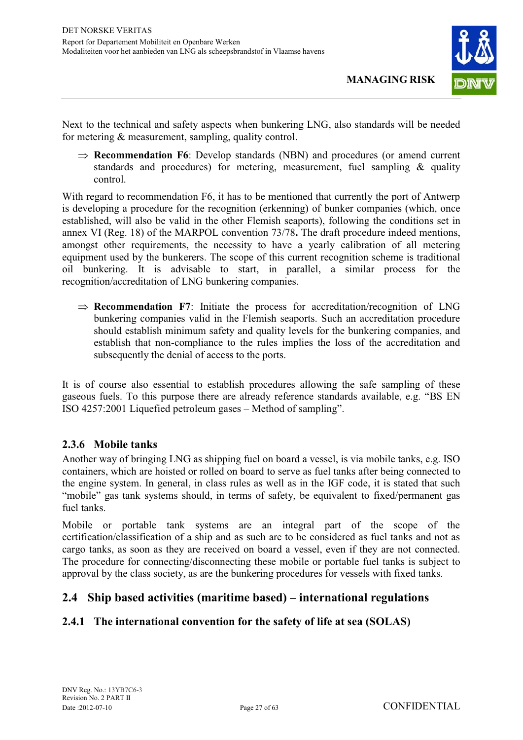Next to the technical and safety aspects when bunkering LNG, also standards will be needed for metering & measurement, sampling, quality control.

⇒ **Recommendation F6**: Develop standards (NBN) and procedures (or amend current standards and procedures) for metering, measurement, fuel sampling & quality control.

With regard to recommendation F6, it has to be mentioned that currently the port of Antwerp is developing a procedure for the recognition (erkenning) of bunker companies (which, once established, will also be valid in the other Flemish seaports), following the conditions set in annex VI (Reg. 18) of the MARPOL convention 73/78**.** The draft procedure indeed mentions, amongst other requirements, the necessity to have a yearly calibration of all metering equipment used by the bunkerers. The scope of this current recognition scheme is traditional oil bunkering. It is advisable to start, in parallel, a similar process for the recognition/accreditation of LNG bunkering companies.

⇒ **Recommendation F7**: Initiate the process for accreditation/recognition of LNG bunkering companies valid in the Flemish seaports. Such an accreditation procedure should establish minimum safety and quality levels for the bunkering companies, and establish that non-compliance to the rules implies the loss of the accreditation and subsequently the denial of access to the ports.

It is of course also essential to establish procedures allowing the safe sampling of these gaseous fuels. To this purpose there are already reference standards available, e.g. “BS EN ISO 4257:2001 Liquefied petroleum gases – Method of sampling”.

### 2.3.6 Mobile tanks

Another way of bringing LNG as shipping fuel on board a vessel, is via mobile tanks, e.g. ISO containers, which are hoisted or rolled on board to serve as fuel tanks after being connected to the engine system. In general, in class rules as well as in the IGF code, it is stated that such “mobile” gas tank systems should, in terms of safety, be equivalent to fixed/permanent gas fuel tanks.

Mobile or portable tank systems are an integral part of the scope of the certification/classification of a ship and as such are to be considered as fuel tanks and not as cargo tanks, as soon as they are received on board a vessel, even if they are not connected. The procedure for connecting/disconnecting these mobile or portable fuel tanks is subject to approval by the class society, as are the bunkering procedures for vessels with fixed tanks.

## 2.4 Ship based activities (maritime based) – international regulations

### 2.4.1 The international convention for the safety of life at sea (SOLAS)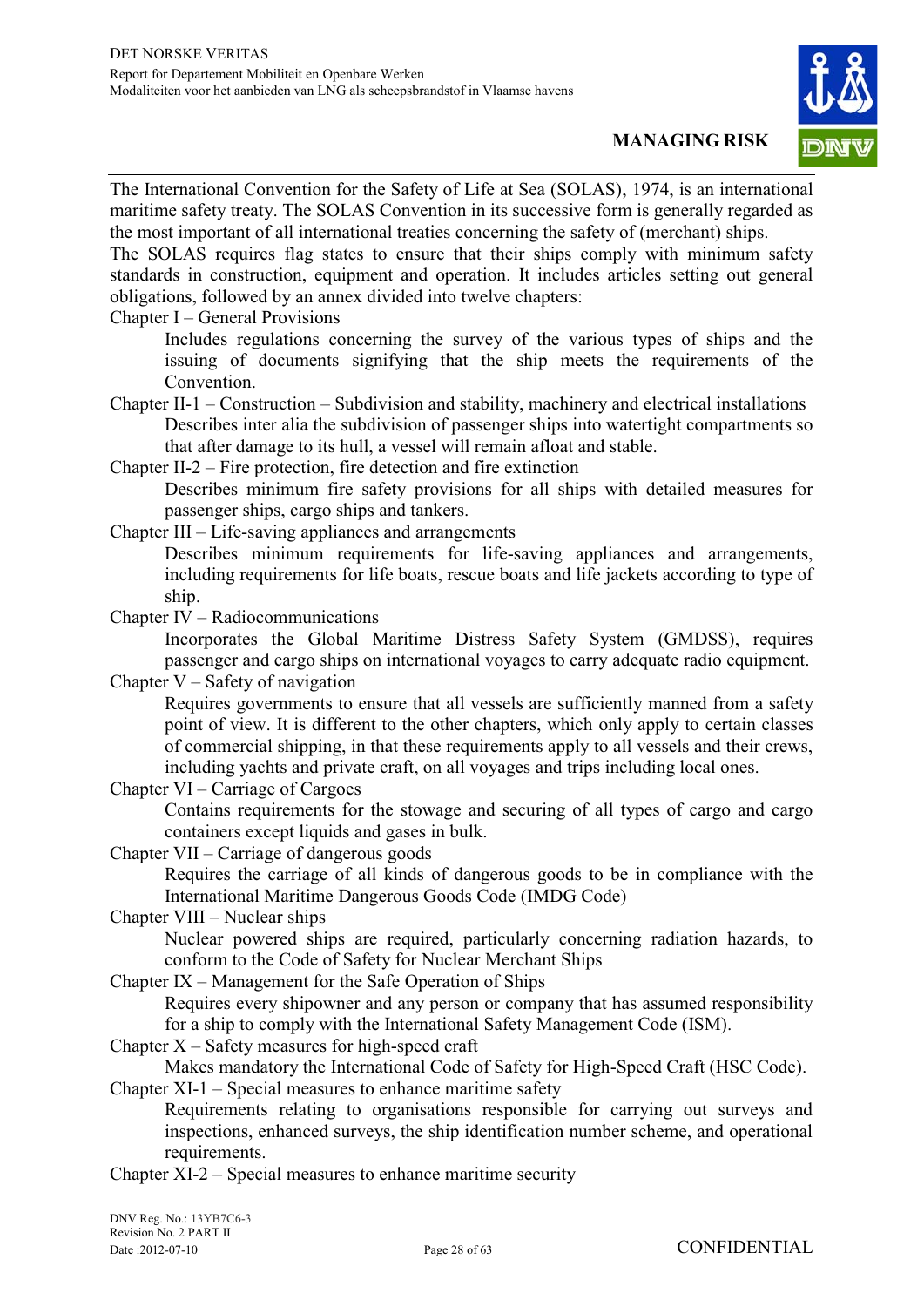The International Convention for the Safety of Life at Sea (SOLAS), 1974, is an international maritime safety treaty. The SOLAS Convention in its successive form is generally regarded as the most important of all international treaties concerning the safety of (merchant) ships.
The SOLAS requires flag states to ensure that their ships comply with minimum safety standards in construction, equipment and operation. It includes articles setting out general obligations, followed by an annex divided into twelve chapters:

Chapter I – General Provisions
> Includes regulations concerning the survey of the various types of ships and the issuing of documents signifying that the ship meets the requirements of the Convention.

Chapter II-1 – Construction – Subdivision and stability, machinery and electrical installations
> Describes inter alia the subdivision of passenger ships into watertight compartments so that after damage to its hull, a vessel will remain afloat and stable.

Chapter II-2 – Fire protection, fire detection and fire extinction
> Describes minimum fire safety provisions for all ships with detailed measures for passenger ships, cargo ships and tankers.

Chapter III – Life-saving appliances and arrangements
> Describes minimum requirements for life-saving appliances and arrangements, including requirements for life boats, rescue boats and life jackets according to type of ship.

Chapter IV – Radiocommunications
> Incorporates the Global Maritime Distress Safety System (GMDSS), requires passenger and cargo ships on international voyages to carry adequate radio equipment.

Chapter V – Safety of navigation
> Requires governments to ensure that all vessels are sufficiently manned from a safety point of view. It is different to the other chapters, which only apply to certain classes of commercial shipping, in that these requirements apply to all vessels and their crews, including yachts and private craft, on all voyages and trips including local ones.

Chapter VI – Carriage of Cargoes
> Contains requirements for the stowage and securing of all types of cargo and cargo containers except liquids and gases in bulk.

Chapter VII – Carriage of dangerous goods
> Requires the carriage of all kinds of dangerous goods to be in compliance with the International Maritime Dangerous Goods Code (IMDG Code)

Chapter VIII – Nuclear ships
> Nuclear powered ships are required, particularly concerning radiation hazards, to conform to the Code of Safety for Nuclear Merchant Ships

Chapter IX – Management for the Safe Operation of Ships
> Requires every shipowner and any person or company that has assumed responsibility for a ship to comply with the International Safety Management Code (ISM).

Chapter X – Safety measures for high-speed craft
> Makes mandatory the International Code of Safety for High-Speed Craft (HSC Code).

Chapter XI-1 – Special measures to enhance maritime safety
> Requirements relating to organisations responsible for carrying out surveys and inspections, enhanced surveys, the ship identification number scheme, and operational requirements.

Chapter XI-2 – Special measures to enhance maritime security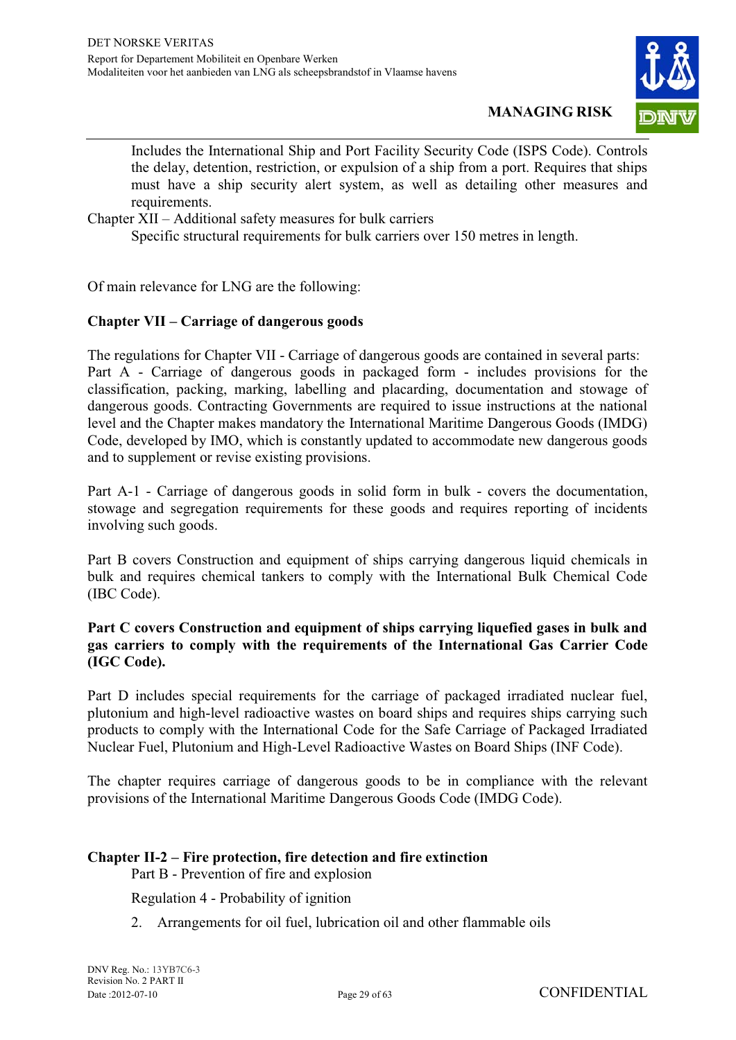Includes the International Ship and Port Facility Security Code (ISPS Code). Controls the delay, detention, restriction, or expulsion of a ship from a port. Requires that ships must have a ship security alert system, as well as detailing other measures and requirements.

Chapter XII – Additional safety measures for bulk carriers

Specific structural requirements for bulk carriers over 150 metres in length.

Of main relevance for LNG are the following:

**Chapter VII – Carriage of dangerous goods**

The regulations for Chapter VII - Carriage of dangerous goods are contained in several parts:
Part A - Carriage of dangerous goods in packaged form - includes provisions for the classification, packing, marking, labelling and placarding, documentation and stowage of dangerous goods. Contracting Governments are required to issue instructions at the national level and the Chapter makes mandatory the International Maritime Dangerous Goods (IMDG) Code, developed by IMO, which is constantly updated to accommodate new dangerous goods and to supplement or revise existing provisions.

Part A-1 - Carriage of dangerous goods in solid form in bulk - covers the documentation, stowage and segregation requirements for these goods and requires reporting of incidents involving such goods.

Part B covers Construction and equipment of ships carrying dangerous liquid chemicals in bulk and requires chemical tankers to comply with the International Bulk Chemical Code (IBC Code).

**Part C covers Construction and equipment of ships carrying liquefied gases in bulk and gas carriers to comply with the requirements of the International Gas Carrier Code (IGC Code).**

Part D includes special requirements for the carriage of packaged irradiated nuclear fuel, plutonium and high-level radioactive wastes on board ships and requires ships carrying such products to comply with the International Code for the Safe Carriage of Packaged Irradiated Nuclear Fuel, Plutonium and High-Level Radioactive Wastes on Board Ships (INF Code).

The chapter requires carriage of dangerous goods to be in compliance with the relevant provisions of the International Maritime Dangerous Goods Code (IMDG Code).

**Chapter II-2 – Fire protection, fire detection and fire extinction**

Part B - Prevention of fire and explosion

Regulation 4 - Probability of ignition

2. Arrangements for oil fuel, lubrication oil and other flammable oils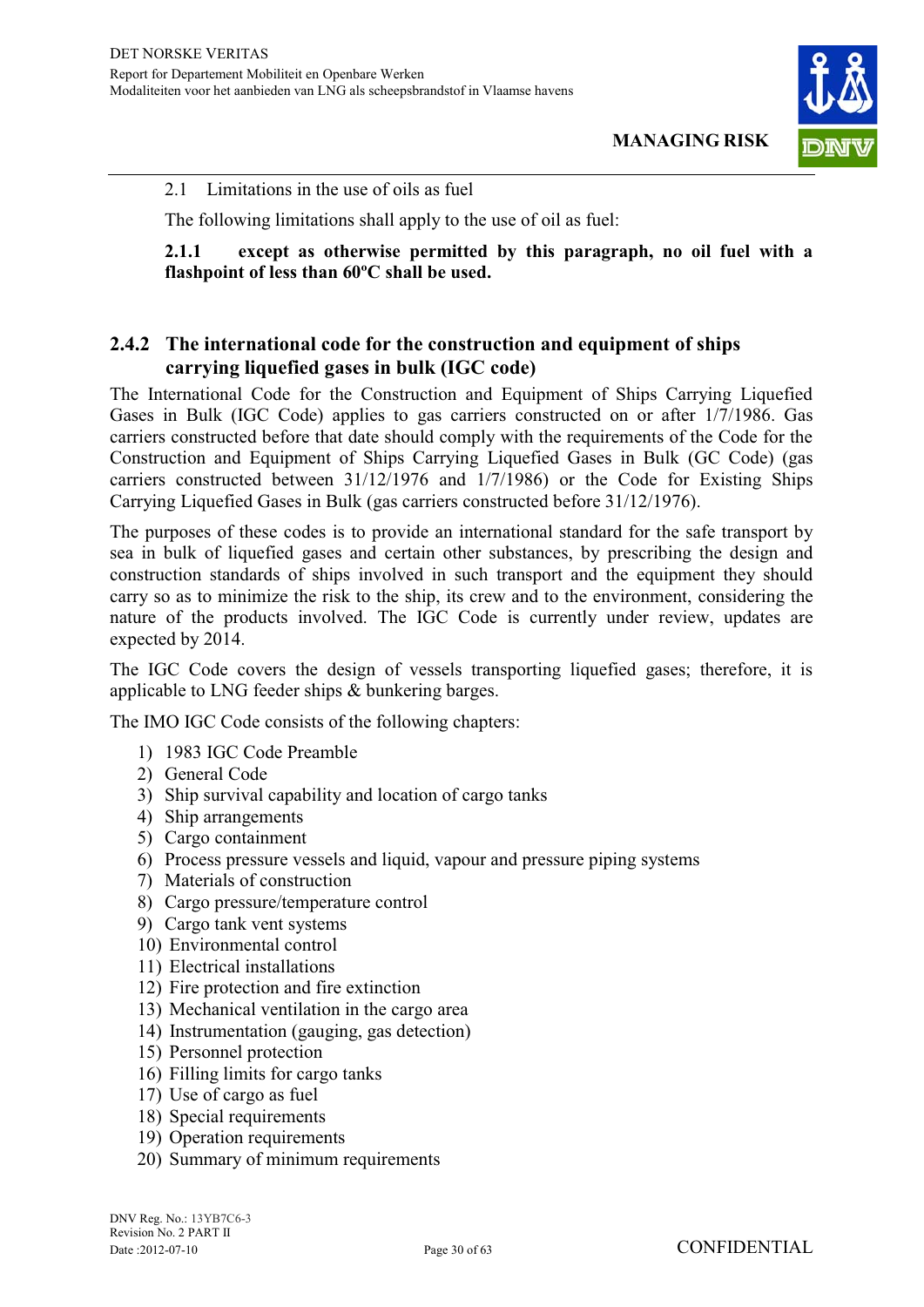2.1 Limitations in the use of oils as fuel

The following limitations shall apply to the use of oil as fuel:

**2.1.1 except as otherwise permitted by this paragraph, no oil fuel with a flashpoint of less than 60ºC shall be used.**

### 2.4.2 The international code for the construction and equipment of ships carrying liquefied gases in bulk (IGC code)

The International Code for the Construction and Equipment of Ships Carrying Liquefied Gases in Bulk (IGC Code) applies to gas carriers constructed on or after 1/7/1986. Gas carriers constructed before that date should comply with the requirements of the Code for the Construction and Equipment of Ships Carrying Liquefied Gases in Bulk (GC Code) (gas carriers constructed between 31/12/1976 and 1/7/1986) or the Code for Existing Ships Carrying Liquefied Gases in Bulk (gas carriers constructed before 31/12/1976).

The purposes of these codes is to provide an international standard for the safe transport by sea in bulk of liquefied gases and certain other substances, by prescribing the design and construction standards of ships involved in such transport and the equipment they should carry so as to minimize the risk to the ship, its crew and to the environment, considering the nature of the products involved. The IGC Code is currently under review, updates are expected by 2014.

The IGC Code covers the design of vessels transporting liquefied gases; therefore, it is applicable to LNG feeder ships & bunkering barges.

The IMO IGC Code consists of the following chapters:

1) 1983 IGC Code Preamble
2) General Code
3) Ship survival capability and location of cargo tanks
4) Ship arrangements
5) Cargo containment
6) Process pressure vessels and liquid, vapour and pressure piping systems
7) Materials of construction
8) Cargo pressure/temperature control
9) Cargo tank vent systems
10) Environmental control
11) Electrical installations
12) Fire protection and fire extinction
13) Mechanical ventilation in the cargo area
14) Instrumentation (gauging, gas detection)
15) Personnel protection
16) Filling limits for cargo tanks
17) Use of cargo as fuel
18) Special requirements
19) Operation requirements
20) Summary of minimum requirements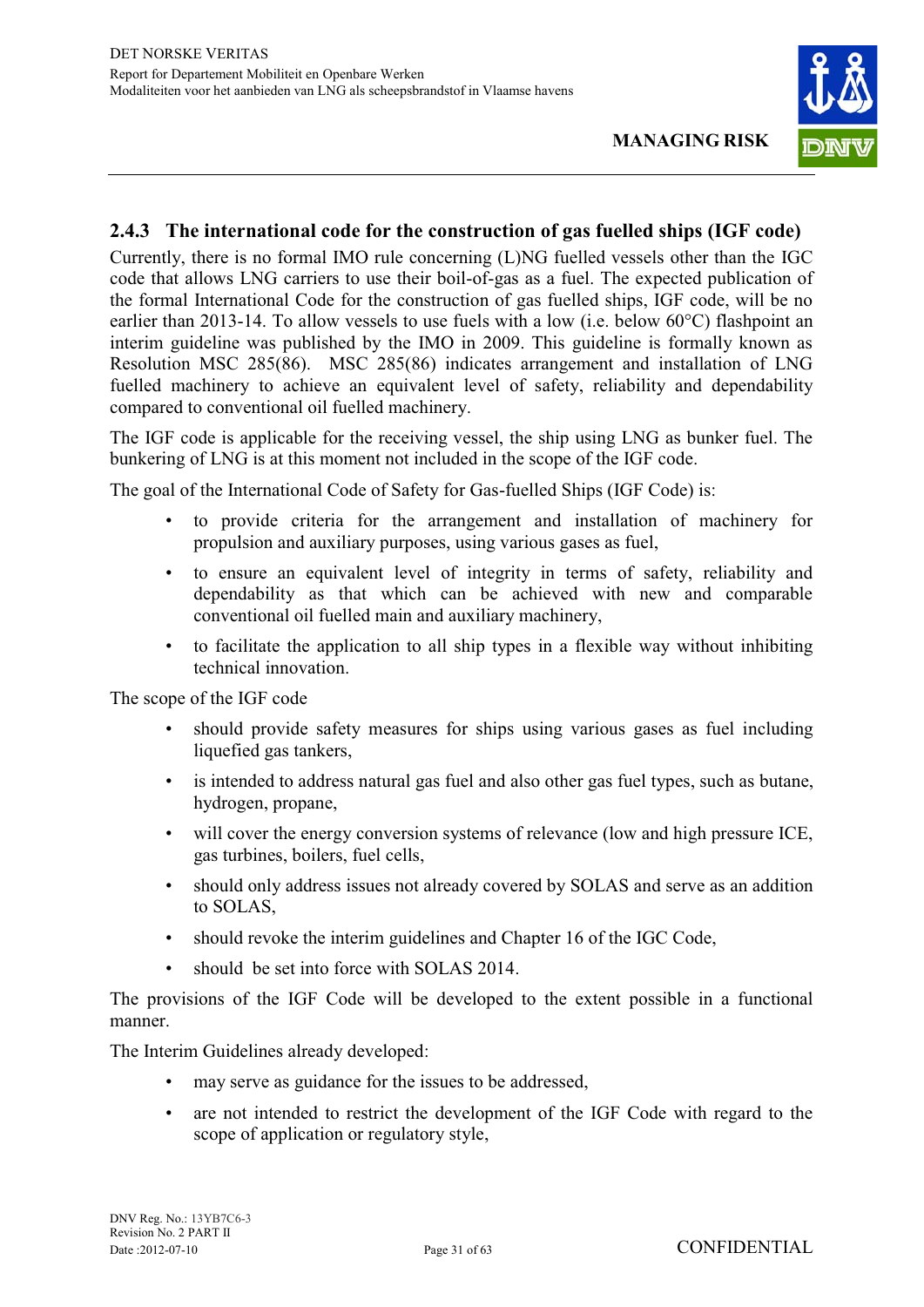### 2.4.3 The international code for the construction of gas fuelled ships (IGF code)

Currently, there is no formal IMO rule concerning (L)NG fuelled vessels other than the IGC code that allows LNG carriers to use their boil-of-gas as a fuel. The expected publication of the formal International Code for the construction of gas fuelled ships, IGF code, will be no earlier than 2013-14. To allow vessels to use fuels with a low (i.e. below 60°C) flashpoint an interim guideline was published by the IMO in 2009. This guideline is formally known as Resolution MSC 285(86). MSC 285(86) indicates arrangement and installation of LNG fuelled machinery to achieve an equivalent level of safety, reliability and dependability compared to conventional oil fuelled machinery.

The IGF code is applicable for the receiving vessel, the ship using LNG as bunker fuel. The bunkering of LNG is at this moment not included in the scope of the IGF code.

The goal of the International Code of Safety for Gas-fuelled Ships (IGF Code) is:

- to provide criteria for the arrangement and installation of machinery for propulsion and auxiliary purposes, using various gases as fuel,
- to ensure an equivalent level of integrity in terms of safety, reliability and dependability as that which can be achieved with new and comparable conventional oil fuelled main and auxiliary machinery,
- to facilitate the application to all ship types in a flexible way without inhibiting technical innovation.

The scope of the IGF code

- should provide safety measures for ships using various gases as fuel including liquefied gas tankers,
- is intended to address natural gas fuel and also other gas fuel types, such as butane, hydrogen, propane,
- will cover the energy conversion systems of relevance (low and high pressure ICE, gas turbines, boilers, fuel cells,
- should only address issues not already covered by SOLAS and serve as an addition to SOLAS,
- should revoke the interim guidelines and Chapter 16 of the IGC Code,
- should be set into force with SOLAS 2014.

The provisions of the IGF Code will be developed to the extent possible in a functional manner.

The Interim Guidelines already developed:

- may serve as guidance for the issues to be addressed,
- are not intended to restrict the development of the IGF Code with regard to the scope of application or regulatory style,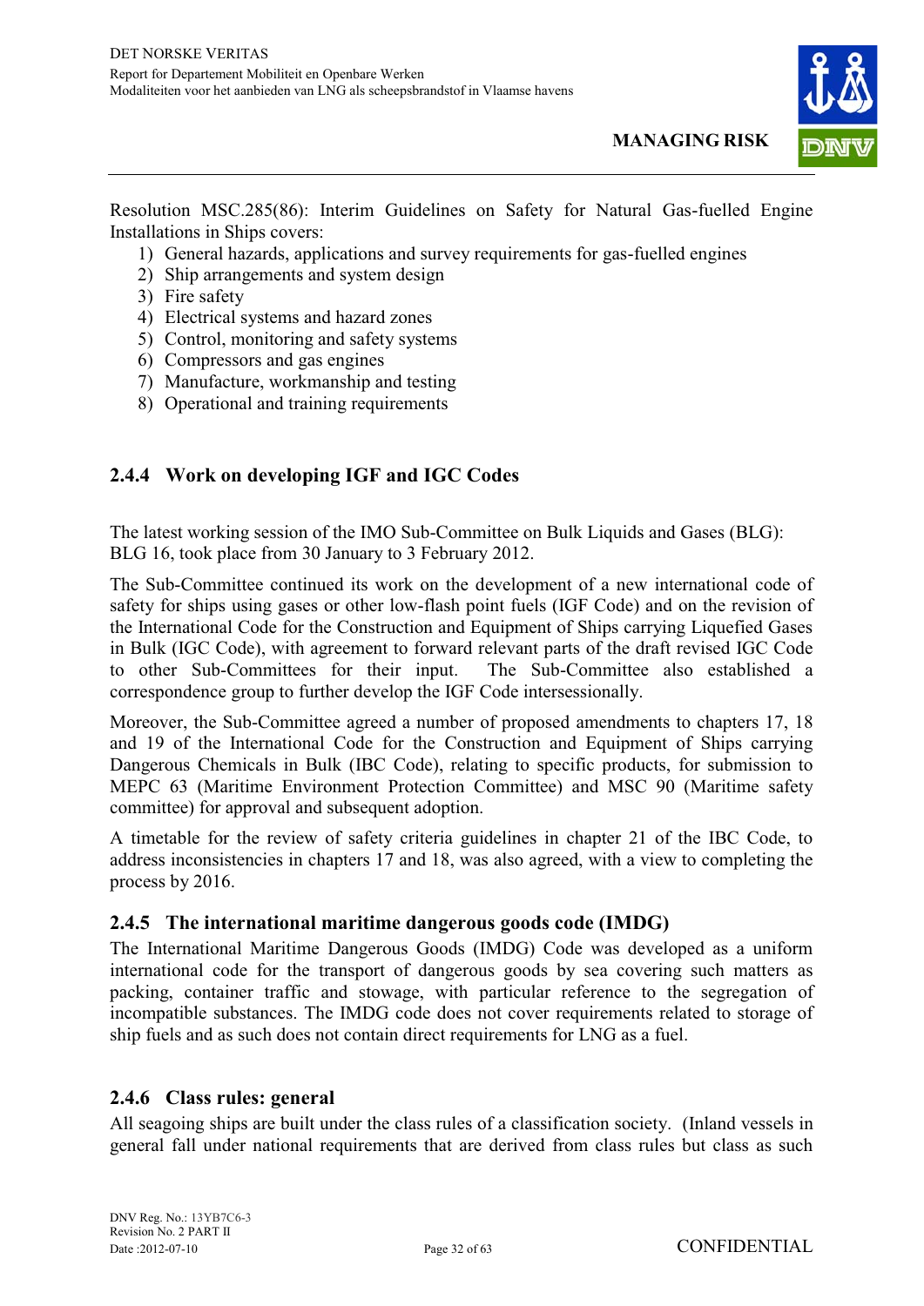Resolution MSC.285(86): Interim Guidelines on Safety for Natural Gas-fuelled Engine Installations in Ships covers:

1) General hazards, applications and survey requirements for gas-fuelled engines
2) Ship arrangements and system design
3) Fire safety
4) Electrical systems and hazard zones
5) Control, monitoring and safety systems
6) Compressors and gas engines
7) Manufacture, workmanship and testing
8) Operational and training requirements

### 2.4.4 Work on developing IGF and IGC Codes

The latest working session of the IMO Sub-Committee on Bulk Liquids and Gases (BLG): BLG 16, took place from 30 January to 3 February 2012.

The Sub-Committee continued its work on the development of a new international code of safety for ships using gases or other low-flash point fuels (IGF Code) and on the revision of the International Code for the Construction and Equipment of Ships carrying Liquefied Gases in Bulk (IGC Code), with agreement to forward relevant parts of the draft revised IGC Code to other Sub-Committees for their input. The Sub-Committee also established a correspondence group to further develop the IGF Code intersessionally.

Moreover, the Sub-Committee agreed a number of proposed amendments to chapters 17, 18 and 19 of the International Code for the Construction and Equipment of Ships carrying Dangerous Chemicals in Bulk (IBC Code), relating to specific products, for submission to MEPC 63 (Maritime Environment Protection Committee) and MSC 90 (Maritime safety committee) for approval and subsequent adoption.

A timetable for the review of safety criteria guidelines in chapter 21 of the IBC Code, to address inconsistencies in chapters 17 and 18, was also agreed, with a view to completing the process by 2016.

### 2.4.5 The international maritime dangerous goods code (IMDG)

The International Maritime Dangerous Goods (IMDG) Code was developed as a uniform international code for the transport of dangerous goods by sea covering such matters as packing, container traffic and stowage, with particular reference to the segregation of incompatible substances. The IMDG code does not cover requirements related to storage of ship fuels and as such does not contain direct requirements for LNG as a fuel.

### 2.4.6 Class rules: general

All seagoing ships are built under the class rules of a classification society. (Inland vessels in general fall under national requirements that are derived from class rules but class as such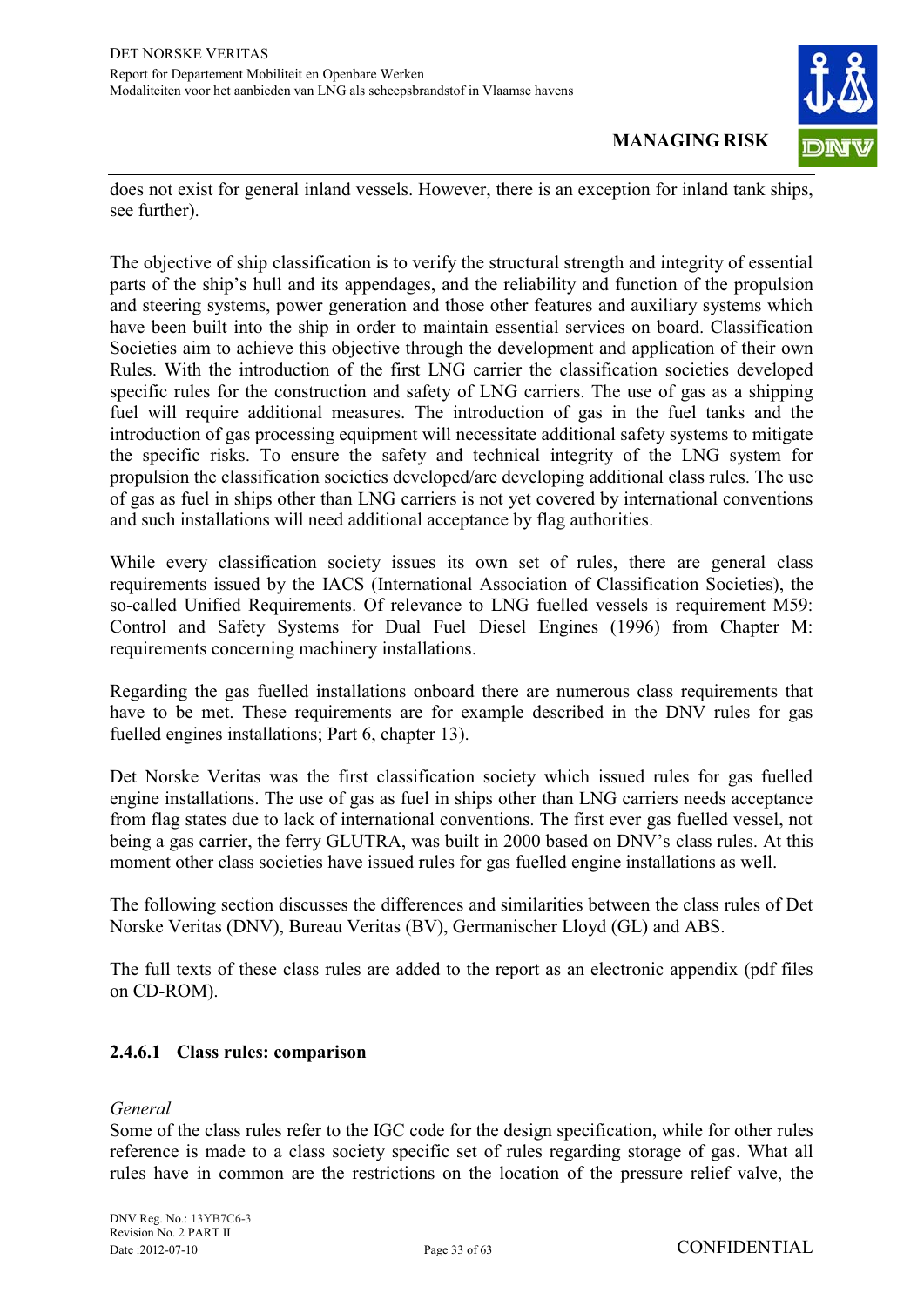does not exist for general inland vessels. However, there is an exception for inland tank ships, see further).

The objective of ship classification is to verify the structural strength and integrity of essential parts of the ship's hull and its appendages, and the reliability and function of the propulsion and steering systems, power generation and those other features and auxiliary systems which have been built into the ship in order to maintain essential services on board. Classification Societies aim to achieve this objective through the development and application of their own Rules. With the introduction of the first LNG carrier the classification societies developed specific rules for the construction and safety of LNG carriers. The use of gas as a shipping fuel will require additional measures. The introduction of gas in the fuel tanks and the introduction of gas processing equipment will necessitate additional safety systems to mitigate the specific risks. To ensure the safety and technical integrity of the LNG system for propulsion the classification societies developed/are developing additional class rules. The use of gas as fuel in ships other than LNG carriers is not yet covered by international conventions and such installations will need additional acceptance by flag authorities.

While every classification society issues its own set of rules, there are general class requirements issued by the IACS (International Association of Classification Societies), the so-called Unified Requirements. Of relevance to LNG fuelled vessels is requirement M59: Control and Safety Systems for Dual Fuel Diesel Engines (1996) from Chapter M: requirements concerning machinery installations.

Regarding the gas fuelled installations onboard there are numerous class requirements that have to be met. These requirements are for example described in the DNV rules for gas fuelled engines installations; Part 6, chapter 13).

Det Norske Veritas was the first classification society which issued rules for gas fuelled engine installations. The use of gas as fuel in ships other than LNG carriers needs acceptance from flag states due to lack of international conventions. The first ever gas fuelled vessel, not being a gas carrier, the ferry GLUTRA, was built in 2000 based on DNV's class rules. At this moment other class societies have issued rules for gas fuelled engine installations as well.

The following section discusses the differences and similarities between the class rules of Det Norske Veritas (DNV), Bureau Veritas (BV), Germanischer Lloyd (GL) and ABS.

The full texts of these class rules are added to the report as an electronic appendix (pdf files on CD-ROM).

#### 2.4.6.1 Class rules: comparison

*General*

Some of the class rules refer to the IGC code for the design specification, while for other rules reference is made to a class society specific set of rules regarding storage of gas. What all rules have in common are the restrictions on the location of the pressure relief valve, the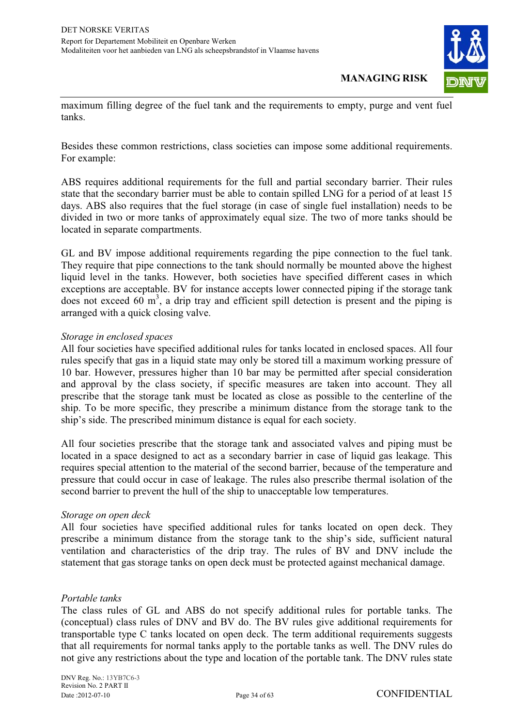maximum filling degree of the fuel tank and the requirements to empty, purge and vent fuel tanks.

Besides these common restrictions, class societies can impose some additional requirements. For example:

ABS requires additional requirements for the full and partial secondary barrier. Their rules state that the secondary barrier must be able to contain spilled LNG for a period of at least 15 days. ABS also requires that the fuel storage (in case of single fuel installation) needs to be divided in two or more tanks of approximately equal size. The two of more tanks should be located in separate compartments.

GL and BV impose additional requirements regarding the pipe connection to the fuel tank. They require that pipe connections to the tank should normally be mounted above the highest liquid level in the tanks. However, both societies have specified different cases in which exceptions are acceptable. BV for instance accepts lower connected piping if the storage tank does not exceed 60 $m^3$, a drip tray and efficient spill detection is present and the piping is arranged with a quick closing valve.

*Storage in enclosed spaces*

All four societies have specified additional rules for tanks located in enclosed spaces. All four rules specify that gas in a liquid state may only be stored till a maximum working pressure of 10 bar. However, pressures higher than 10 bar may be permitted after special consideration and approval by the class society, if specific measures are taken into account. They all prescribe that the storage tank must be located as close as possible to the centerline of the ship. To be more specific, they prescribe a minimum distance from the storage tank to the ship's side. The prescribed minimum distance is equal for each society.

All four societies prescribe that the storage tank and associated valves and piping must be located in a space designed to act as a secondary barrier in case of liquid gas leakage. This requires special attention to the material of the second barrier, because of the temperature and pressure that could occur in case of leakage. The rules also prescribe thermal isolation of the second barrier to prevent the hull of the ship to unacceptable low temperatures.

*Storage on open deck*

All four societies have specified additional rules for tanks located on open deck. They prescribe a minimum distance from the storage tank to the ship's side, sufficient natural ventilation and characteristics of the drip tray. The rules of BV and DNV include the statement that gas storage tanks on open deck must be protected against mechanical damage.

*Portable tanks*

The class rules of GL and ABS do not specify additional rules for portable tanks. The (conceptual) class rules of DNV and BV do. The BV rules give additional requirements for transportable type C tanks located on open deck. The term additional requirements suggests that all requirements for normal tanks apply to the portable tanks as well. The DNV rules do not give any restrictions about the type and location of the portable tank. The DNV rules state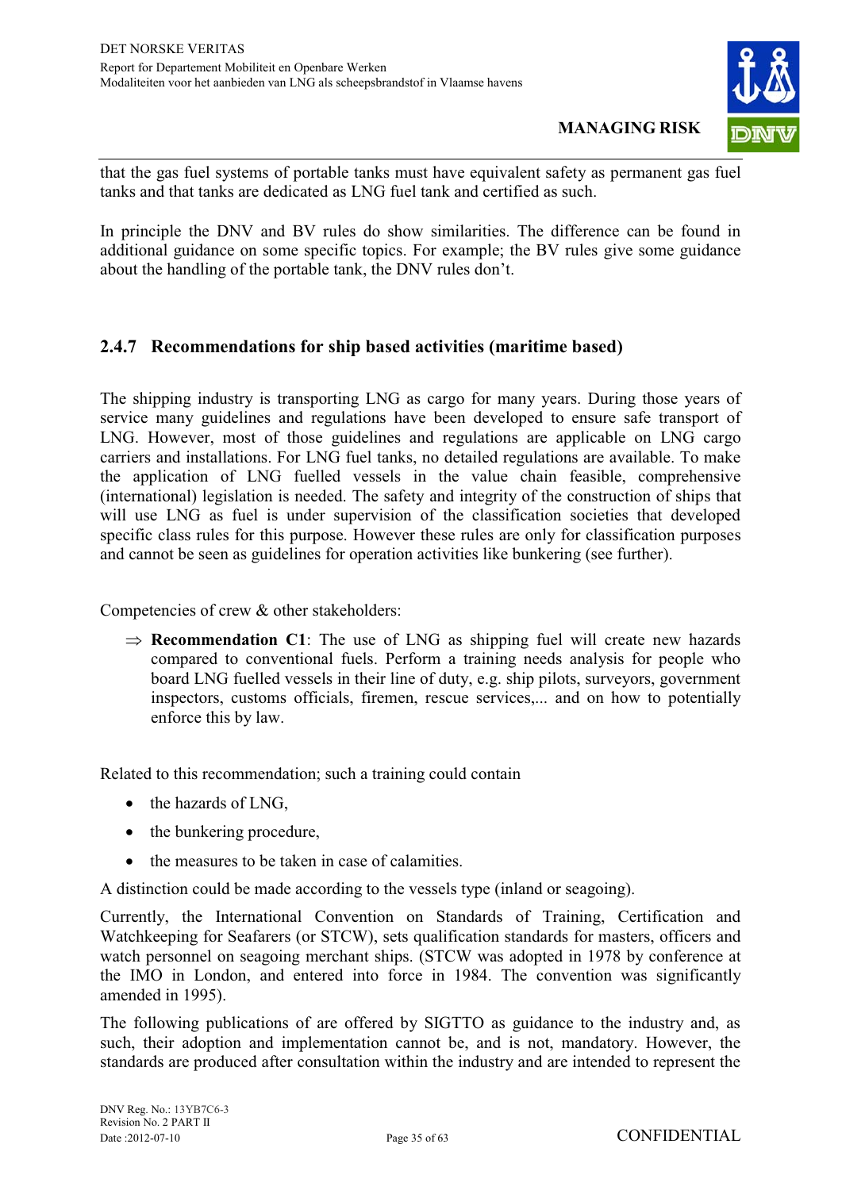that the gas fuel systems of portable tanks must have equivalent safety as permanent gas fuel tanks and that tanks are dedicated as LNG fuel tank and certified as such.

In principle the DNV and BV rules do show similarities. The difference can be found in additional guidance on some specific topics. For example; the BV rules give some guidance about the handling of the portable tank, the DNV rules don't.

### 2.4.7 Recommendations for ship based activities (maritime based)

The shipping industry is transporting LNG as cargo for many years. During those years of service many guidelines and regulations have been developed to ensure safe transport of LNG. However, most of those guidelines and regulations are applicable on LNG cargo carriers and installations. For LNG fuel tanks, no detailed regulations are available. To make the application of LNG fuelled vessels in the value chain feasible, comprehensive (international) legislation is needed. The safety and integrity of the construction of ships that will use LNG as fuel is under supervision of the classification societies that developed specific class rules for this purpose. However these rules are only for classification purposes and cannot be seen as guidelines for operation activities like bunkering (see further).

Competencies of crew & other stakeholders:

⇒ **Recommendation C1**: The use of LNG as shipping fuel will create new hazards compared to conventional fuels. Perform a training needs analysis for people who board LNG fuelled vessels in their line of duty, e.g. ship pilots, surveyors, government inspectors, customs officials, firemen, rescue services,... and on how to potentially enforce this by law.

Related to this recommendation; such a training could contain

- the hazards of LNG,
- the bunkering procedure,
- the measures to be taken in case of calamities.

A distinction could be made according to the vessels type (inland or seagoing).

Currently, the International Convention on Standards of Training, Certification and Watchkeeping for Seafarers (or STCW), sets qualification standards for masters, officers and watch personnel on seagoing merchant ships. (STCW was adopted in 1978 by conference at the IMO in London, and entered into force in 1984. The convention was significantly amended in 1995).

The following publications of are offered by SIGTTO as guidance to the industry and, as such, their adoption and implementation cannot be, and is not, mandatory. However, the standards are produced after consultation within the industry and are intended to represent the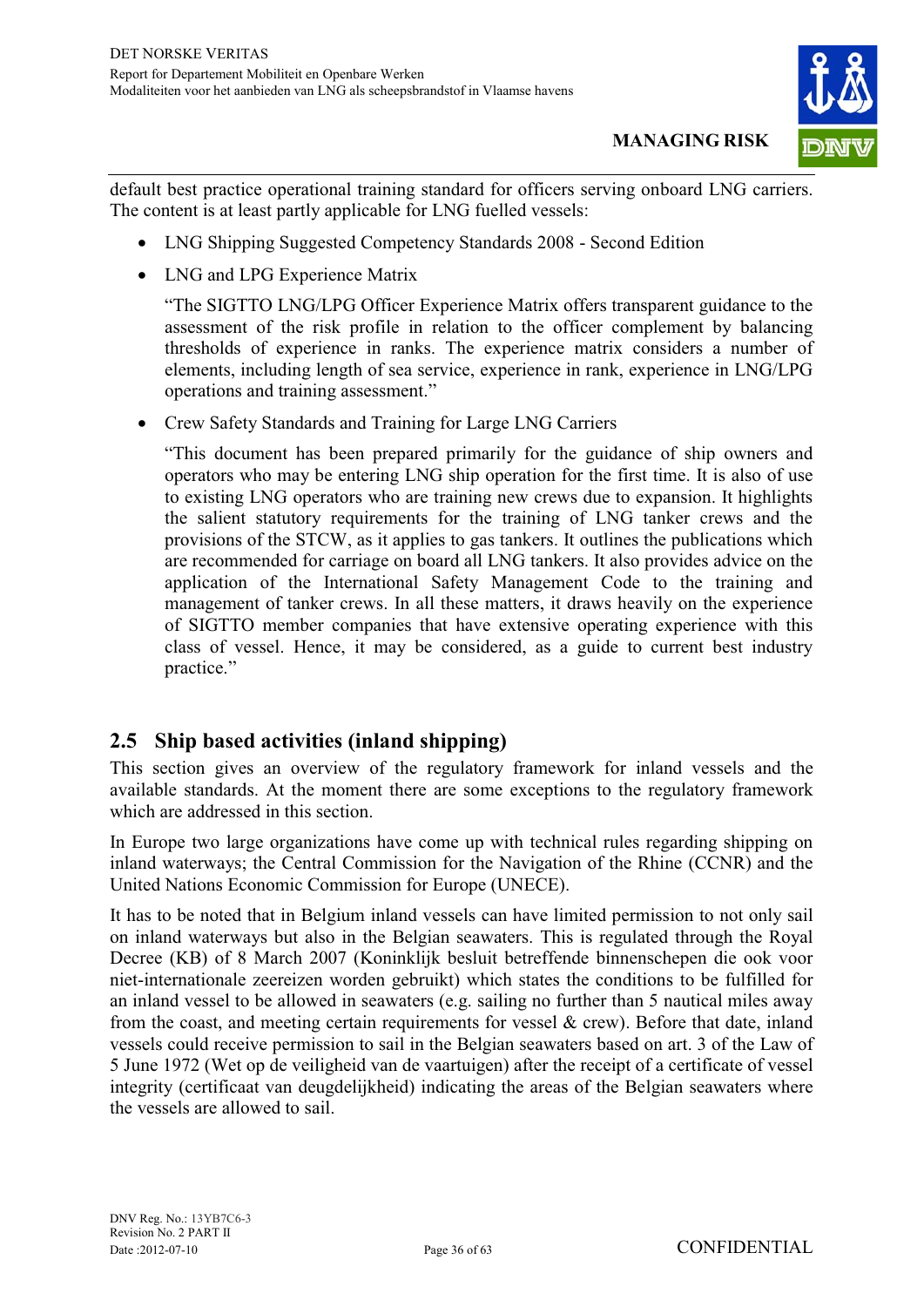default best practice operational training standard for officers serving onboard LNG carriers. The content is at least partly applicable for LNG fuelled vessels:

- LNG Shipping Suggested Competency Standards 2008 - Second Edition
- LNG and LPG Experience Matrix

  "The SIGTTO LNG/LPG Officer Experience Matrix offers transparent guidance to the assessment of the risk profile in relation to the officer complement by balancing thresholds of experience in ranks. The experience matrix considers a number of elements, including length of sea service, experience in rank, experience in LNG/LPG operations and training assessment."

- Crew Safety Standards and Training for Large LNG Carriers

  "This document has been prepared primarily for the guidance of ship owners and operators who may be entering LNG ship operation for the first time. It is also of use to existing LNG operators who are training new crews due to expansion. It highlights the salient statutory requirements for the training of LNG tanker crews and the provisions of the STCW, as it applies to gas tankers. It outlines the publications which are recommended for carriage on board all LNG tankers. It also provides advice on the application of the International Safety Management Code to the training and management of tanker crews. In all these matters, it draws heavily on the experience of SIGTTO member companies that have extensive operating experience with this class of vessel. Hence, it may be considered, as a guide to current best industry practice."

## 2.5 Ship based activities (inland shipping)

This section gives an overview of the regulatory framework for inland vessels and the available standards. At the moment there are some exceptions to the regulatory framework which are addressed in this section.

In Europe two large organizations have come up with technical rules regarding shipping on inland waterways; the Central Commission for the Navigation of the Rhine (CCNR) and the United Nations Economic Commission for Europe (UNECE).

It has to be noted that in Belgium inland vessels can have limited permission to not only sail on inland waterways but also in the Belgian seawaters. This is regulated through the Royal Decree (KB) of 8 March 2007 (Koninklijk besluit betreffende binnenschepen die ook voor niet-internationale zeereizen worden gebruikt) which states the conditions to be fulfilled for an inland vessel to be allowed in seawaters (e.g. sailing no further than 5 nautical miles away from the coast, and meeting certain requirements for vessel & crew). Before that date, inland vessels could receive permission to sail in the Belgian seawaters based on art. 3 of the Law of 5 June 1972 (Wet op de veiligheid van de vaartuigen) after the receipt of a certificate of vessel integrity (certificaat van deugdelijkheid) indicating the areas of the Belgian seawaters where the vessels are allowed to sail.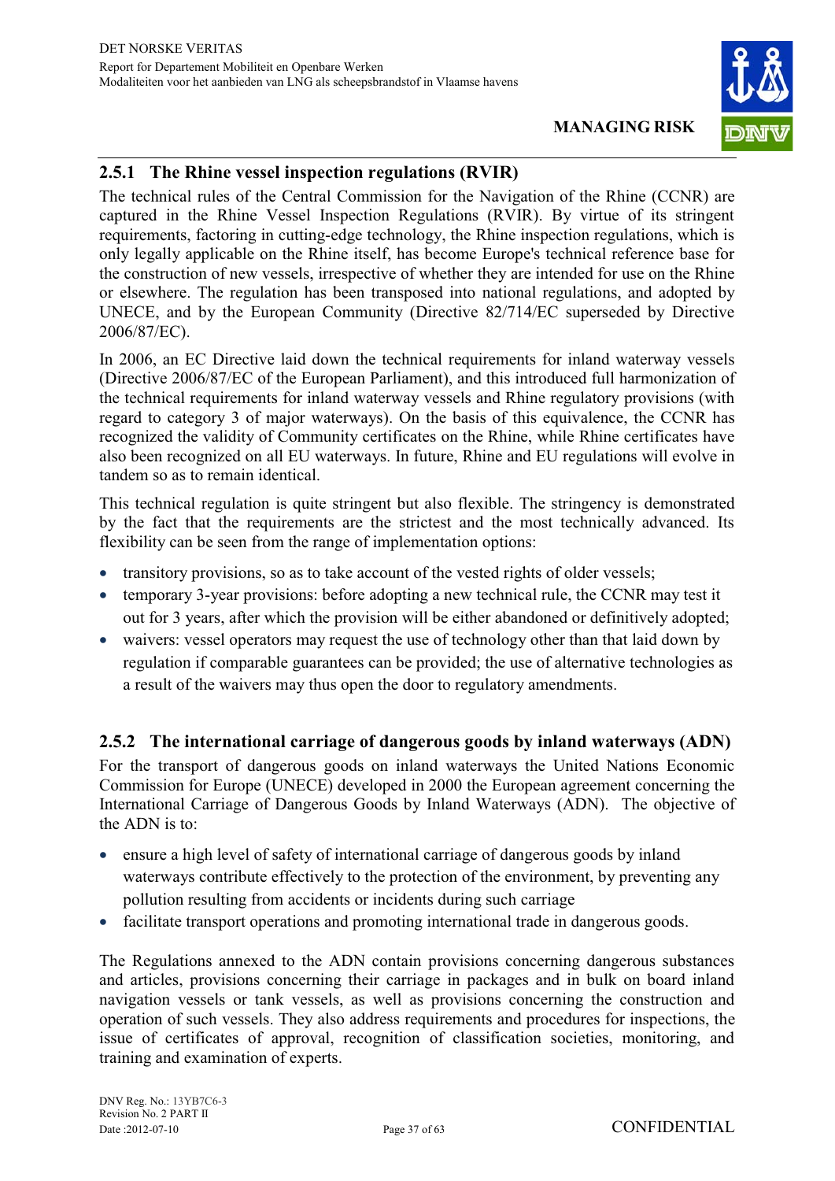### 2.5.1 The Rhine vessel inspection regulations (RVIR)

The technical rules of the Central Commission for the Navigation of the Rhine (CCNR) are captured in the Rhine Vessel Inspection Regulations (RVIR). By virtue of its stringent requirements, factoring in cutting-edge technology, the Rhine inspection regulations, which is only legally applicable on the Rhine itself, has become Europe's technical reference base for the construction of new vessels, irrespective of whether they are intended for use on the Rhine or elsewhere. The regulation has been transposed into national regulations, and adopted by UNECE, and by the European Community (Directive 82/714/EC superseded by Directive 2006/87/EC).

In 2006, an EC Directive laid down the technical requirements for inland waterway vessels (Directive 2006/87/EC of the European Parliament), and this introduced full harmonization of the technical requirements for inland waterway vessels and Rhine regulatory provisions (with regard to category 3 of major waterways). On the basis of this equivalence, the CCNR has recognized the validity of Community certificates on the Rhine, while Rhine certificates have also been recognized on all EU waterways. In future, Rhine and EU regulations will evolve in tandem so as to remain identical.

This technical regulation is quite stringent but also flexible. The stringency is demonstrated by the fact that the requirements are the strictest and the most technically advanced. Its flexibility can be seen from the range of implementation options:

- transitory provisions, so as to take account of the vested rights of older vessels;
- temporary 3-year provisions: before adopting a new technical rule, the CCNR may test it out for 3 years, after which the provision will be either abandoned or definitively adopted;
- waivers: vessel operators may request the use of technology other than that laid down by regulation if comparable guarantees can be provided; the use of alternative technologies as a result of the waivers may thus open the door to regulatory amendments.

### 2.5.2 The international carriage of dangerous goods by inland waterways (ADN)

For the transport of dangerous goods on inland waterways the United Nations Economic Commission for Europe (UNECE) developed in 2000 the European agreement concerning the International Carriage of Dangerous Goods by Inland Waterways (ADN). The objective of the ADN is to:

- ensure a high level of safety of international carriage of dangerous goods by inland waterways contribute effectively to the protection of the environment, by preventing any pollution resulting from accidents or incidents during such carriage
- facilitate transport operations and promoting international trade in dangerous goods.

The Regulations annexed to the ADN contain provisions concerning dangerous substances and articles, provisions concerning their carriage in packages and in bulk on board inland navigation vessels or tank vessels, as well as provisions concerning the construction and operation of such vessels. They also address requirements and procedures for inspections, the issue of certificates of approval, recognition of classification societies, monitoring, and training and examination of experts.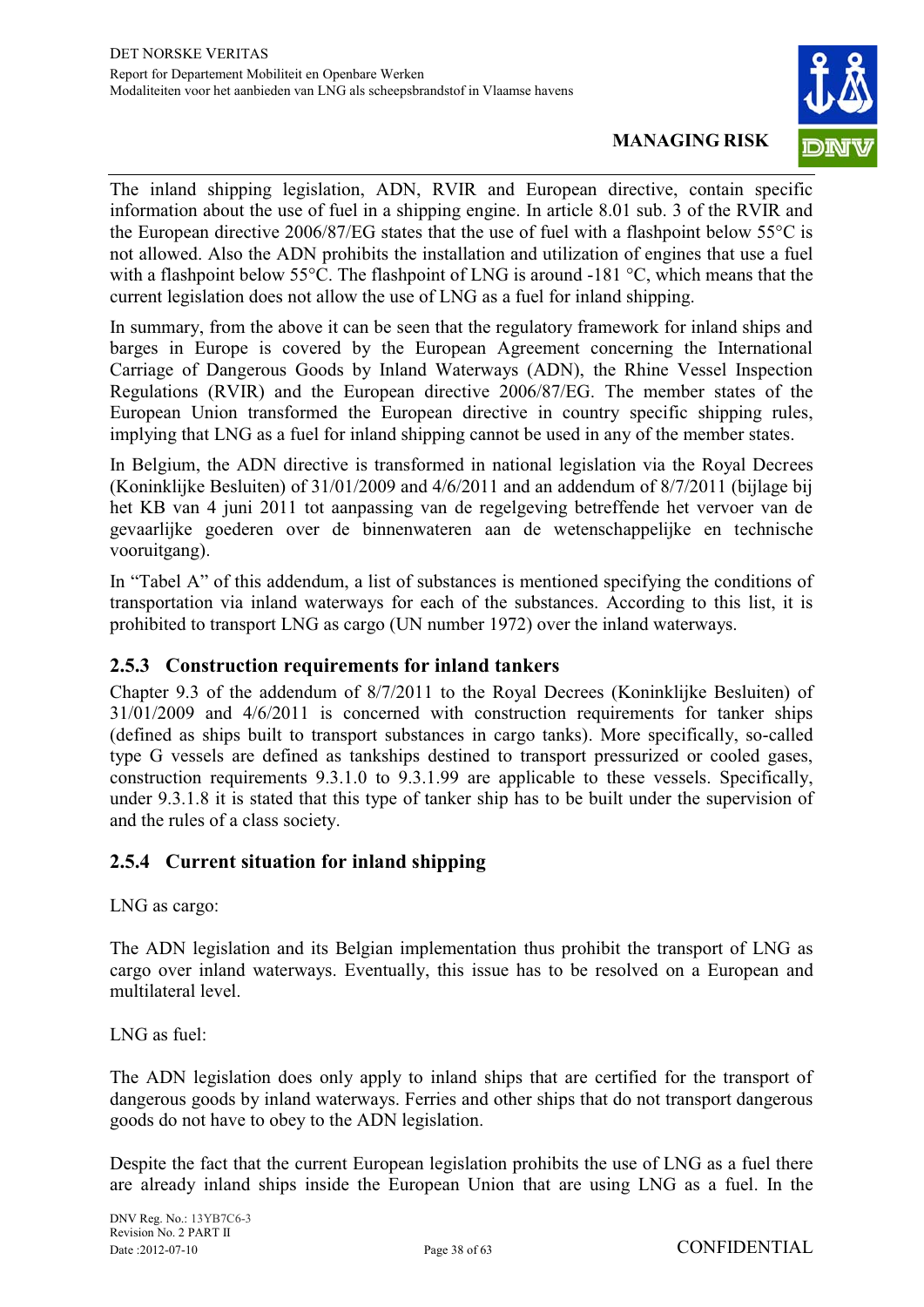The inland shipping legislation, ADN, RVIR and European directive, contain specific information about the use of fuel in a shipping engine. In article 8.01 sub. 3 of the RVIR and the European directive 2006/87/EG states that the use of fuel with a flashpoint below 55°C is not allowed. Also the ADN prohibits the installation and utilization of engines that use a fuel with a flashpoint below 55°C. The flashpoint of LNG is around -181 °C, which means that the current legislation does not allow the use of LNG as a fuel for inland shipping.

In summary, from the above it can be seen that the regulatory framework for inland ships and barges in Europe is covered by the European Agreement concerning the International Carriage of Dangerous Goods by Inland Waterways (ADN), the Rhine Vessel Inspection Regulations (RVIR) and the European directive 2006/87/EG. The member states of the European Union transformed the European directive in country specific shipping rules, implying that LNG as a fuel for inland shipping cannot be used in any of the member states.

In Belgium, the ADN directive is transformed in national legislation via the Royal Decrees (Koninklijke Besluiten) of 31/01/2009 and 4/6/2011 and an addendum of 8/7/2011 (bijlage bij het KB van 4 juni 2011 tot aanpassing van de regelgeving betreffende het vervoer van de gevaarlijke goederen over de binnenwateren aan de wetenschappelijke en technische vooruitgang).

In "Tabel A" of this addendum, a list of substances is mentioned specifying the conditions of transportation via inland waterways for each of the substances. According to this list, it is prohibited to transport LNG as cargo (UN number 1972) over the inland waterways.

### 2.5.3 Construction requirements for inland tankers

Chapter 9.3 of the addendum of 8/7/2011 to the Royal Decrees (Koninklijke Besluiten) of 31/01/2009 and 4/6/2011 is concerned with construction requirements for tanker ships (defined as ships built to transport substances in cargo tanks). More specifically, so-called type G vessels are defined as tankships destined to transport pressurized or cooled gases, construction requirements 9.3.1.0 to 9.3.1.99 are applicable to these vessels. Specifically, under 9.3.1.8 it is stated that this type of tanker ship has to be built under the supervision of and the rules of a class society.

### 2.5.4 Current situation for inland shipping

LNG as cargo:

The ADN legislation and its Belgian implementation thus prohibit the transport of LNG as cargo over inland waterways. Eventually, this issue has to be resolved on a European and multilateral level.

LNG as fuel:

The ADN legislation does only apply to inland ships that are certified for the transport of dangerous goods by inland waterways. Ferries and other ships that do not transport dangerous goods do not have to obey to the ADN legislation.

Despite the fact that the current European legislation prohibits the use of LNG as a fuel there are already inland ships inside the European Union that are using LNG as a fuel. In the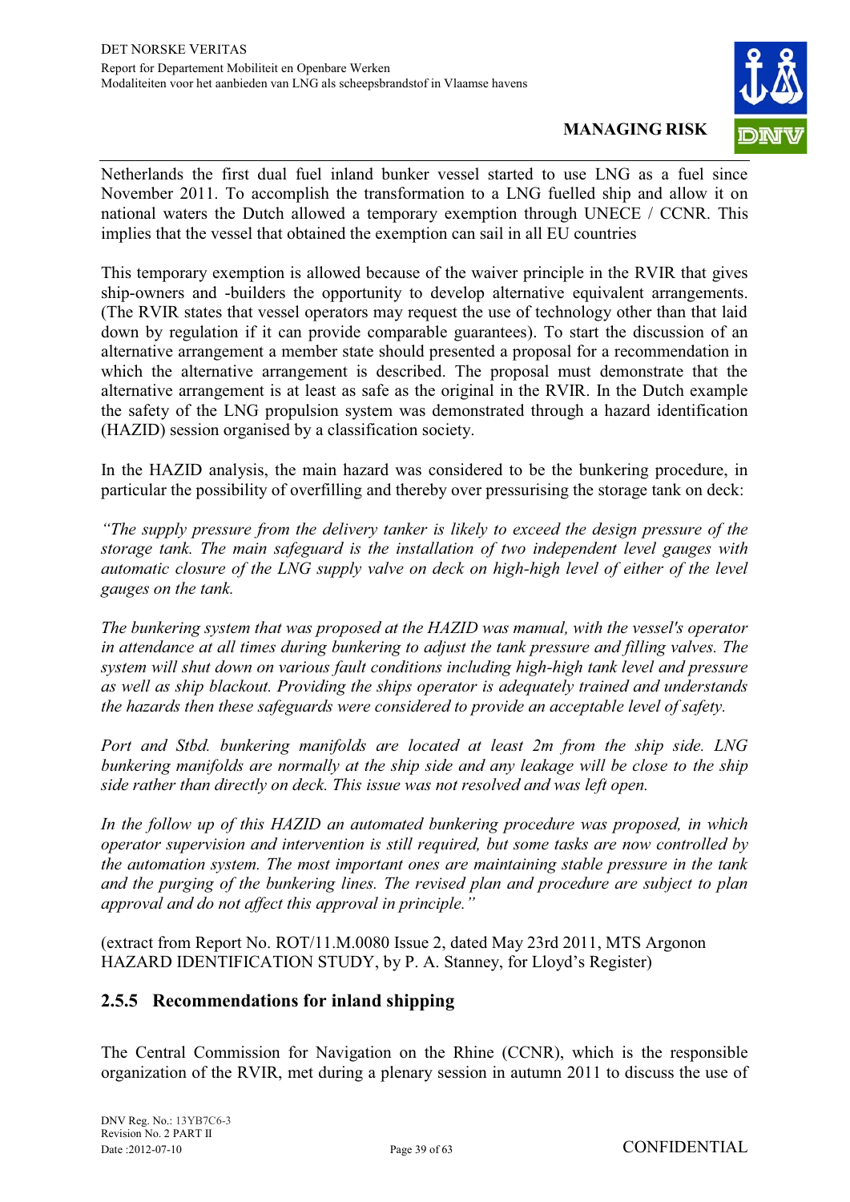Netherlands the first dual fuel inland bunker vessel started to use LNG as a fuel since November 2011. To accomplish the transformation to a LNG fuelled ship and allow it on national waters the Dutch allowed a temporary exemption through UNECE / CCNR. This implies that the vessel that obtained the exemption can sail in all EU countries

This temporary exemption is allowed because of the waiver principle in the RVIR that gives ship-owners and -builders the opportunity to develop alternative equivalent arrangements. (The RVIR states that vessel operators may request the use of technology other than that laid down by regulation if it can provide comparable guarantees). To start the discussion of an alternative arrangement a member state should presented a proposal for a recommendation in which the alternative arrangement is described. The proposal must demonstrate that the alternative arrangement is at least as safe as the original in the RVIR. In the Dutch example the safety of the LNG propulsion system was demonstrated through a hazard identification (HAZID) session organised by a classification society.

In the HAZID analysis, the main hazard was considered to be the bunkering procedure, in particular the possibility of overfilling and thereby over pressurising the storage tank on deck:

*"The supply pressure from the delivery tanker is likely to exceed the design pressure of the storage tank. The main safeguard is the installation of two independent level gauges with automatic closure of the LNG supply valve on deck on high-high level of either of the level gauges on the tank.*

*The bunkering system that was proposed at the HAZID was manual, with the vessel's operator in attendance at all times during bunkering to adjust the tank pressure and filling valves. The system will shut down on various fault conditions including high-high tank level and pressure as well as ship blackout. Providing the ships operator is adequately trained and understands the hazards then these safeguards were considered to provide an acceptable level of safety.*

*Port and Stbd. bunkering manifolds are located at least 2m from the ship side. LNG bunkering manifolds are normally at the ship side and any leakage will be close to the ship side rather than directly on deck. This issue was not resolved and was left open.*

*In the follow up of this HAZID an automated bunkering procedure was proposed, in which operator supervision and intervention is still required, but some tasks are now controlled by the automation system. The most important ones are maintaining stable pressure in the tank and the purging of the bunkering lines. The revised plan and procedure are subject to plan approval and do not affect this approval in principle."*

(extract from Report No. ROT/11.M.0080 Issue 2, dated May 23rd 2011, MTS Argonon HAZARD IDENTIFICATION STUDY, by P. A. Stanney, for Lloyd's Register)

### 2.5.5 Recommendations for inland shipping

The Central Commission for Navigation on the Rhine (CCNR), which is the responsible organization of the RVIR, met during a plenary session in autumn 2011 to discuss the use of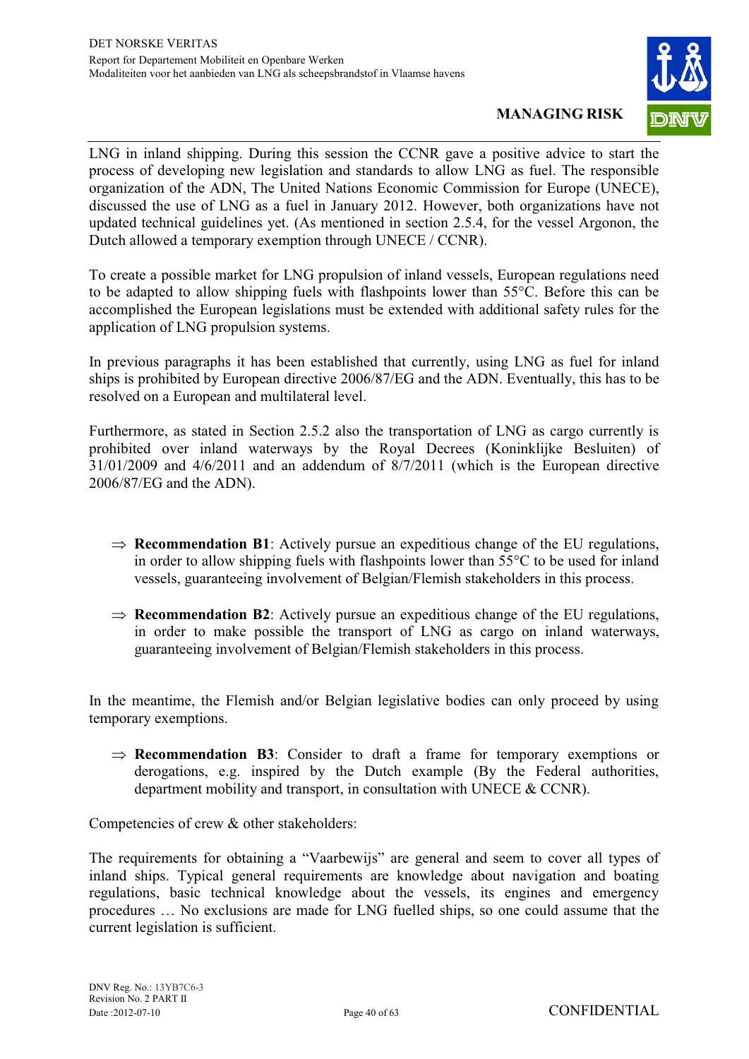LNG in inland shipping. During this session the CCNR gave a positive advice to start the process of developing new legislation and standards to allow LNG as fuel. The responsible organization of the ADN, The United Nations Economic Commission for Europe (UNECE), discussed the use of LNG as a fuel in January 2012. However, both organizations have not updated technical guidelines yet. (As mentioned in section 2.5.4, for the vessel Argonon, the Dutch allowed a temporary exemption through UNECE / CCNR).

To create a possible market for LNG propulsion of inland vessels, European regulations need to be adapted to allow shipping fuels with flashpoints lower than 55°C. Before this can be accomplished the European legislations must be extended with additional safety rules for the application of LNG propulsion systems.

In previous paragraphs it has been established that currently, using LNG as fuel for inland ships is prohibited by European directive 2006/87/EG and the ADN. Eventually, this has to be resolved on a European and multilateral level.

Furthermore, as stated in Section 2.5.2 also the transportation of LNG as cargo currently is prohibited over inland waterways by the Royal Decrees (Koninklijke Besluiten) of 31/01/2009 and 4/6/2011 and an addendum of 8/7/2011 (which is the European directive 2006/87/EG and the ADN).

⇒ **Recommendation B1**: Actively pursue an expeditious change of the EU regulations, in order to allow shipping fuels with flashpoints lower than 55°C to be used for inland vessels, guaranteeing involvement of Belgian/Flemish stakeholders in this process.

⇒ **Recommendation B2**: Actively pursue an expeditious change of the EU regulations, in order to make possible the transport of LNG as cargo on inland waterways, guaranteeing involvement of Belgian/Flemish stakeholders in this process.

In the meantime, the Flemish and/or Belgian legislative bodies can only proceed by using temporary exemptions.

⇒ **Recommendation B3**: Consider to draft a frame for temporary exemptions or derogations, e.g. inspired by the Dutch example (By the Federal authorities, department mobility and transport, in consultation with UNECE & CCNR).

Competencies of crew & other stakeholders:

The requirements for obtaining a “Vaarbewijs” are general and seem to cover all types of inland ships. Typical general requirements are knowledge about navigation and boating regulations, basic technical knowledge about the vessels, its engines and emergency procedures … No exclusions are made for LNG fuelled ships, so one could assume that the current legislation is sufficient.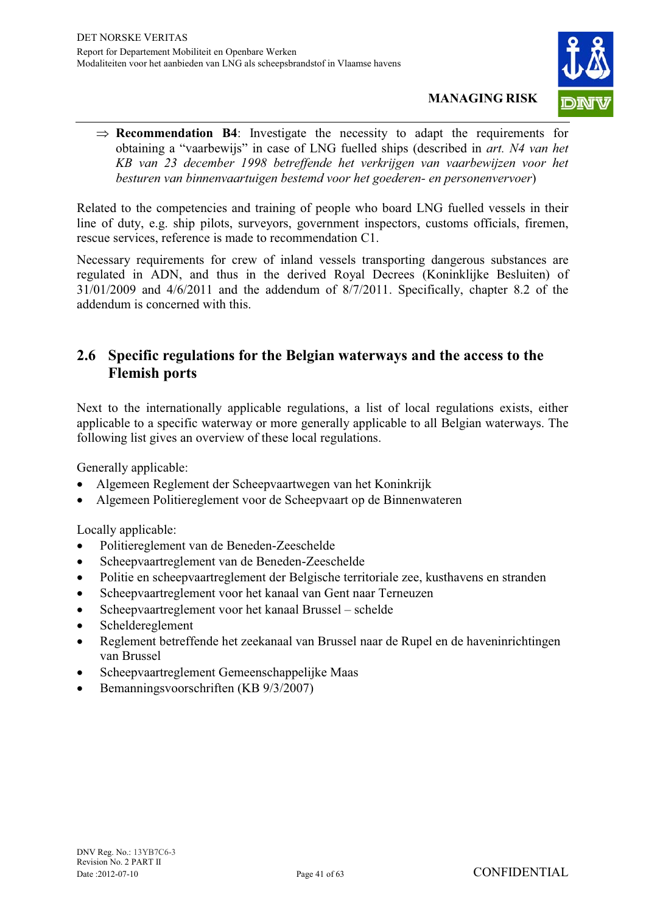⇒ **Recommendation B4**: Investigate the necessity to adapt the requirements for obtaining a "vaarbewijs" in case of LNG fuelled ships (described in *art. N4 van het KB van 23 december 1998 betreffende het verkrijgen van vaarbewijzen voor het besturen van binnenvaartuigen bestemd voor het goederen- en personenvervoer*)

Related to the competencies and training of people who board LNG fuelled vessels in their line of duty, e.g. ship pilots, surveyors, government inspectors, customs officials, firemen, rescue services, reference is made to recommendation C1.

Necessary requirements for crew of inland vessels transporting dangerous substances are regulated in ADN, and thus in the derived Royal Decrees (Koninklijke Besluiten) of 31/01/2009 and 4/6/2011 and the addendum of 8/7/2011. Specifically, chapter 8.2 of the addendum is concerned with this.

## 2.6 Specific regulations for the Belgian waterways and the access to the Flemish ports

Next to the internationally applicable regulations, a list of local regulations exists, either applicable to a specific waterway or more generally applicable to all Belgian waterways. The following list gives an overview of these local regulations.

Generally applicable:

- Algemeen Reglement der Scheepvaartwegen van het Koninkrijk
- Algemeen Politiereglement voor de Scheepvaart op de Binnenwateren

Locally applicable:

- Politiereglement van de Beneden-Zeeschelde
- Scheepvaartreglement van de Beneden-Zeeschelde
- Politie en scheepvaartreglement der Belgische territoriale zee, kusthavens en stranden
- Scheepvaartreglement voor het kanaal van Gent naar Terneuzen
- Scheepvaartreglement voor het kanaal Brussel – schelde
- Scheldereglement
- Reglement betreffende het zeekanaal van Brussel naar de Rupel en de haveninrichtingen van Brussel
- Scheepvaartreglement Gemeenschappelijke Maas
- Bemanningsvoorschriften (KB 9/3/2007)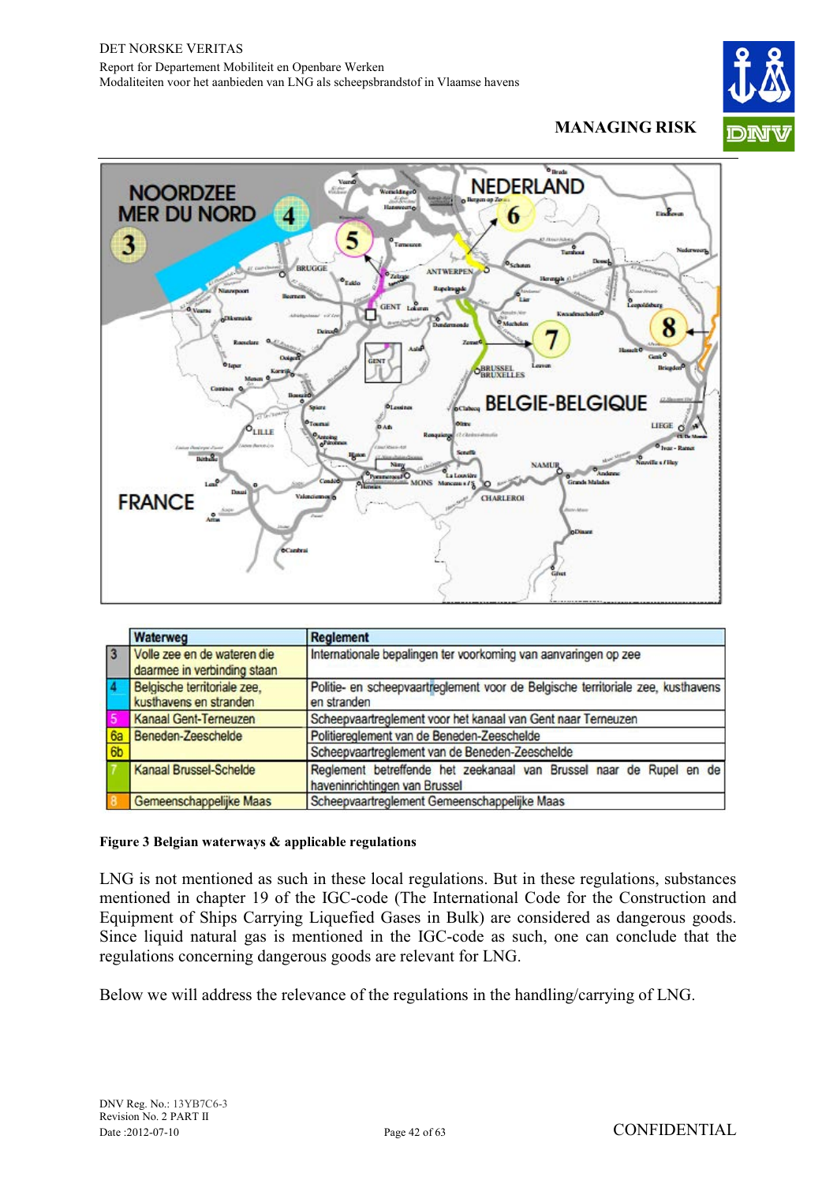| | Waterweg | Reglement |
|---|---|---|
| 3 | Volle zee en de wateren die daarmee in verbinding staan | Internationale bepalingen ter voorkoming van aanvaringen op zee |
| 4 | Belgische territoriale zee, kusthavens en stranden | Politie- en scheepvaartreglement voor de Belgische territoriale zee, kusthavens en stranden |
| 5 | Kanaal Gent-Terneuzen | Scheepvaartreglement voor het kanaal van Gent naar Terneuzen |
| 6a | Beneden-Zeeschelde | Politiereglement van de Beneden-Zeeschelde |
| 6b | | Scheepvaartreglement van de Beneden-Zeeschelde |
| 7 | Kanaal Brussel-Schelde | Reglement betreffende het zeekanaal van Brussel naar de Rupel en de haveninrichtingen van Brussel |
| 8 | Gemeenschappelijke Maas | Scheepvaartreglement Gemeenschappelijke Maas |

**Figure 3 Belgian waterways & applicable regulations**

LNG is not mentioned as such in these local regulations. But in these regulations, substances mentioned in chapter 19 of the IGC-code (The International Code for the Construction and Equipment of Ships Carrying Liquefied Gases in Bulk) are considered as dangerous goods. Since liquid natural gas is mentioned in the IGC-code as such, one can conclude that the regulations concerning dangerous goods are relevant for LNG.

Below we will address the relevance of the regulations in the handling/carrying of LNG.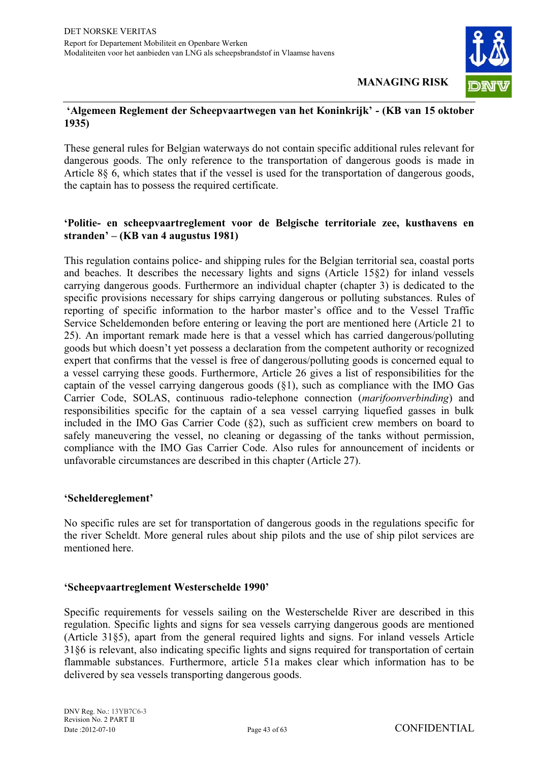**'Algemeen Reglement der Scheepvaartwegen van het Koninkrijk' - (KB van 15 oktober 1935)**

These general rules for Belgian waterways do not contain specific additional rules relevant for dangerous goods. The only reference to the transportation of dangerous goods is made in Article 8§ 6, which states that if the vessel is used for the transportation of dangerous goods, the captain has to possess the required certificate.

**'Politie- en scheepvaartreglement voor de Belgische territoriale zee, kusthavens en stranden' – (KB van 4 augustus 1981)**

This regulation contains police- and shipping rules for the Belgian territorial sea, coastal ports and beaches. It describes the necessary lights and signs (Article 15§2) for inland vessels carrying dangerous goods. Furthermore an individual chapter (chapter 3) is dedicated to the specific provisions necessary for ships carrying dangerous or polluting substances. Rules of reporting of specific information to the harbor master's office and to the Vessel Traffic Service Scheldemonden before entering or leaving the port are mentioned here (Article 21 to 25). An important remark made here is that a vessel which has carried dangerous/polluting goods but which doesn't yet possess a declaration from the competent authority or recognized expert that confirms that the vessel is free of dangerous/polluting goods is concerned equal to a vessel carrying these goods. Furthermore, Article 26 gives a list of responsibilities for the captain of the vessel carrying dangerous goods (§1), such as compliance with the IMO Gas Carrier Code, SOLAS, continuous radio-telephone connection (*marifoonverbinding*) and responsibilities specific for the captain of a sea vessel carrying liquefied gasses in bulk included in the IMO Gas Carrier Code (§2), such as sufficient crew members on board to safely maneuvering the vessel, no cleaning or degassing of the tanks without permission, compliance with the IMO Gas Carrier Code. Also rules for announcement of incidents or unfavorable circumstances are described in this chapter (Article 27).

**'Scheldereglement'**

No specific rules are set for transportation of dangerous goods in the regulations specific for the river Scheldt. More general rules about ship pilots and the use of ship pilot services are mentioned here.

**'Scheepvaartreglement Westerschelde 1990'**

Specific requirements for vessels sailing on the Westerschelde River are described in this regulation. Specific lights and signs for sea vessels carrying dangerous goods are mentioned (Article 31§5), apart from the general required lights and signs. For inland vessels Article 31§6 is relevant, also indicating specific lights and signs required for transportation of certain flammable substances. Furthermore, article 51a makes clear which information has to be delivered by sea vessels transporting dangerous goods.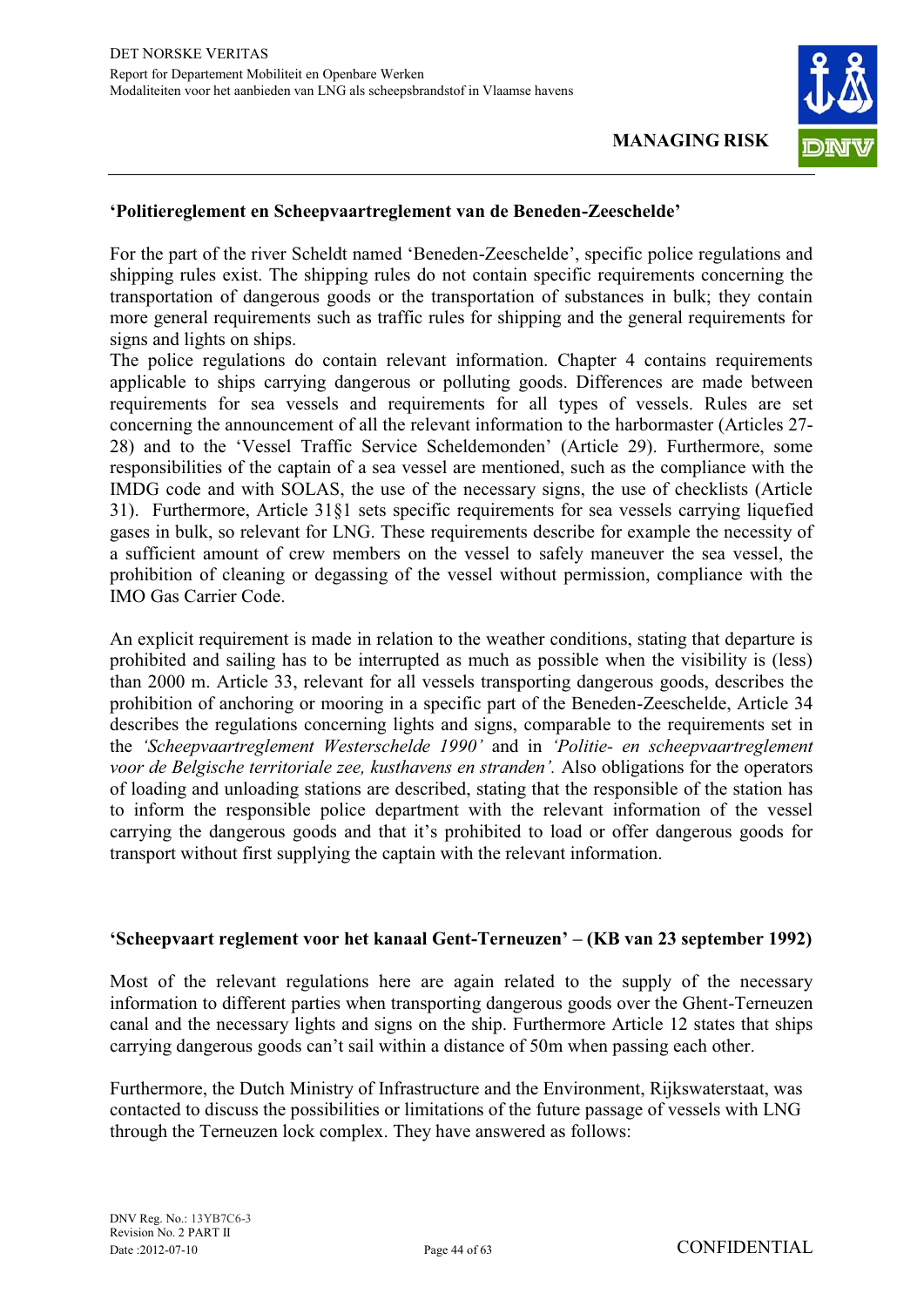**‘Politiereglement en Scheepvaartreglement van de Beneden-Zeeschelde’**

For the part of the river Scheldt named ‘Beneden-Zeeschelde’, specific police regulations and shipping rules exist. The shipping rules do not contain specific requirements concerning the transportation of dangerous goods or the transportation of substances in bulk; they contain more general requirements such as traffic rules for shipping and the general requirements for signs and lights on ships.
The police regulations do contain relevant information. Chapter 4 contains requirements applicable to ships carrying dangerous or polluting goods. Differences are made between requirements for sea vessels and requirements for all types of vessels. Rules are set concerning the announcement of all the relevant information to the harbormaster (Articles 27-28) and to the ‘Vessel Traffic Service Scheldemonden’ (Article 29). Furthermore, some responsibilities of the captain of a sea vessel are mentioned, such as the compliance with the IMDG code and with SOLAS, the use of the necessary signs, the use of checklists (Article 31). Furthermore, Article 31§1 sets specific requirements for sea vessels carrying liquefied gases in bulk, so relevant for LNG. These requirements describe for example the necessity of a sufficient amount of crew members on the vessel to safely maneuver the sea vessel, the prohibition of cleaning or degassing of the vessel without permission, compliance with the IMO Gas Carrier Code.

An explicit requirement is made in relation to the weather conditions, stating that departure is prohibited and sailing has to be interrupted as much as possible when the visibility is (less) than 2000 m. Article 33, relevant for all vessels transporting dangerous goods, describes the prohibition of anchoring or mooring in a specific part of the Beneden-Zeeschelde, Article 34 describes the regulations concerning lights and signs, comparable to the requirements set in the *‘Scheepvaartreglement Westerschelde 1990’* and in *‘Politie- en scheepvaartreglement voor de Belgische territoriale zee, kusthavens en stranden’.* Also obligations for the operators of loading and unloading stations are described, stating that the responsible of the station has to inform the responsible police department with the relevant information of the vessel carrying the dangerous goods and that it’s prohibited to load or offer dangerous goods for transport without first supplying the captain with the relevant information.

**‘Scheepvaart reglement voor het kanaal Gent-Terneuzen’ – (KB van 23 september 1992)**

Most of the relevant regulations here are again related to the supply of the necessary information to different parties when transporting dangerous goods over the Ghent-Terneuzen canal and the necessary lights and signs on the ship. Furthermore Article 12 states that ships carrying dangerous goods can’t sail within a distance of 50m when passing each other.

Furthermore, the Dutch Ministry of Infrastructure and the Environment, Rijkswaterstaat, was contacted to discuss the possibilities or limitations of the future passage of vessels with LNG through the Terneuzen lock complex. They have answered as follows: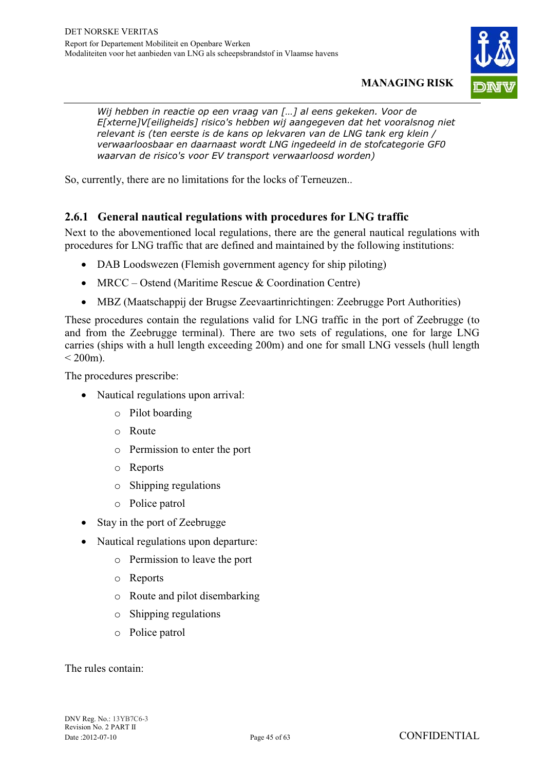> *Wij hebben in reactie op een vraag van […] al eens gekeken. Voor de E[xterne]V[eiligheids] risico's hebben wij aangegeven dat het vooralsnog niet relevant is (ten eerste is de kans op lekvaren van de LNG tank erg klein / verwaarloosbaar en daarnaast wordt LNG ingedeeld in de stofcategorie GF0 waarvan de risico's voor EV transport verwaarloosd worden)*

So, currently, there are no limitations for the locks of Terneuzen..

### 2.6.1 General nautical regulations with procedures for LNG traffic

Next to the abovementioned local regulations, there are the general nautical regulations with procedures for LNG traffic that are defined and maintained by the following institutions:

- DAB Loodswezen (Flemish government agency for ship piloting)
- MRCC – Ostend (Maritime Rescue & Coordination Centre)
- MBZ (Maatschappij der Brugse Zeevaartinrichtingen: Zeebrugge Port Authorities)

These procedures contain the regulations valid for LNG traffic in the port of Zeebrugge (to and from the Zeebrugge terminal). There are two sets of regulations, one for large LNG carries (ships with a hull length exceeding 200m) and one for small LNG vessels (hull length < 200m).

The procedures prescribe:

- Nautical regulations upon arrival:
  - Pilot boarding
  - Route
  - Permission to enter the port
  - Reports
  - Shipping regulations
  - Police patrol
- Stay in the port of Zeebrugge
- Nautical regulations upon departure:
  - Permission to leave the port
  - Reports
  - Route and pilot disembarking
  - Shipping regulations
  - Police patrol

The rules contain: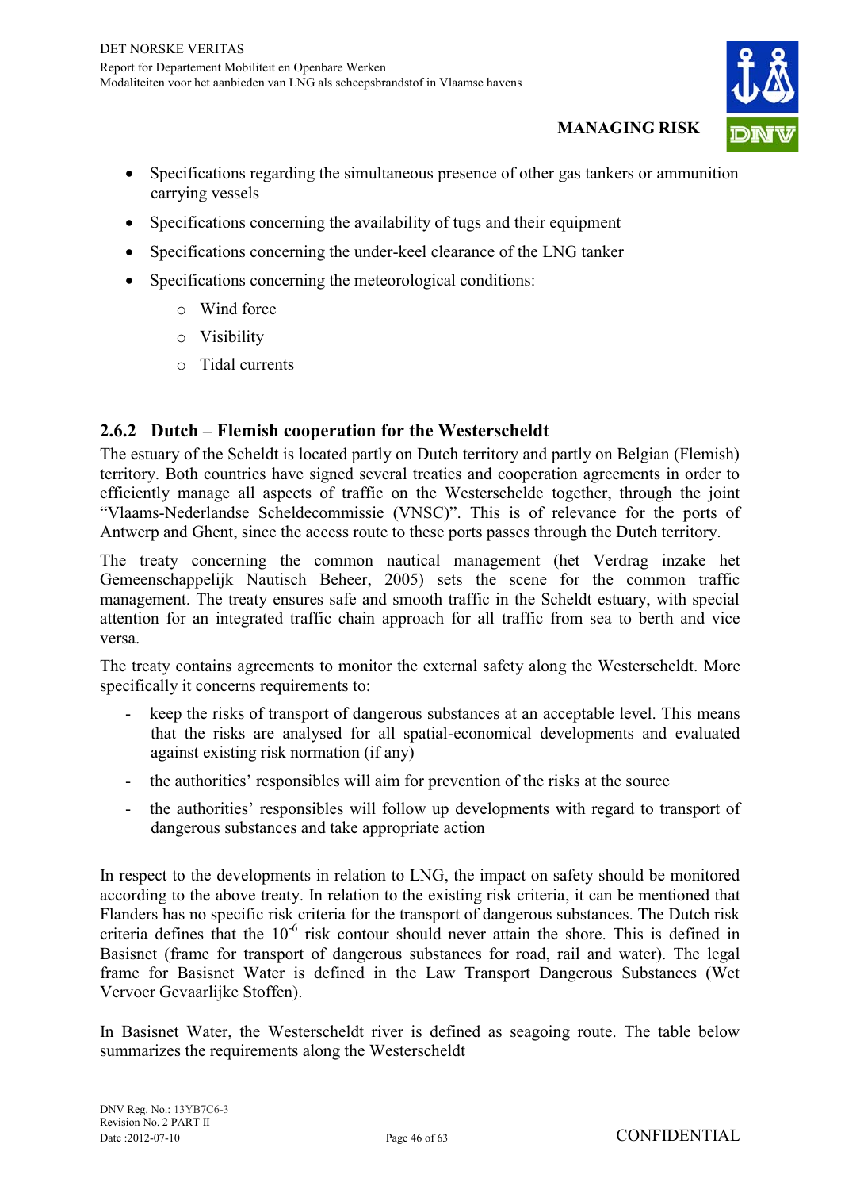- Specifications regarding the simultaneous presence of other gas tankers or ammunition carrying vessels
- Specifications concerning the availability of tugs and their equipment
- Specifications concerning the under-keel clearance of the LNG tanker
- Specifications concerning the meteorological conditions:
    - Wind force
    - Visibility
    - Tidal currents

### 2.6.2 Dutch – Flemish cooperation for the Westerscheldt

The estuary of the Scheldt is located partly on Dutch territory and partly on Belgian (Flemish) territory. Both countries have signed several treaties and cooperation agreements in order to efficiently manage all aspects of traffic on the Westerschelde together, through the joint "Vlaams-Nederlandse Scheldecommissie (VNSC)". This is of relevance for the ports of Antwerp and Ghent, since the access route to these ports passes through the Dutch territory.

The treaty concerning the common nautical management (het Verdrag inzake het Gemeenschappelijk Nautisch Beheer, 2005) sets the scene for the common traffic management. The treaty ensures safe and smooth traffic in the Scheldt estuary, with special attention for an integrated traffic chain approach for all traffic from sea to berth and vice versa.

The treaty contains agreements to monitor the external safety along the Westerscheldt. More specifically it concerns requirements to:

- keep the risks of transport of dangerous substances at an acceptable level. This means that the risks are analysed for all spatial-economical developments and evaluated against existing risk normation (if any)
- the authorities' responsibles will aim for prevention of the risks at the source
- the authorities' responsibles will follow up developments with regard to transport of dangerous substances and take appropriate action

In respect to the developments in relation to LNG, the impact on safety should be monitored according to the above treaty. In relation to the existing risk criteria, it can be mentioned that Flanders has no specific risk criteria for the transport of dangerous substances. The Dutch risk criteria defines that the $10^{-6}$ risk contour should never attain the shore. This is defined in Basisnet (frame for transport of dangerous substances for road, rail and water). The legal frame for Basisnet Water is defined in the Law Transport Dangerous Substances (Wet Vervoer Gevaarlijke Stoffen).

In Basisnet Water, the Westerscheldt river is defined as seagoing route. The table below summarizes the requirements along the Westerscheldt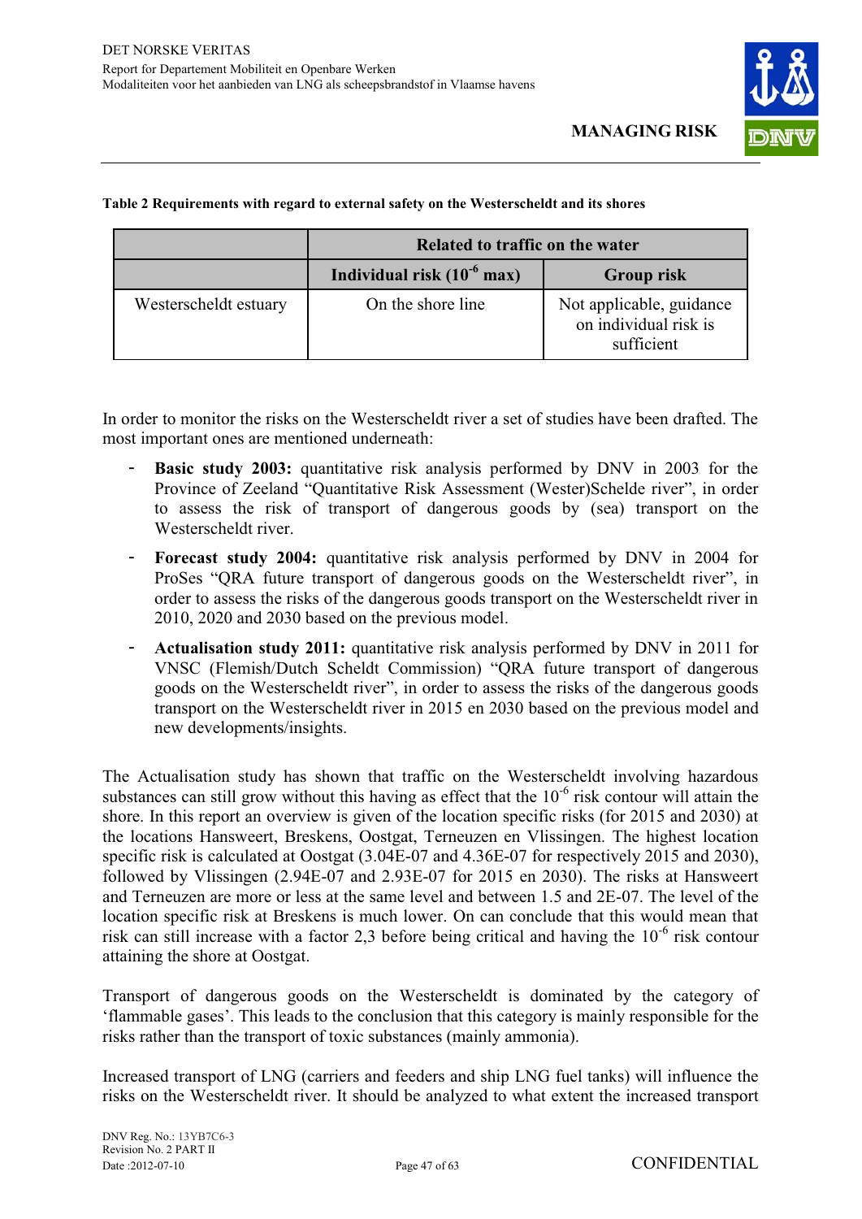**Table 2 Requirements with regard to external safety on the Westerscheldt and its shores**

| | Related to traffic on the water | |
|---|---|---|
| | **Individual risk ($10^{-6}$ max)** | **Group risk** |
| Westerscheldt estuary | On the shore line | Not applicable, guidance on individual risk is sufficient |

In order to monitor the risks on the Westerscheldt river a set of studies have been drafted. The most important ones are mentioned underneath:

- **Basic study 2003:** quantitative risk analysis performed by DNV in 2003 for the Province of Zeeland "Quantitative Risk Assessment (Wester)Schelde river", in order to assess the risk of transport of dangerous goods by (sea) transport on the Westerscheldt river.
- **Forecast study 2004:** quantitative risk analysis performed by DNV in 2004 for ProSes "QRA future transport of dangerous goods on the Westerscheldt river", in order to assess the risks of the dangerous goods transport on the Westerscheldt river in 2010, 2020 and 2030 based on the previous model.
- **Actualisation study 2011:** quantitative risk analysis performed by DNV in 2011 for VNSC (Flemish/Dutch Scheldt Commission) "QRA future transport of dangerous goods on the Westerscheldt river", in order to assess the risks of the dangerous goods transport on the Westerscheldt river in 2015 en 2030 based on the previous model and new developments/insights.

The Actualisation study has shown that traffic on the Westerscheldt involving hazardous substances can still grow without this having as effect that the $10^{-6}$ risk contour will attain the shore. In this report an overview is given of the location specific risks (for 2015 and 2030) at the locations Hansweert, Breskens, Oostgat, Terneuzen en Vlissingen. The highest location specific risk is calculated at Oostgat (3.04E-07 and 4.36E-07 for respectively 2015 and 2030), followed by Vlissingen (2.94E-07 and 2.93E-07 for 2015 en 2030). The risks at Hansweert and Terneuzen are more or less at the same level and between 1.5 and 2E-07. The level of the location specific risk at Breskens is much lower. On can conclude that this would mean that risk can still increase with a factor 2,3 before being critical and having the $10^{-6}$ risk contour attaining the shore at Oostgat.

Transport of dangerous goods on the Westerscheldt is dominated by the category of 'flammable gases'. This leads to the conclusion that this category is mainly responsible for the risks rather than the transport of toxic substances (mainly ammonia).

Increased transport of LNG (carriers and feeders and ship LNG fuel tanks) will influence the risks on the Westerscheldt river. It should be analyzed to what extent the increased transport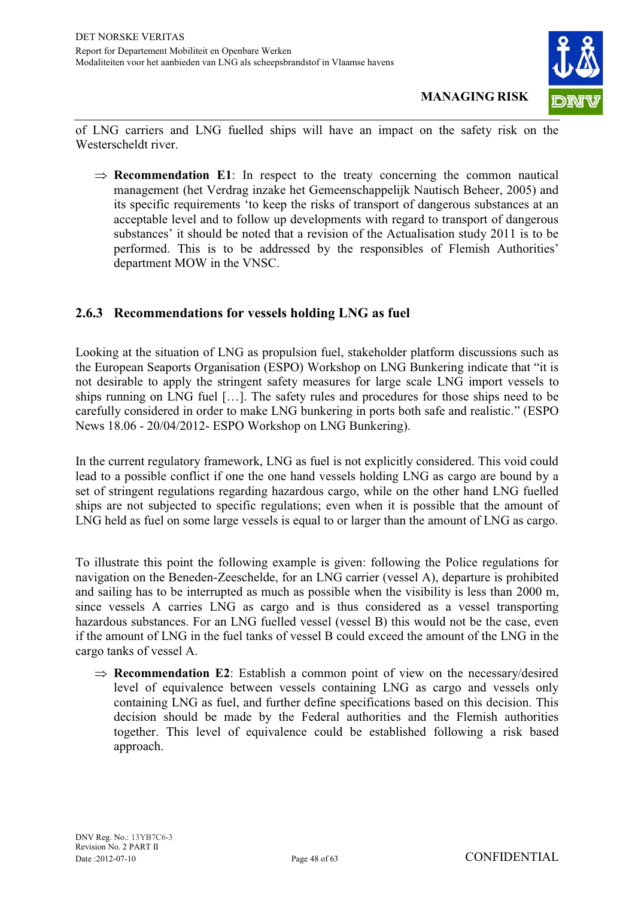of LNG carriers and LNG fuelled ships will have an impact on the safety risk on the Westerscheldt river.

⇒ **Recommendation E1**: In respect to the treaty concerning the common nautical management (het Verdrag inzake het Gemeenschappelijk Nautisch Beheer, 2005) and its specific requirements 'to keep the risks of transport of dangerous substances at an acceptable level and to follow up developments with regard to transport of dangerous substances' it should be noted that a revision of the Actualisation study 2011 is to be performed. This is to be addressed by the responsibles of Flemish Authorities' department MOW in the VNSC.

### 2.6.3 Recommendations for vessels holding LNG as fuel

Looking at the situation of LNG as propulsion fuel, stakeholder platform discussions such as the European Seaports Organisation (ESPO) Workshop on LNG Bunkering indicate that "it is not desirable to apply the stringent safety measures for large scale LNG import vessels to ships running on LNG fuel […]. The safety rules and procedures for those ships need to be carefully considered in order to make LNG bunkering in ports both safe and realistic." (ESPO News 18.06 - 20/04/2012- ESPO Workshop on LNG Bunkering).

In the current regulatory framework, LNG as fuel is not explicitly considered. This void could lead to a possible conflict if one the one hand vessels holding LNG as cargo are bound by a set of stringent regulations regarding hazardous cargo, while on the other hand LNG fuelled ships are not subjected to specific regulations; even when it is possible that the amount of LNG held as fuel on some large vessels is equal to or larger than the amount of LNG as cargo.

To illustrate this point the following example is given: following the Police regulations for navigation on the Beneden-Zeeschelde, for an LNG carrier (vessel A), departure is prohibited and sailing has to be interrupted as much as possible when the visibility is less than 2000 m, since vessels A carries LNG as cargo and is thus considered as a vessel transporting hazardous substances. For an LNG fuelled vessel (vessel B) this would not be the case, even if the amount of LNG in the fuel tanks of vessel B could exceed the amount of the LNG in the cargo tanks of vessel A.

⇒ **Recommendation E2**: Establish a common point of view on the necessary/desired level of equivalence between vessels containing LNG as cargo and vessels only containing LNG as fuel, and further define specifications based on this decision. This decision should be made by the Federal authorities and the Flemish authorities together. This level of equivalence could be established following a risk based approach.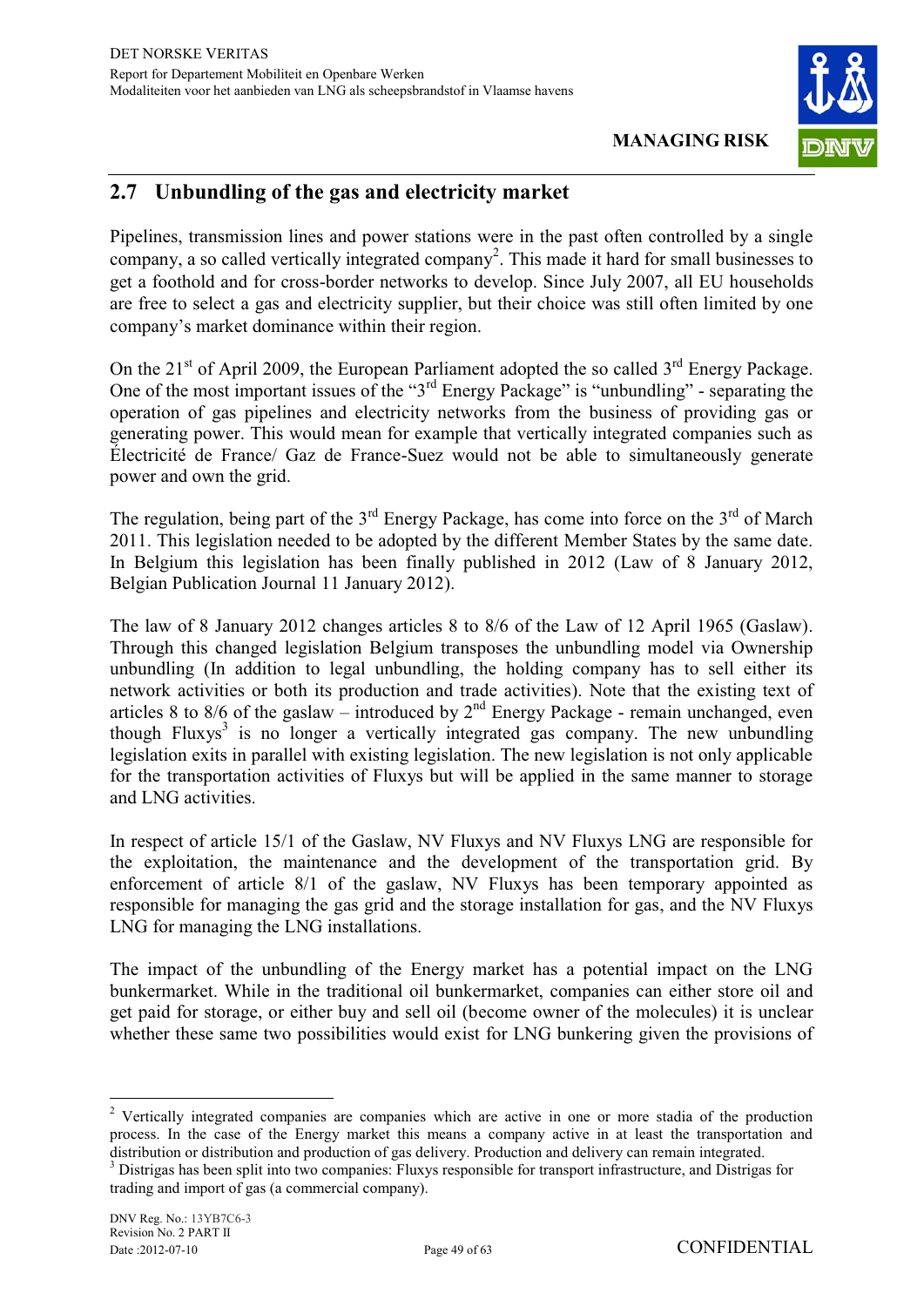## 2.7 Unbundling of the gas and electricity market

Pipelines, transmission lines and power stations were in the past often controlled by a single company, a so called vertically integrated company[2]. This made it hard for small businesses to get a foothold and for cross-border networks to develop. Since July 2007, all EU households are free to select a gas and electricity supplier, but their choice was still often limited by one company's market dominance within their region.

On the 21st of April 2009, the European Parliament adopted the so called 3rd Energy Package. One of the most important issues of the "3rd Energy Package" is "unbundling" - separating the operation of gas pipelines and electricity networks from the business of providing gas or generating power. This would mean for example that vertically integrated companies such as Électricité de France/ Gaz de France-Suez would not be able to simultaneously generate power and own the grid.

The regulation, being part of the 3rd Energy Package, has come into force on the 3rd of March 2011. This legislation needed to be adopted by the different Member States by the same date. In Belgium this legislation has been finally published in 2012 (Law of 8 January 2012, Belgian Publication Journal 11 January 2012).

The law of 8 January 2012 changes articles 8 to 8/6 of the Law of 12 April 1965 (Gaslaw). Through this changed legislation Belgium transposes the unbundling model via Ownership unbundling (In addition to legal unbundling, the holding company has to sell either its network activities or both its production and trade activities). Note that the existing text of articles 8 to 8/6 of the gaslaw – introduced by 2nd Energy Package - remain unchanged, even though Fluxys[3] is no longer a vertically integrated gas company. The new unbundling legislation exits in parallel with existing legislation. The new legislation is not only applicable for the transportation activities of Fluxys but will be applied in the same manner to storage and LNG activities.

In respect of article 15/1 of the Gaslaw, NV Fluxys and NV Fluxys LNG are responsible for the exploitation, the maintenance and the development of the transportation grid. By enforcement of article 8/1 of the gaslaw, NV Fluxys has been temporary appointed as responsible for managing the gas grid and the storage installation for gas, and the NV Fluxys LNG for managing the LNG installations.

The impact of the unbundling of the Energy market has a potential impact on the LNG bunkermarket. While in the traditional oil bunkermarket, companies can either store oil and get paid for storage, or either buy and sell oil (become owner of the molecules) it is unclear whether these same two possibilities would exist for LNG bunkering given the provisions of

---

[2] Vertically integrated companies are companies which are active in one or more stadia of the production process. In the case of the Energy market this means a company active in at least the transportation and distribution or distribution and production of gas delivery. Production and delivery can remain integrated.

[3] Distrigas has been split into two companies: Fluxys responsible for transport infrastructure, and Distrigas for trading and import of gas (a commercial company).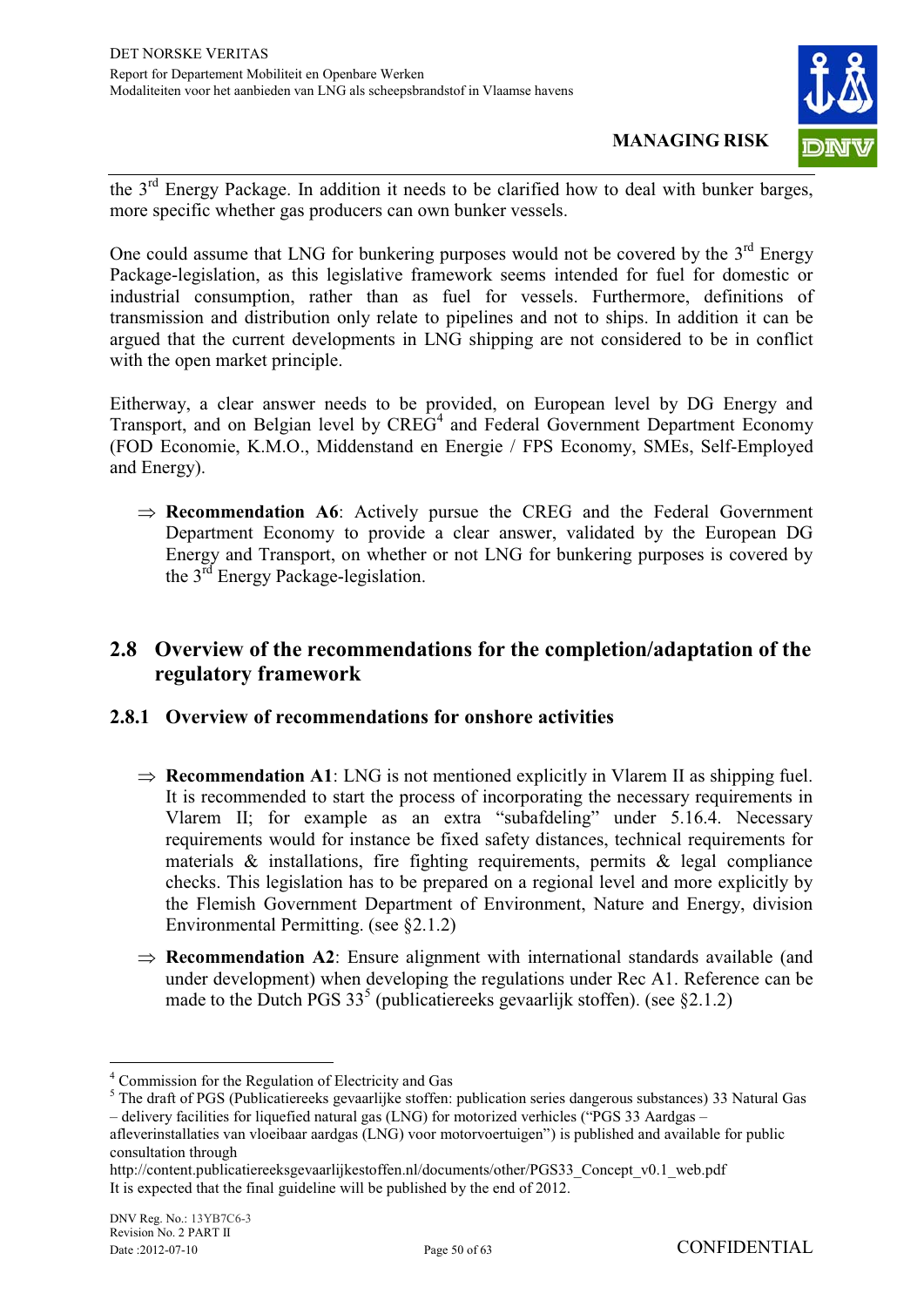the 3rd Energy Package. In addition it needs to be clarified how to deal with bunker barges, more specific whether gas producers can own bunker vessels.

One could assume that LNG for bunkering purposes would not be covered by the 3rd Energy Package-legislation, as this legislative framework seems intended for fuel for domestic or industrial consumption, rather than as fuel for vessels. Furthermore, definitions of transmission and distribution only relate to pipelines and not to ships. In addition it can be argued that the current developments in LNG shipping are not considered to be in conflict with the open market principle.

Eitherway, a clear answer needs to be provided, on European level by DG Energy and Transport, and on Belgian level by CREG[4] and Federal Government Department Economy (FOD Economie, K.M.O., Middenstand en Energie / FPS Economy, SMEs, Self-Employed and Energy).

⇒ **Recommendation A6**: Actively pursue the CREG and the Federal Government Department Economy to provide a clear answer, validated by the European DG Energy and Transport, on whether or not LNG for bunkering purposes is covered by the 3rd Energy Package-legislation.

## 2.8 Overview of the recommendations for the completion/adaptation of the regulatory framework

### 2.8.1 Overview of recommendations for onshore activities

⇒ **Recommendation A1**: LNG is not mentioned explicitly in Vlarem II as shipping fuel. It is recommended to start the process of incorporating the necessary requirements in Vlarem II; for example as an extra “subafdeling” under 5.16.4. Necessary requirements would for instance be fixed safety distances, technical requirements for materials & installations, fire fighting requirements, permits & legal compliance checks. This legislation has to be prepared on a regional level and more explicitly by the Flemish Government Department of Environment, Nature and Energy, division Environmental Permitting. (see §2.1.2)

⇒ **Recommendation A2**: Ensure alignment with international standards available (and under development) when developing the regulations under Rec A1. Reference can be made to the Dutch PGS 33[5] (publicatiereeks gevaarlijk stoffen). (see §2.1.2)

---

[4] Commission for the Regulation of Electricity and Gas

[5] The draft of PGS (Publicatiereeks gevaarlijke stoffen: publication series dangerous substances) 33 Natural Gas – delivery facilities for liquefied natural gas (LNG) for motorized verhicles (“PGS 33 Aardgas – afleverinstallaties van vloeibaar aardgas (LNG) voor motorvoertuigen”) is published and available for public consultation through http://content.publicatiereeksgevaarlijkestoffen.nl/documents/other/PGS33_Concept_v0.1_web.pdf It is expected that the final guideline will be published by the end of 2012.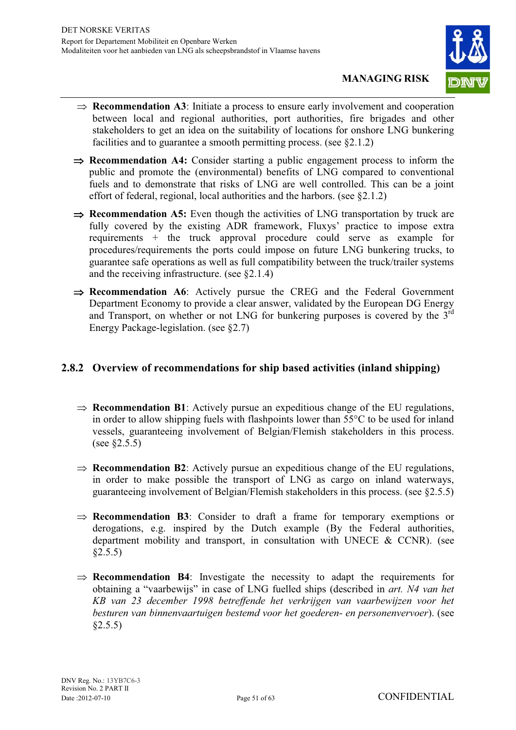- ⇒ **Recommendation A3**: Initiate a process to ensure early involvement and cooperation between local and regional authorities, port authorities, fire brigades and other stakeholders to get an idea on the suitability of locations for onshore LNG bunkering facilities and to guarantee a smooth permitting process. (see §2.1.2)

- ⇒ **Recommendation A4:** Consider starting a public engagement process to inform the public and promote the (environmental) benefits of LNG compared to conventional fuels and to demonstrate that risks of LNG are well controlled. This can be a joint effort of federal, regional, local authorities and the harbors. (see §2.1.2)

- ⇒ **Recommendation A5:** Even though the activities of LNG transportation by truck are fully covered by the existing ADR framework, Fluxys' practice to impose extra requirements + the truck approval procedure could serve as example for procedures/requirements the ports could impose on future LNG bunkering trucks, to guarantee safe operations as well as full compatibility between the truck/trailer systems and the receiving infrastructure. (see §2.1.4)

- ⇒ **Recommendation A6**: Actively pursue the CREG and the Federal Government Department Economy to provide a clear answer, validated by the European DG Energy and Transport, on whether or not LNG for bunkering purposes is covered by the 3rd Energy Package-legislation. (see §2.7)

## 2.8.2 Overview of recommendations for ship based activities (inland shipping)

- ⇒ **Recommendation B1**: Actively pursue an expeditious change of the EU regulations, in order to allow shipping fuels with flashpoints lower than 55°C to be used for inland vessels, guaranteeing involvement of Belgian/Flemish stakeholders in this process. (see §2.5.5)

- ⇒ **Recommendation B2**: Actively pursue an expeditious change of the EU regulations, in order to make possible the transport of LNG as cargo on inland waterways, guaranteeing involvement of Belgian/Flemish stakeholders in this process. (see §2.5.5)

- ⇒ **Recommendation B3**: Consider to draft a frame for temporary exemptions or derogations, e.g. inspired by the Dutch example (By the Federal authorities, department mobility and transport, in consultation with UNECE & CCNR). (see §2.5.5)

- ⇒ **Recommendation B4**: Investigate the necessity to adapt the requirements for obtaining a "vaarbewijs" in case of LNG fuelled ships (described in *art. N4 van het KB van 23 december 1998 betreffende het verkrijgen van vaarbewijzen voor het besturen van binnenvaartuigen bestemd voor het goederen- en personenvervoer*). (see §2.5.5)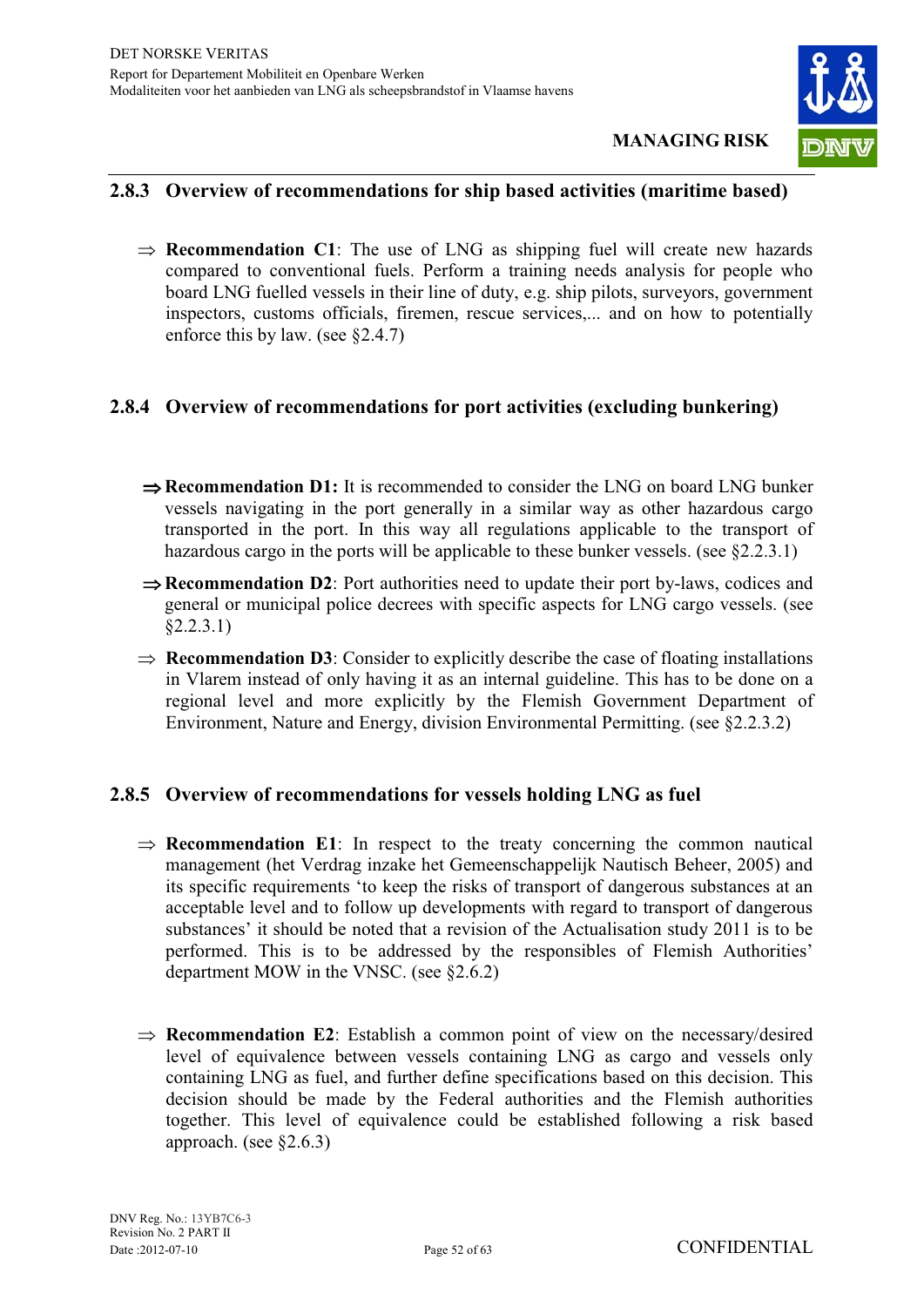### 2.8.3 Overview of recommendations for ship based activities (maritime based)

⇒ **Recommendation C1**: The use of LNG as shipping fuel will create new hazards compared to conventional fuels. Perform a training needs analysis for people who board LNG fuelled vessels in their line of duty, e.g. ship pilots, surveyors, government inspectors, customs officials, firemen, rescue services,... and on how to potentially enforce this by law. (see §2.4.7)

### 2.8.4 Overview of recommendations for port activities (excluding bunkering)

⇒ **Recommendation D1:** It is recommended to consider the LNG on board LNG bunker vessels navigating in the port generally in a similar way as other hazardous cargo transported in the port. In this way all regulations applicable to the transport of hazardous cargo in the ports will be applicable to these bunker vessels. (see §2.2.3.1)

⇒ **Recommendation D2**: Port authorities need to update their port by-laws, codices and general or municipal police decrees with specific aspects for LNG cargo vessels. (see §2.2.3.1)

⇒ **Recommendation D3**: Consider to explicitly describe the case of floating installations in Vlarem instead of only having it as an internal guideline. This has to be done on a regional level and more explicitly by the Flemish Government Department of Environment, Nature and Energy, division Environmental Permitting. (see §2.2.3.2)

### 2.8.5 Overview of recommendations for vessels holding LNG as fuel

⇒ **Recommendation E1**: In respect to the treaty concerning the common nautical management (het Verdrag inzake het Gemeenschappelijk Nautisch Beheer, 2005) and its specific requirements 'to keep the risks of transport of dangerous substances at an acceptable level and to follow up developments with regard to transport of dangerous substances' it should be noted that a revision of the Actualisation study 2011 is to be performed. This is to be addressed by the responsibles of Flemish Authorities' department MOW in the VNSC. (see §2.6.2)

⇒ **Recommendation E2**: Establish a common point of view on the necessary/desired level of equivalence between vessels containing LNG as cargo and vessels only containing LNG as fuel, and further define specifications based on this decision. This decision should be made by the Federal authorities and the Flemish authorities together. This level of equivalence could be established following a risk based approach. (see §2.6.3)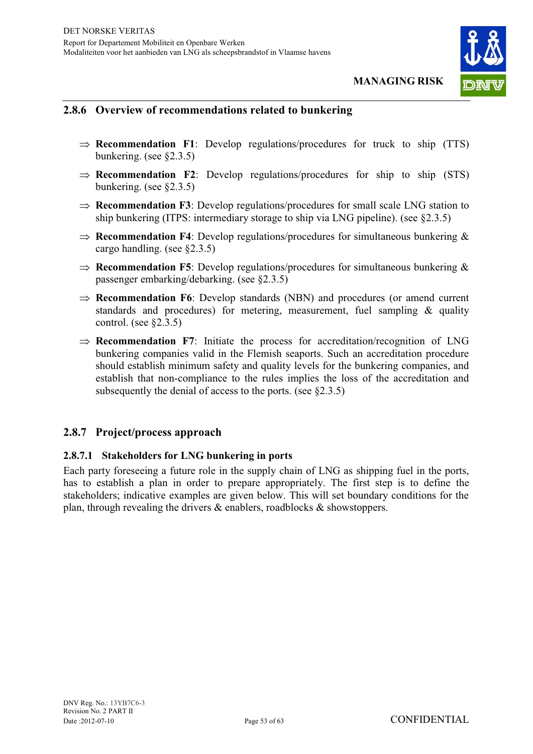### 2.8.6 Overview of recommendations related to bunkering

⇒ **Recommendation F1**: Develop regulations/procedures for truck to ship (TTS) bunkering. (see §2.3.5)

⇒ **Recommendation F2**: Develop regulations/procedures for ship to ship (STS) bunkering. (see §2.3.5)

⇒ **Recommendation F3**: Develop regulations/procedures for small scale LNG station to ship bunkering (ITPS: intermediary storage to ship via LNG pipeline). (see §2.3.5)

⇒ **Recommendation F4**: Develop regulations/procedures for simultaneous bunkering & cargo handling. (see §2.3.5)

⇒ **Recommendation F5**: Develop regulations/procedures for simultaneous bunkering & passenger embarking/debarking. (see §2.3.5)

⇒ **Recommendation F6**: Develop standards (NBN) and procedures (or amend current standards and procedures) for metering, measurement, fuel sampling & quality control. (see §2.3.5)

⇒ **Recommendation F7**: Initiate the process for accreditation/recognition of LNG bunkering companies valid in the Flemish seaports. Such an accreditation procedure should establish minimum safety and quality levels for the bunkering companies, and establish that non-compliance to the rules implies the loss of the accreditation and subsequently the denial of access to the ports. (see §2.3.5)

### 2.8.7 Project/process approach

#### 2.8.7.1 Stakeholders for LNG bunkering in ports

Each party foreseeing a future role in the supply chain of LNG as shipping fuel in the ports, has to establish a plan in order to prepare appropriately. The first step is to define the stakeholders; indicative examples are given below. This will set boundary conditions for the plan, through revealing the drivers & enablers, roadblocks & showstoppers.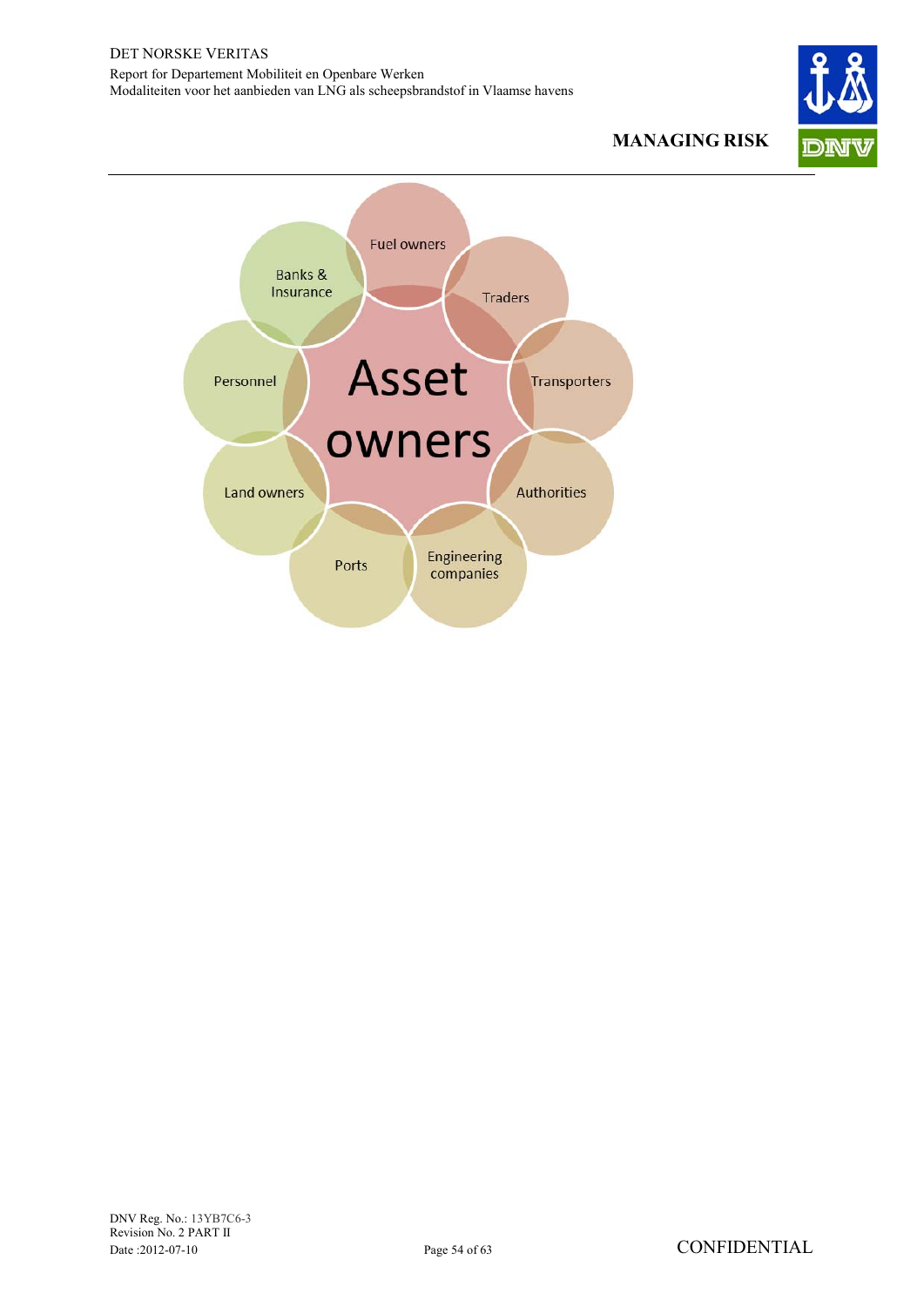Asset owners

- Fuel owners
- Traders
- Transporters
- Authorities
- Engineering companies
- Ports
- Land owners
- Personnel
- Banks & Insurance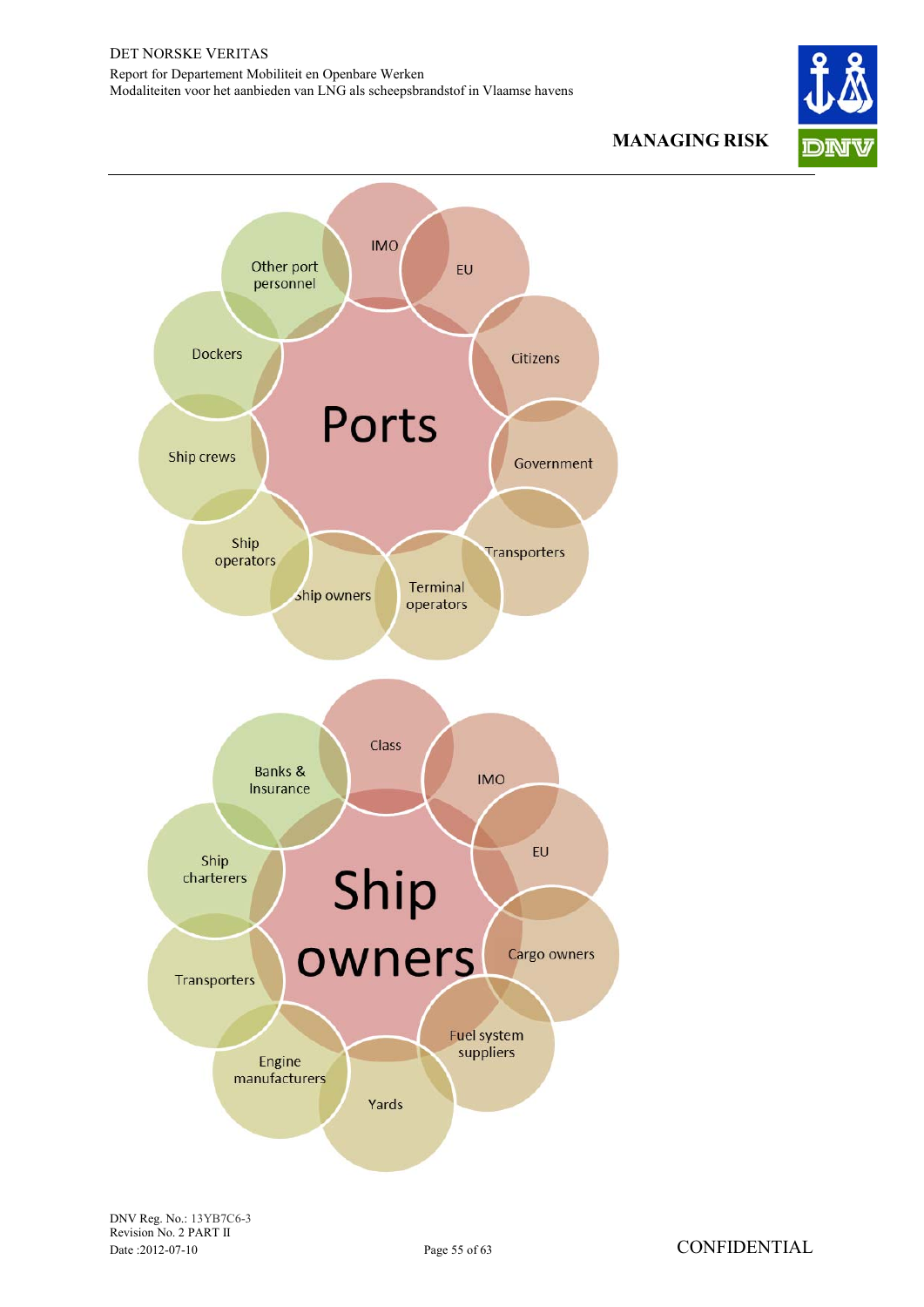**Ports**

- IMO
- EU
- Citizens
- Government
- Transporters
- Terminal operators
- Ship owners
- Ship operators
- Ship crews
- Dockers
- Other port personnel

**Ship owners**

- Class
- IMO
- EU
- Cargo owners
- Fuel system suppliers
- Yards
- Engine manufacturers
- Transporters
- Ship charterers
- Banks & Insurance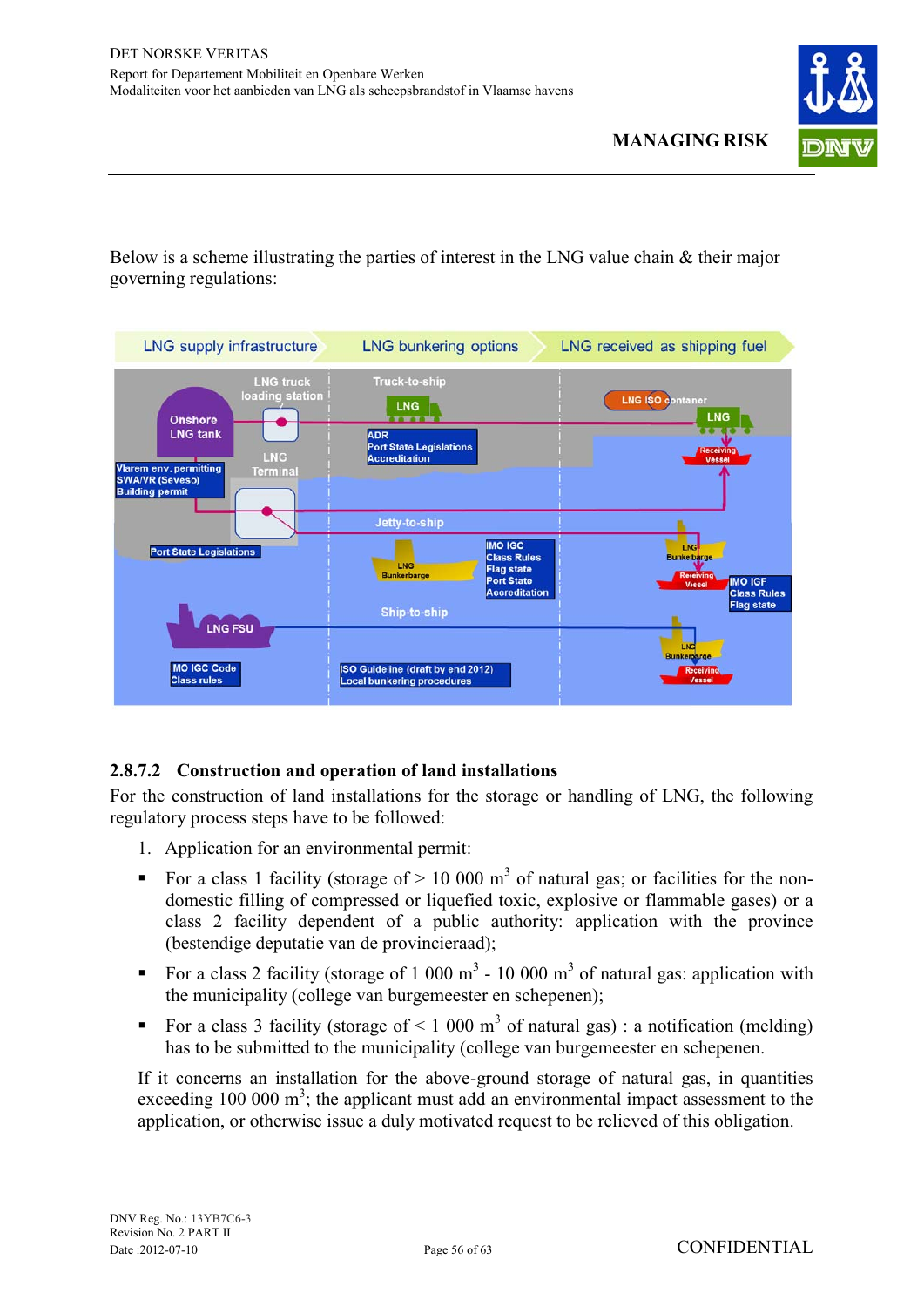Below is a scheme illustrating the parties of interest in the LNG value chain & their major governing regulations:

#### 2.8.7.2 Construction and operation of land installations

For the construction of land installations for the storage or handling of LNG, the following regulatory process steps have to be followed:

1. Application for an environmental permit:

- For a class 1 facility (storage of > 10 000 m$^3$ of natural gas; or facilities for the non-domestic filling of compressed or liquefied toxic, explosive or flammable gases) or a class 2 facility dependent of a public authority: application with the province (bestendige deputatie van de provincieraad);
- For a class 2 facility (storage of 1 000 m$^3$ - 10 000 m$^3$ of natural gas: application with the municipality (college van burgemeester en schepenen);
- For a class 3 facility (storage of < 1 000 m$^3$ of natural gas) : a notification (melding) has to be submitted to the municipality (college van burgemeester en schepenen.

If it concerns an installation for the above-ground storage of natural gas, in quantities exceeding 100 000 m$^3$; the applicant must add an environmental impact assessment to the application, or otherwise issue a duly motivated request to be relieved of this obligation.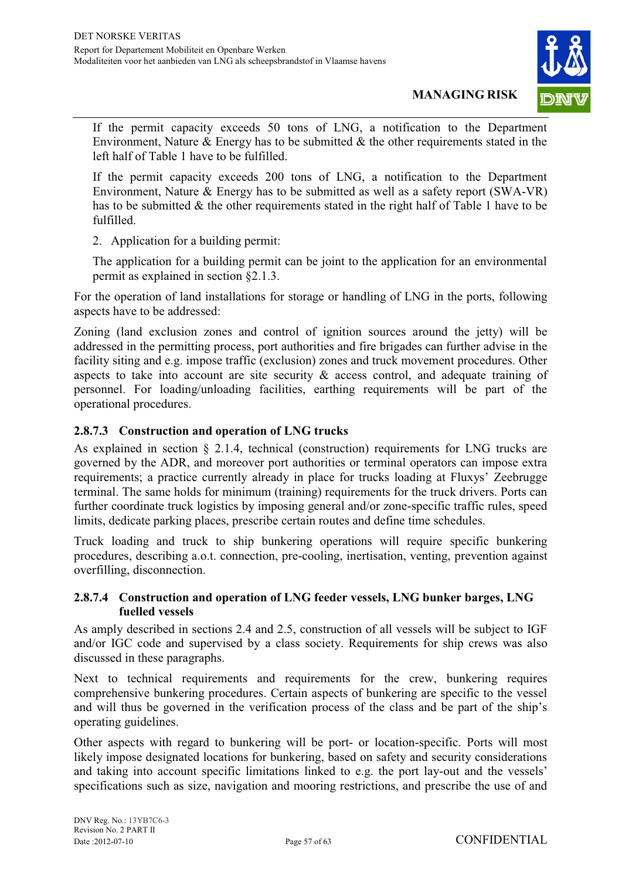If the permit capacity exceeds 50 tons of LNG, a notification to the Department Environment, Nature & Energy has to be submitted & the other requirements stated in the left half of Table 1 have to be fulfilled.

If the permit capacity exceeds 200 tons of LNG, a notification to the Department Environment, Nature & Energy has to be submitted as well as a safety report (SWA-VR) has to be submitted & the other requirements stated in the right half of Table 1 have to be fulfilled.

2. Application for a building permit:

The application for a building permit can be joint to the application for an environmental permit as explained in section §2.1.3.

For the operation of land installations for storage or handling of LNG in the ports, following aspects have to be addressed:

Zoning (land exclusion zones and control of ignition sources around the jetty) will be addressed in the permitting process, port authorities and fire brigades can further advise in the facility siting and e.g. impose traffic (exclusion) zones and truck movement procedures. Other aspects to take into account are site security & access control, and adequate training of personnel. For loading/unloading facilities, earthing requirements will be part of the operational procedures.

### 2.8.7.3 Construction and operation of LNG trucks

As explained in section § 2.1.4, technical (construction) requirements for LNG trucks are governed by the ADR, and moreover port authorities or terminal operators can impose extra requirements; a practice currently already in place for trucks loading at Fluxys' Zeebrugge terminal. The same holds for minimum (training) requirements for the truck drivers. Ports can further coordinate truck logistics by imposing general and/or zone-specific traffic rules, speed limits, dedicate parking places, prescribe certain routes and define time schedules.

Truck loading and truck to ship bunkering operations will require specific bunkering procedures, describing a.o.t. connection, pre-cooling, inertisation, venting, prevention against overfilling, disconnection.

### 2.8.7.4 Construction and operation of LNG feeder vessels, LNG bunker barges, LNG fuelled vessels

As amply described in sections 2.4 and 2.5, construction of all vessels will be subject to IGF and/or IGC code and supervised by a class society. Requirements for ship crews was also discussed in these paragraphs.

Next to technical requirements and requirements for the crew, bunkering requires comprehensive bunkering procedures. Certain aspects of bunkering are specific to the vessel and will thus be governed in the verification process of the class and be part of the ship's operating guidelines.

Other aspects with regard to bunkering will be port- or location-specific. Ports will most likely impose designated locations for bunkering, based on safety and security considerations and taking into account specific limitations linked to e.g. the port lay-out and the vessels' specifications such as size, navigation and mooring restrictions, and prescribe the use of and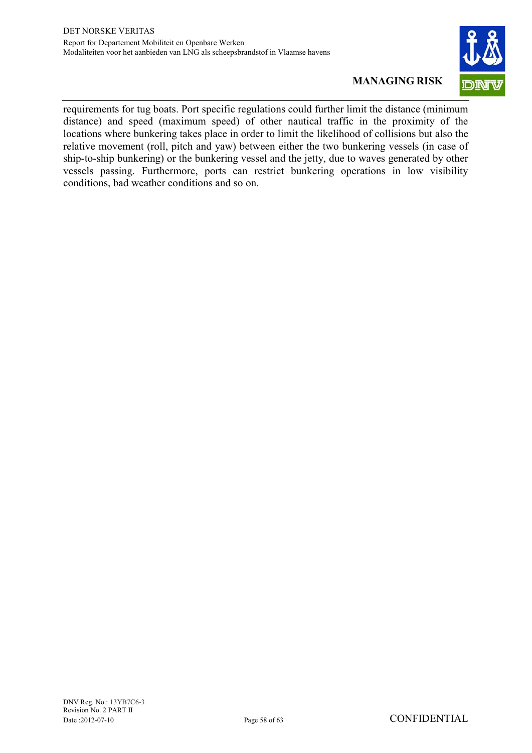requirements for tug boats. Port specific regulations could further limit the distance (minimum distance) and speed (maximum speed) of other nautical traffic in the proximity of the locations where bunkering takes place in order to limit the likelihood of collisions but also the relative movement (roll, pitch and yaw) between either the two bunkering vessels (in case of ship-to-ship bunkering) or the bunkering vessel and the jetty, due to waves generated by other vessels passing. Furthermore, ports can restrict bunkering operations in low visibility conditions, bad weather conditions and so on.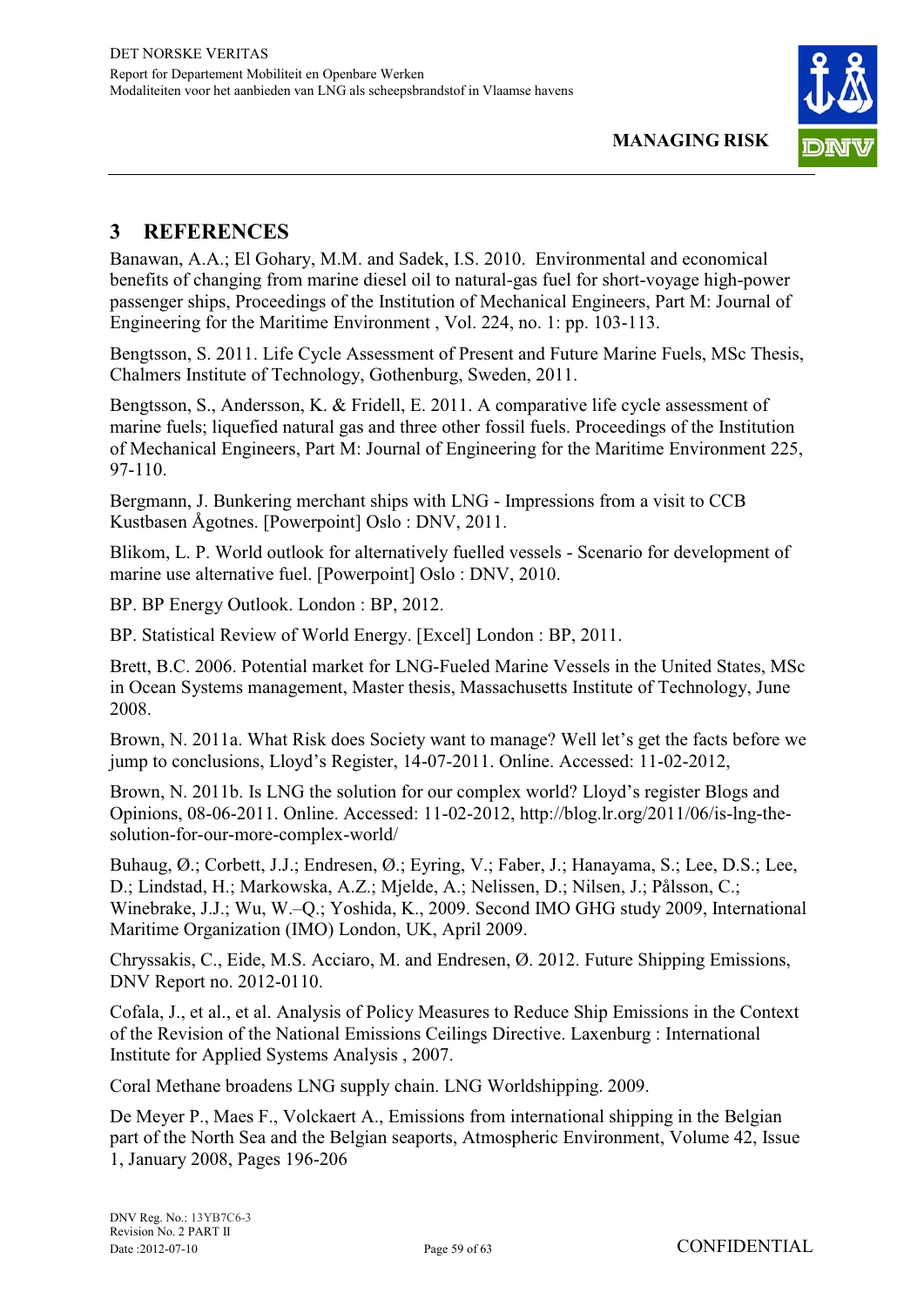# 3 REFERENCES

Banawan, A.A.; El Gohary, M.M. and Sadek, I.S. 2010. Environmental and economical benefits of changing from marine diesel oil to natural-gas fuel for short-voyage high-power passenger ships, Proceedings of the Institution of Mechanical Engineers, Part M: Journal of Engineering for the Maritime Environment , Vol. 224, no. 1: pp. 103-113.

Bengtsson, S. 2011. Life Cycle Assessment of Present and Future Marine Fuels, MSc Thesis, Chalmers Institute of Technology, Gothenburg, Sweden, 2011.

Bengtsson, S., Andersson, K. & Fridell, E. 2011. A comparative life cycle assessment of marine fuels; liquefied natural gas and three other fossil fuels. Proceedings of the Institution of Mechanical Engineers, Part M: Journal of Engineering for the Maritime Environment 225, 97-110.

Bergmann, J. Bunkering merchant ships with LNG - Impressions from a visit to CCB Kustbasen Ågotnes. [Powerpoint] Oslo : DNV, 2011.

Blikom, L. P. World outlook for alternatively fuelled vessels - Scenario for development of marine use alternative fuel. [Powerpoint] Oslo : DNV, 2010.

BP. BP Energy Outlook. London : BP, 2012.

BP. Statistical Review of World Energy. [Excel] London : BP, 2011.

Brett, B.C. 2006. Potential market for LNG-Fueled Marine Vessels in the United States, MSc in Ocean Systems management, Master thesis, Massachusetts Institute of Technology, June 2008.

Brown, N. 2011a. What Risk does Society want to manage? Well let's get the facts before we jump to conclusions, Lloyd's Register, 14-07-2011. Online. Accessed: 11-02-2012,

Brown, N. 2011b. Is LNG the solution for our complex world? Lloyd's register Blogs and Opinions, 08-06-2011. Online. Accessed: 11-02-2012, http://blog.lr.org/2011/06/is-lng-the-solution-for-our-more-complex-world/

Buhaug, Ø.; Corbett, J.J.; Endresen, Ø.; Eyring, V.; Faber, J.; Hanayama, S.; Lee, D.S.; Lee, D.; Lindstad, H.; Markowska, A.Z.; Mjelde, A.; Nelissen, D.; Nilsen, J.; Pålsson, C.; Winebrake, J.J.; Wu, W.–Q.; Yoshida, K., 2009. Second IMO GHG study 2009, International Maritime Organization (IMO) London, UK, April 2009.

Chryssakis, C., Eide, M.S. Acciaro, M. and Endresen, Ø. 2012. Future Shipping Emissions, DNV Report no. 2012-0110.

Cofala, J., et al., et al. Analysis of Policy Measures to Reduce Ship Emissions in the Context of the Revision of the National Emissions Ceilings Directive. Laxenburg : International Institute for Applied Systems Analysis , 2007.

Coral Methane broadens LNG supply chain. LNG Worldshipping. 2009.

De Meyer P., Maes F., Volckaert A., Emissions from international shipping in the Belgian part of the North Sea and the Belgian seaports, Atmospheric Environment, Volume 42, Issue 1, January 2008, Pages 196-206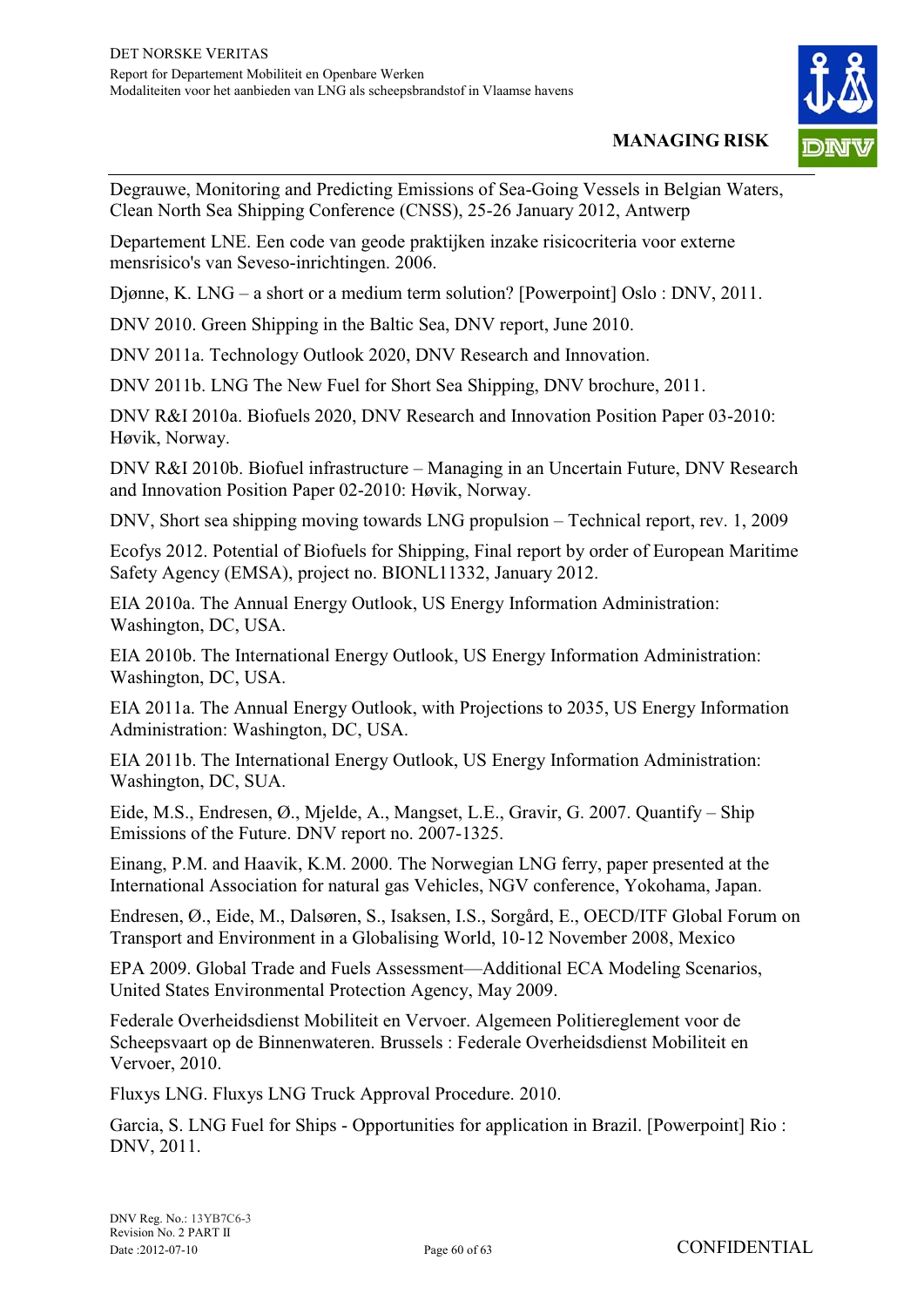Degrauwe, Monitoring and Predicting Emissions of Sea-Going Vessels in Belgian Waters, Clean North Sea Shipping Conference (CNSS), 25-26 January 2012, Antwerp

Departement LNE. Een code van geode praktijken inzake risicocriteria voor externe mensrisico's van Seveso-inrichtingen. 2006.

Djønne, K. LNG – a short or a medium term solution? [Powerpoint] Oslo : DNV, 2011.

DNV 2010. Green Shipping in the Baltic Sea, DNV report, June 2010.

DNV 2011a. Technology Outlook 2020, DNV Research and Innovation.

DNV 2011b. LNG The New Fuel for Short Sea Shipping, DNV brochure, 2011.

DNV R&I 2010a. Biofuels 2020, DNV Research and Innovation Position Paper 03-2010: Høvik, Norway.

DNV R&I 2010b. Biofuel infrastructure – Managing in an Uncertain Future, DNV Research and Innovation Position Paper 02-2010: Høvik, Norway.

DNV, Short sea shipping moving towards LNG propulsion – Technical report, rev. 1, 2009

Ecofys 2012. Potential of Biofuels for Shipping, Final report by order of European Maritime Safety Agency (EMSA), project no. BIONL11332, January 2012.

EIA 2010a. The Annual Energy Outlook, US Energy Information Administration: Washington, DC, USA.

EIA 2010b. The International Energy Outlook, US Energy Information Administration: Washington, DC, USA.

EIA 2011a. The Annual Energy Outlook, with Projections to 2035, US Energy Information Administration: Washington, DC, USA.

EIA 2011b. The International Energy Outlook, US Energy Information Administration: Washington, DC, SUA.

Eide, M.S., Endresen, Ø., Mjelde, A., Mangset, L.E., Gravir, G. 2007. Quantify – Ship Emissions of the Future. DNV report no. 2007-1325.

Einang, P.M. and Haavik, K.M. 2000. The Norwegian LNG ferry, paper presented at the International Association for natural gas Vehicles, NGV conference, Yokohama, Japan.

Endresen, Ø., Eide, M., Dalsøren, S., Isaksen, I.S., Sorgård, E., OECD/ITF Global Forum on Transport and Environment in a Globalising World, 10-12 November 2008, Mexico

EPA 2009. Global Trade and Fuels Assessment—Additional ECA Modeling Scenarios, United States Environmental Protection Agency, May 2009.

Federale Overheidsdienst Mobiliteit en Vervoer. Algemeen Politiereglement voor de Scheepsvaart op de Binnenwateren. Brussels : Federale Overheidsdienst Mobiliteit en Vervoer, 2010.

Fluxys LNG. Fluxys LNG Truck Approval Procedure. 2010.

Garcia, S. LNG Fuel for Ships - Opportunities for application in Brazil. [Powerpoint] Rio : DNV, 2011.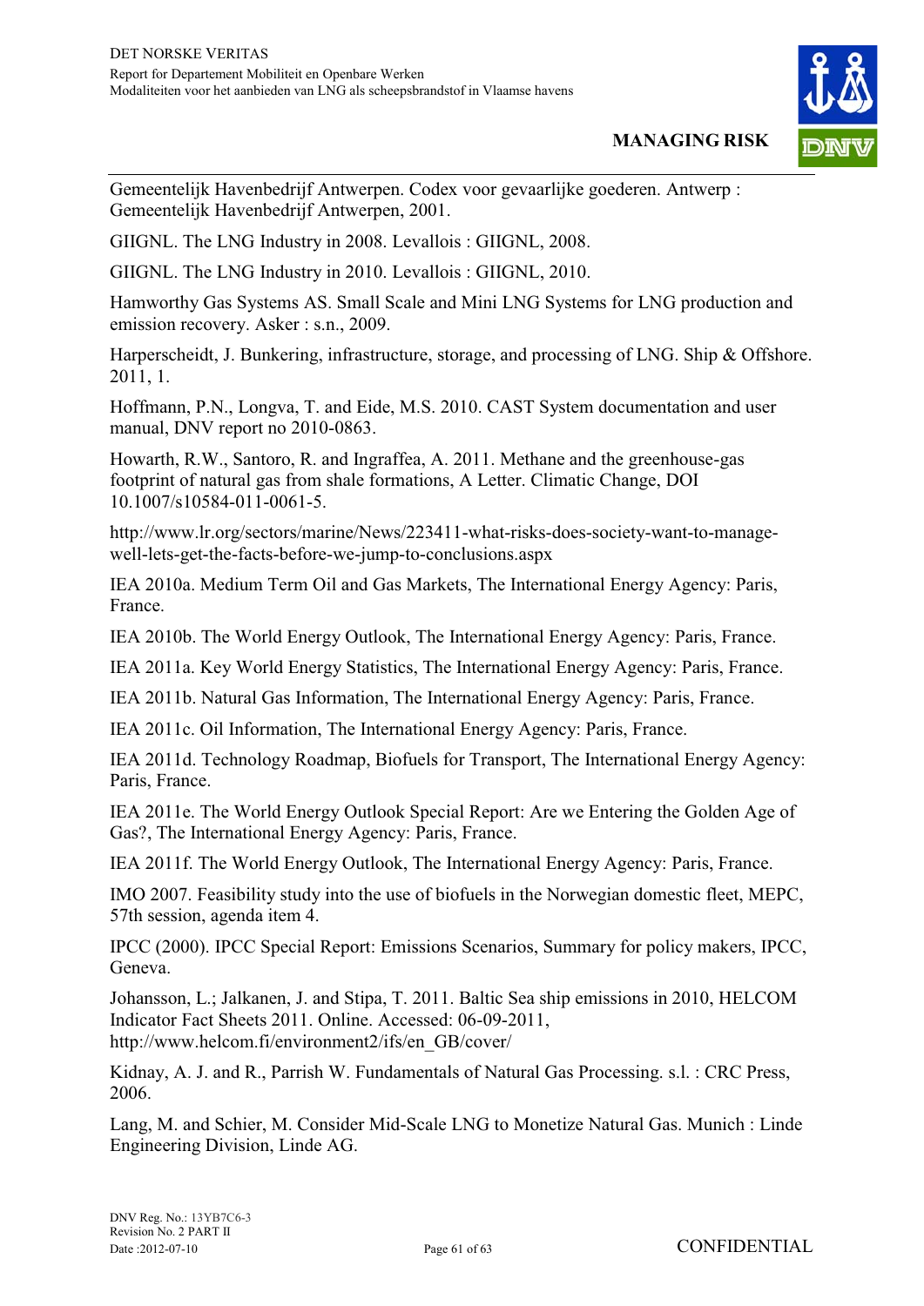Gemeentelijk Havenbedrijf Antwerpen. Codex voor gevaarlijke goederen. Antwerp : Gemeentelijk Havenbedrijf Antwerpen, 2001.

GIIGNL. The LNG Industry in 2008. Levallois : GIIGNL, 2008.

GIIGNL. The LNG Industry in 2010. Levallois : GIIGNL, 2010.

Hamworthy Gas Systems AS. Small Scale and Mini LNG Systems for LNG production and emission recovery. Asker : s.n., 2009.

Harperscheidt, J. Bunkering, infrastructure, storage, and processing of LNG. Ship & Offshore. 2011, 1.

Hoffmann, P.N., Longva, T. and Eide, M.S. 2010. CAST System documentation and user manual, DNV report no 2010-0863.

Howarth, R.W., Santoro, R. and Ingraffea, A. 2011. Methane and the greenhouse-gas footprint of natural gas from shale formations, A Letter. Climatic Change, DOI 10.1007/s10584-011-0061-5.

http://www.lr.org/sectors/marine/News/223411-what-risks-does-society-want-to-manage-well-lets-get-the-facts-before-we-jump-to-conclusions.aspx

IEA 2010a. Medium Term Oil and Gas Markets, The International Energy Agency: Paris, France.

IEA 2010b. The World Energy Outlook, The International Energy Agency: Paris, France.

IEA 2011a. Key World Energy Statistics, The International Energy Agency: Paris, France.

IEA 2011b. Natural Gas Information, The International Energy Agency: Paris, France.

IEA 2011c. Oil Information, The International Energy Agency: Paris, France.

IEA 2011d. Technology Roadmap, Biofuels for Transport, The International Energy Agency: Paris, France.

IEA 2011e. The World Energy Outlook Special Report: Are we Entering the Golden Age of Gas?, The International Energy Agency: Paris, France.

IEA 2011f. The World Energy Outlook, The International Energy Agency: Paris, France.

IMO 2007. Feasibility study into the use of biofuels in the Norwegian domestic fleet, MEPC, 57th session, agenda item 4.

IPCC (2000). IPCC Special Report: Emissions Scenarios, Summary for policy makers, IPCC, Geneva.

Johansson, L.; Jalkanen, J. and Stipa, T. 2011. Baltic Sea ship emissions in 2010, HELCOM Indicator Fact Sheets 2011. Online. Accessed: 06-09-2011, http://www.helcom.fi/environment2/ifs/en_GB/cover/

Kidnay, A. J. and R., Parrish W. Fundamentals of Natural Gas Processing. s.l. : CRC Press, 2006.

Lang, M. and Schier, M. Consider Mid-Scale LNG to Monetize Natural Gas. Munich : Linde Engineering Division, Linde AG.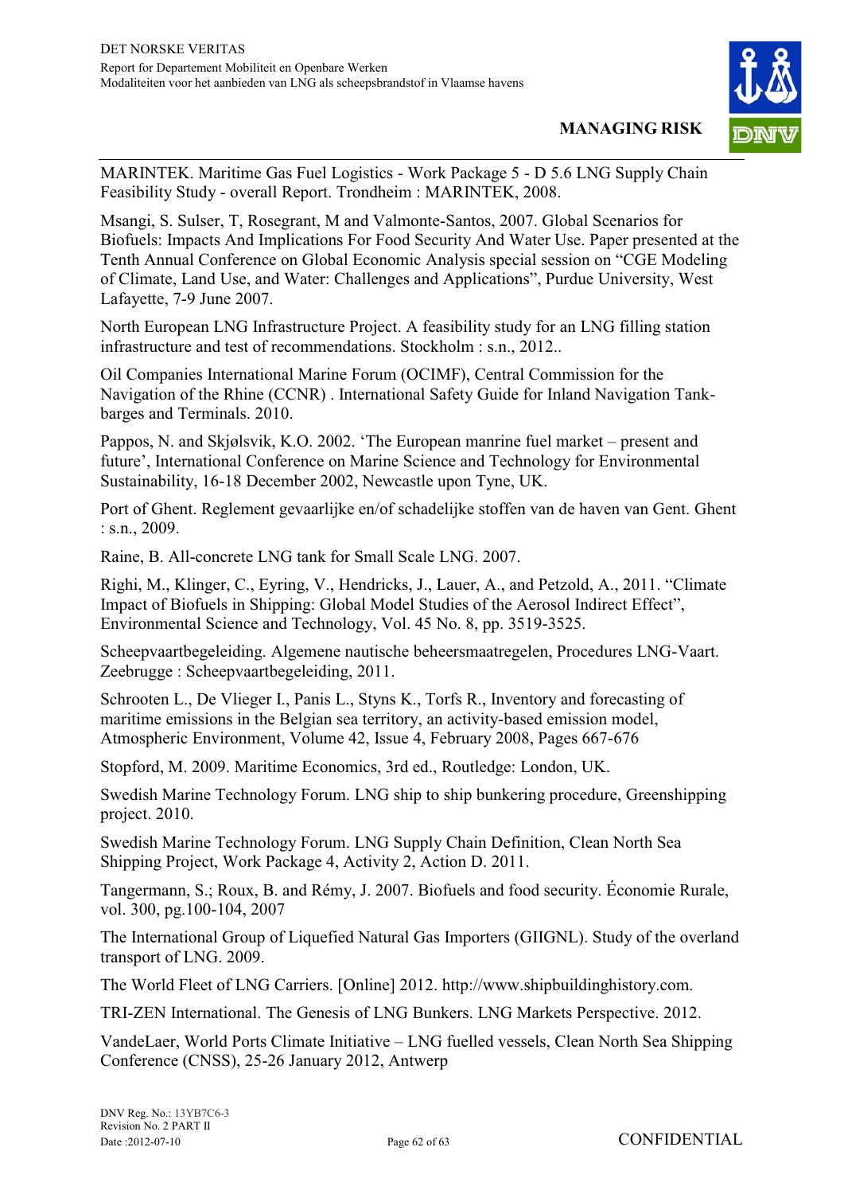MARINTEK. Maritime Gas Fuel Logistics - Work Package 5 - D 5.6 LNG Supply Chain Feasibility Study - overall Report. Trondheim : MARINTEK, 2008.

Msangi, S. Sulser, T, Rosegrant, M and Valmonte-Santos, 2007. Global Scenarios for Biofuels: Impacts And Implications For Food Security And Water Use. Paper presented at the Tenth Annual Conference on Global Economic Analysis special session on "CGE Modeling of Climate, Land Use, and Water: Challenges and Applications", Purdue University, West Lafayette, 7-9 June 2007.

North European LNG Infrastructure Project. A feasibility study for an LNG filling station infrastructure and test of recommendations. Stockholm : s.n., 2012..

Oil Companies International Marine Forum (OCIMF), Central Commission for the Navigation of the Rhine (CCNR) . International Safety Guide for Inland Navigation Tank-barges and Terminals. 2010.

Pappos, N. and Skjølsvik, K.O. 2002. 'The European manrine fuel market – present and future', International Conference on Marine Science and Technology for Environmental Sustainability, 16-18 December 2002, Newcastle upon Tyne, UK.

Port of Ghent. Reglement gevaarlijke en/of schadelijke stoffen van de haven van Gent. Ghent : s.n., 2009.

Raine, B. All-concrete LNG tank for Small Scale LNG. 2007.

Righi, M., Klinger, C., Eyring, V., Hendricks, J., Lauer, A., and Petzold, A., 2011. "Climate Impact of Biofuels in Shipping: Global Model Studies of the Aerosol Indirect Effect", Environmental Science and Technology, Vol. 45 No. 8, pp. 3519-3525.

Scheepvaartbegeleiding. Algemene nautische beheersmaatregelen, Procedures LNG-Vaart. Zeebrugge : Scheepvaartbegeleiding, 2011.

Schrooten L., De Vlieger I., Panis L., Styns K., Torfs R., Inventory and forecasting of maritime emissions in the Belgian sea territory, an activity-based emission model, Atmospheric Environment, Volume 42, Issue 4, February 2008, Pages 667-676

Stopford, M. 2009. Maritime Economics, 3rd ed., Routledge: London, UK.

Swedish Marine Technology Forum. LNG ship to ship bunkering procedure, Greenshipping project. 2010.

Swedish Marine Technology Forum. LNG Supply Chain Definition, Clean North Sea Shipping Project, Work Package 4, Activity 2, Action D. 2011.

Tangermann, S.; Roux, B. and Rémy, J. 2007. Biofuels and food security. Économie Rurale, vol. 300, pg.100-104, 2007

The International Group of Liquefied Natural Gas Importers (GIIGNL). Study of the overland transport of LNG. 2009.

The World Fleet of LNG Carriers. [Online] 2012. http://www.shipbuildinghistory.com.

TRI-ZEN International. The Genesis of LNG Bunkers. LNG Markets Perspective. 2012.

VandeLaer, World Ports Climate Initiative – LNG fuelled vessels, Clean North Sea Shipping Conference (CNSS), 25-26 January 2012, Antwerp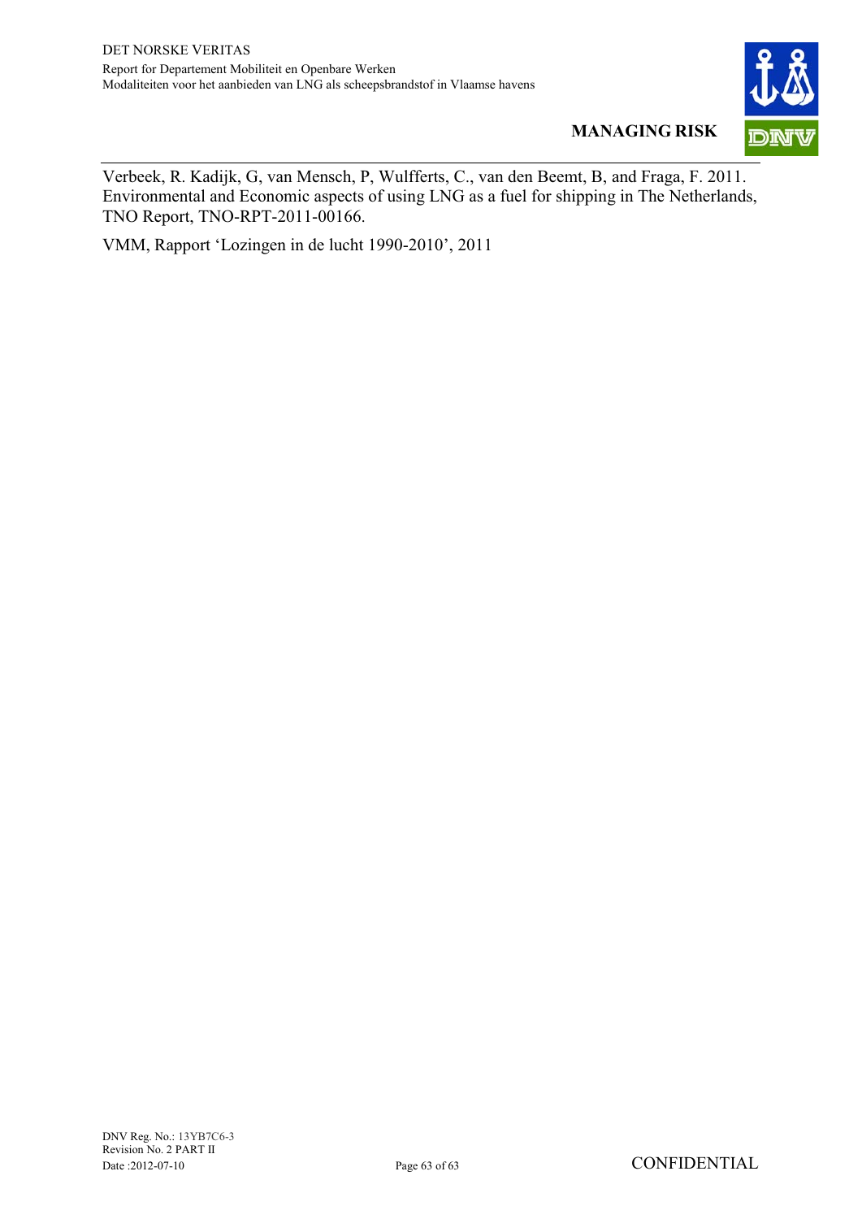Verbeek, R. Kadijk, G, van Mensch, P, Wulfferts, C., van den Beemt, B, and Fraga, F. 2011. Environmental and Economic aspects of using LNG as a fuel for shipping in The Netherlands, TNO Report, TNO-RPT-2011-00166.

VMM, Rapport 'Lozingen in de lucht 1990-2010', 2011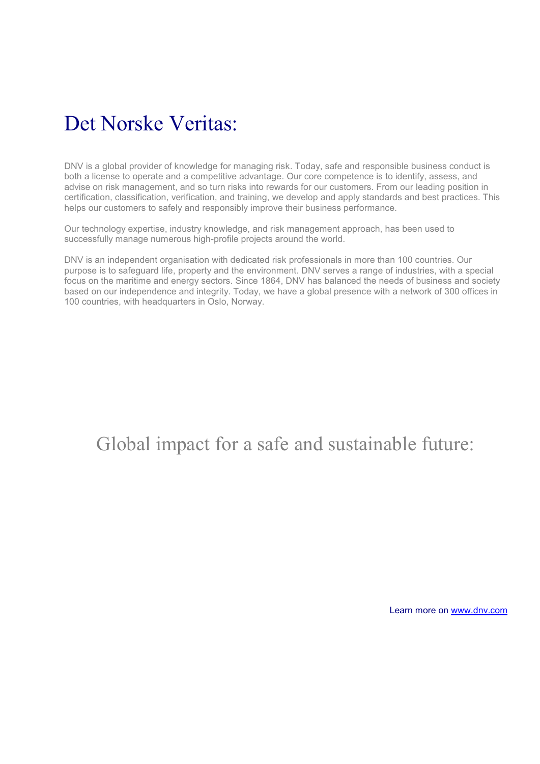# Det Norske Veritas:

DNV is a global provider of knowledge for managing risk. Today, safe and responsible business conduct is both a license to operate and a competitive advantage. Our core competence is to identify, assess, and advise on risk management, and so turn risks into rewards for our customers. From our leading position in certification, classification, verification, and training, we develop and apply standards and best practices. This helps our customers to safely and responsibly improve their business performance.

Our technology expertise, industry knowledge, and risk management approach, has been used to successfully manage numerous high-profile projects around the world.

DNV is an independent organisation with dedicated risk professionals in more than 100 countries. Our purpose is to safeguard life, property and the environment. DNV serves a range of industries, with a special focus on the maritime and energy sectors. Since 1864, DNV has balanced the needs of business and society based on our independence and integrity. Today, we have a global presence with a network of 300 offices in 100 countries, with headquarters in Oslo, Norway.

## Global impact for a safe and sustainable future:

Learn more on [www.dnv.com](http://www.dnv.com)